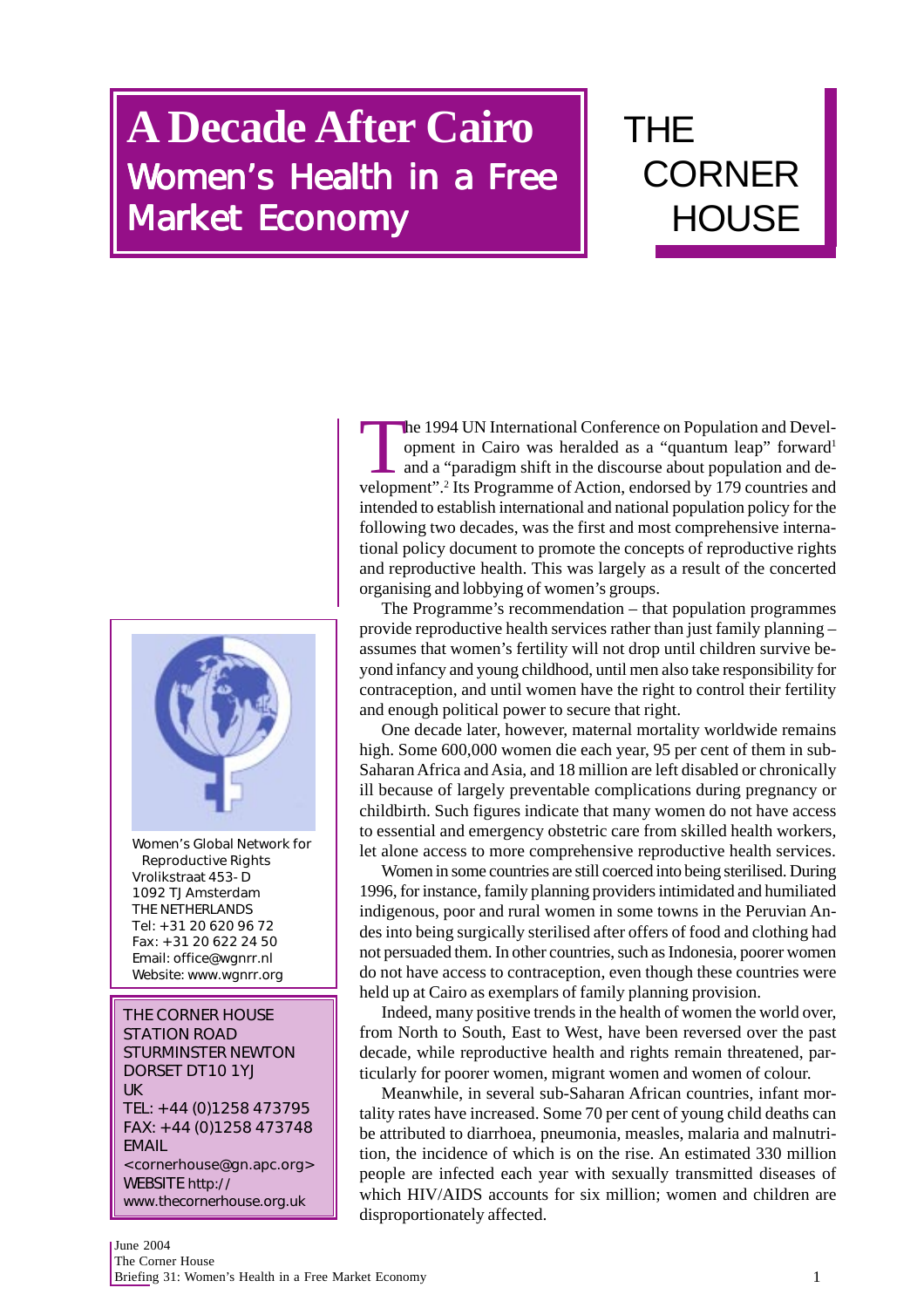# A Decade After Cairo

## Women's Health in a Free Market Economy

THE CORNER HOUSE

The 1994 UN International Conference on Population and Development in Cairo was heralded as a "quantum leap" forward[1] and a "paradigm shift in the discourse about population and development".[2] Its Programme of Action, endorsed by 179 countries and intended to establish international and national population policy for the following two decades, was the first and most comprehensive international policy document to promote the concepts of reproductive rights and reproductive health. This was largely as a result of the concerted organising and lobbying of women's groups.

The Programme's recommendation – that population programmes provide reproductive health services rather than just family planning – assumes that women's fertility will not drop until children survive beyond infancy and young childhood, until men also take responsibility for contraception, and until women have the right to control their fertility and enough political power to secure that right.

One decade later, however, maternal mortality worldwide remains high. Some 600,000 women die each year, 95 per cent of them in sub-Saharan Africa and Asia, and 18 million are left disabled or chronically ill because of largely preventable complications during pregnancy or childbirth. Such figures indicate that many women do not have access to essential and emergency obstetric care from skilled health workers, let alone access to more comprehensive reproductive health services.

Women in some countries are still coerced into being sterilised. During 1996, for instance, family planning providers intimidated and humiliated indigenous, poor and rural women in some towns in the Peruvian Andes into being surgically sterilised after offers of food and clothing had not persuaded them. In other countries, such as Indonesia, poorer women do not have access to contraception, even though these countries were held up at Cairo as exemplars of family planning provision.

Indeed, many positive trends in the health of women the world over, from North to South, East to West, have been reversed over the past decade, while reproductive health and rights remain threatened, particularly for poorer women, migrant women and women of colour.

Meanwhile, in several sub-Saharan African countries, infant mortality rates have increased. Some 70 per cent of young child deaths can be attributed to diarrhoea, pneumonia, measles, malaria and malnutrition, the incidence of which is on the rise. An estimated 330 million people are infected each year with sexually transmitted diseases of which HIV/AIDS accounts for six million; women and children are disproportionately affected.

Women's Global Network for Reproductive Rights
Vrolikstraat 453- D
1092 TJ Amsterdam
THE NETHERLANDS
Tel: +31 20 620 96 72
Fax: +31 20 622 24 50
Email: office@wgnrr.nl
Website: www.wgnrr.org

THE CORNER HOUSE
STATION ROAD
STURMINSTER NEWTON
DORSET DT10 1YJ
UK
TEL: +44 (0)1258 473795
FAX: +44 (0)1258 473748
EMAIL <cornerhouse@gn.apc.org>
WEBSITE http://www.thecornerhouse.org.uk

June 2004
The Corner House
Briefing 31: Women's Health in a Free Market Economy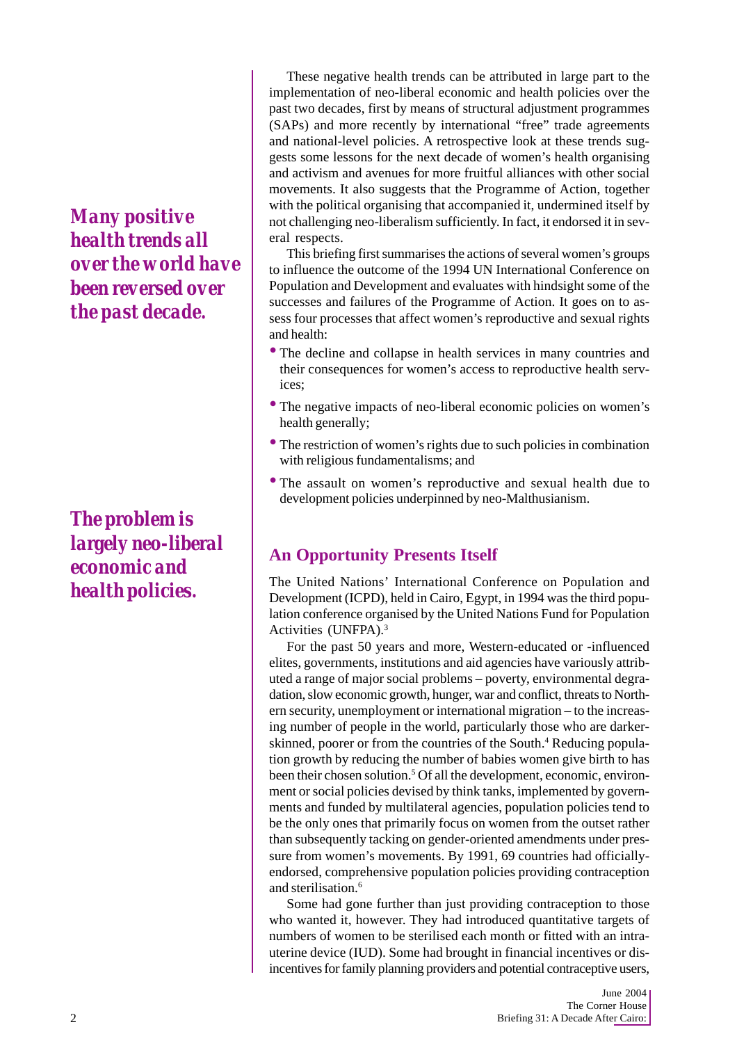*Many positive health trends all over the world have been reversed over the past decade.*

*The problem is largely neo-liberal economic and health policies.*

These negative health trends can be attributed in large part to the implementation of neo-liberal economic and health policies over the past two decades, first by means of structural adjustment programmes (SAPs) and more recently by international "free" trade agreements and national-level policies. A retrospective look at these trends suggests some lessons for the next decade of women's health organising and activism and avenues for more fruitful alliances with other social movements. It also suggests that the Programme of Action, together with the political organising that accompanied it, undermined itself by not challenging neo-liberalism sufficiently. In fact, it endorsed it in several respects.

This briefing first summarises the actions of several women's groups to influence the outcome of the 1994 UN International Conference on Population and Development and evaluates with hindsight some of the successes and failures of the Programme of Action. It goes on to assess four processes that affect women's reproductive and sexual rights and health:

- The decline and collapse in health services in many countries and their consequences for women's access to reproductive health services;
- The negative impacts of neo-liberal economic policies on women's health generally;
- The restriction of women's rights due to such policies in combination with religious fundamentalisms; and
- The assault on women's reproductive and sexual health due to development policies underpinned by neo-Malthusianism.

## An Opportunity Presents Itself

The United Nations' International Conference on Population and Development (ICPD), held in Cairo, Egypt, in 1994 was the third population conference organised by the United Nations Fund for Population Activities (UNFPA).[3]

For the past 50 years and more, Western-educated or -influenced elites, governments, institutions and aid agencies have variously attributed a range of major social problems – poverty, environmental degradation, slow economic growth, hunger, war and conflict, threats to Northern security, unemployment or international migration – to the increasing number of people in the world, particularly those who are darker-skinned, poorer or from the countries of the South.[4] Reducing population growth by reducing the number of babies women give birth to has been their chosen solution.[5] Of all the development, economic, environment or social policies devised by think tanks, implemented by governments and funded by multilateral agencies, population policies tend to be the only ones that primarily focus on women from the outset rather than subsequently tacking on gender-oriented amendments under pressure from women's movements. By 1991, 69 countries had officially-endorsed, comprehensive population policies providing contraception and sterilisation.[6]

Some had gone further than just providing contraception to those who wanted it, however. They had introduced quantitative targets of numbers of women to be sterilised each month or fitted with an intra-uterine device (IUD). Some had brought in financial incentives or disincentives for family planning providers and potential contraceptive users,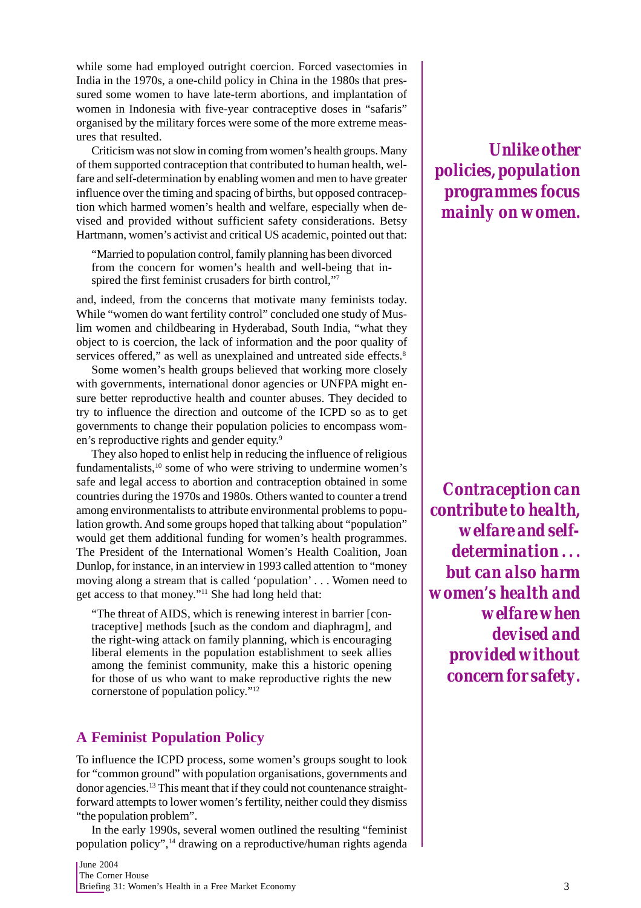while some had employed outright coercion. Forced vasectomies in India in the 1970s, a one-child policy in China in the 1980s that pressured some women to have late-term abortions, and implantation of women in Indonesia with five-year contraceptive doses in "safaris" organised by the military forces were some of the more extreme measures that resulted.

Criticism was not slow in coming from women's health groups. Many of them supported contraception that contributed to human health, welfare and self-determination by enabling women and men to have greater influence over the timing and spacing of births, but opposed contraception which harmed women's health and welfare, especially when devised and provided without sufficient safety considerations. Betsy Hartmann, women's activist and critical US academic, pointed out that:

> "Married to population control, family planning has been divorced from the concern for women's health and well-being that inspired the first feminist crusaders for birth control,"[7]

and, indeed, from the concerns that motivate many feminists today. While "women do want fertility control" concluded one study of Muslim women and childbearing in Hyderabad, South India, "what they object to is coercion, the lack of information and the poor quality of services offered," as well as unexplained and untreated side effects.[8]

Some women's health groups believed that working more closely with governments, international donor agencies or UNFPA might ensure better reproductive health and counter abuses. They decided to try to influence the direction and outcome of the ICPD so as to get governments to change their population policies to encompass women's reproductive rights and gender equity.[9]

They also hoped to enlist help in reducing the influence of religious fundamentalists,[10] some of who were striving to undermine women's safe and legal access to abortion and contraception obtained in some countries during the 1970s and 1980s. Others wanted to counter a trend among environmentalists to attribute environmental problems to population growth. And some groups hoped that talking about "population" would get them additional funding for women's health programmes. The President of the International Women's Health Coalition, Joan Dunlop, for instance, in an interview in 1993 called attention to "money moving along a stream that is called 'population' . . . Women need to get access to that money."[11] She had long held that:

> "The threat of AIDS, which is renewing interest in barrier [contraceptive] methods [such as the condom and diaphragm], and the right-wing attack on family planning, which is encouraging liberal elements in the population establishment to seek allies among the feminist community, make this a historic opening for those of us who want to make reproductive rights the new cornerstone of population policy."[12]

***Unlike other policies, population programmes focus mainly on women.***

***Contraception can contribute to health, welfare and self-determination . . . but can also harm women's health and welfare when devised and provided without concern for safety.***

## A Feminist Population Policy

To influence the ICPD process, some women's groups sought to look for "common ground" with population organisations, governments and donor agencies.[13] This meant that if they could not countenance straightforward attempts to lower women's fertility, neither could they dismiss "the population problem".

In the early 1990s, several women outlined the resulting "feminist population policy",[14] drawing on a reproductive/human rights agenda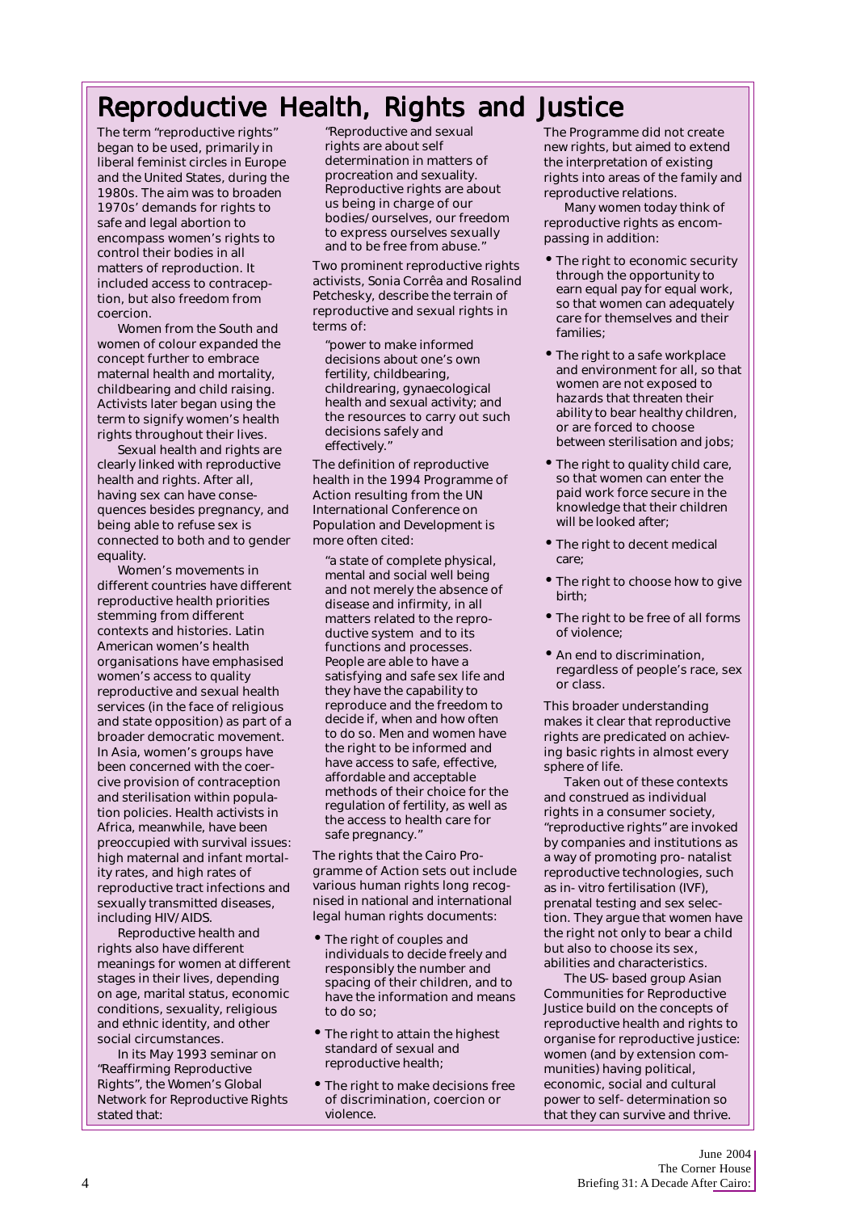# Reproductive Health, Rights and Justice

The term "reproductive rights" began to be used, primarily in liberal feminist circles in Europe and the United States, during the 1980s. The aim was to broaden 1970s' demands for rights to safe and legal abortion to encompass women's rights to control their bodies in all matters of reproduction. It included access to contraception, but also freedom from coercion.

Women from the South and women of colour expanded the concept further to embrace maternal health and mortality, childbearing and child raising. Activists later began using the term to signify women's health rights throughout their lives.

Sexual health and rights are clearly linked with reproductive health and rights. After all, having sex can have consequences besides pregnancy, and being able to refuse sex is connected to both and to gender equality.

Women's movements in different countries have different reproductive health priorities stemming from different contexts and histories. Latin American women's health organisations have emphasised women's access to quality reproductive and sexual health services (in the face of religious and state opposition) as part of a broader democratic movement. In Asia, women's groups have been concerned with the coercive provision of contraception and sterilisation within population policies. Health activists in Africa, meanwhile, have been preoccupied with survival issues: high maternal and infant mortality rates, and high rates of reproductive tract infections and sexually transmitted diseases, including HIV/AIDS.

Reproductive health and rights also have different meanings for women at different stages in their lives, depending on age, marital status, economic conditions, sexuality, religious and ethnic identity, and other social circumstances.

In its May 1993 seminar on "Reaffirming Reproductive Rights", the Women's Global Network for Reproductive Rights stated that:

> "Reproductive and sexual rights are about self determination in matters of procreation and sexuality. Reproductive rights are about us being in charge of our bodies/ourselves, our freedom to express ourselves sexually and to be free from abuse."

Two prominent reproductive rights activists, Sonia Corrêa and Rosalind Petchesky, describe the terrain of reproductive and sexual rights in terms of:

> "power to make informed decisions about one's own fertility, childbearing, childrearing, gynaecological health and sexual activity; and the resources to carry out such decisions safely and effectively."

The definition of reproductive health in the 1994 Programme of Action resulting from the UN International Conference on Population and Development is more often cited:

> "a state of complete physical, mental and social well being and not merely the absence of disease and infirmity, in all matters related to the reproductive system and to its functions and processes. People are able to have a satisfying and safe sex life and they have the capability to reproduce and the freedom to decide if, when and how often to do so. Men and women have the right to be informed and have access to safe, effective, affordable and acceptable methods of their choice for the regulation of fertility, as well as the access to health care for safe pregnancy."

The rights that the Cairo Programme of Action sets out include various human rights long recognised in national and international legal human rights documents:

- The right of couples and individuals to decide freely and responsibly the number and spacing of their children, and to have the information and means to do so;
- The right to attain the highest standard of sexual and reproductive health;
- The right to make decisions free of discrimination, coercion or violence.

The Programme did not create new rights, but aimed to extend the interpretation of existing rights into areas of the family and reproductive relations.

Many women today think of reproductive rights as encompassing in addition:

- The right to economic security through the opportunity to earn equal pay for equal work, so that women can adequately care for themselves and their families;
- The right to a safe workplace and environment for all, so that women are not exposed to hazards that threaten their ability to bear healthy children, or are forced to choose between sterilisation and jobs;
- The right to quality child care, so that women can enter the paid work force secure in the knowledge that their children will be looked after;
- The right to decent medical care;
- The right to choose how to give birth;
- The right to be free of all forms of violence;
- An end to discrimination, regardless of people's race, sex or class.

This broader understanding makes it clear that reproductive rights are predicated on achieving basic rights in almost every sphere of life.

Taken out of these contexts and construed as individual rights in a consumer society, "reproductive rights" are invoked by companies and institutions as a way of promoting pro-natalist reproductive technologies, such as in-vitro fertilisation (IVF), prenatal testing and sex selection. They argue that women have the right not only to bear a child but also to choose its sex, abilities and characteristics.

The US-based group Asian Communities for Reproductive Justice build on the concepts of reproductive health and rights to organise for reproductive justice: women (and by extension communities) having political, economic, social and cultural power to self-determination so that they can survive and thrive.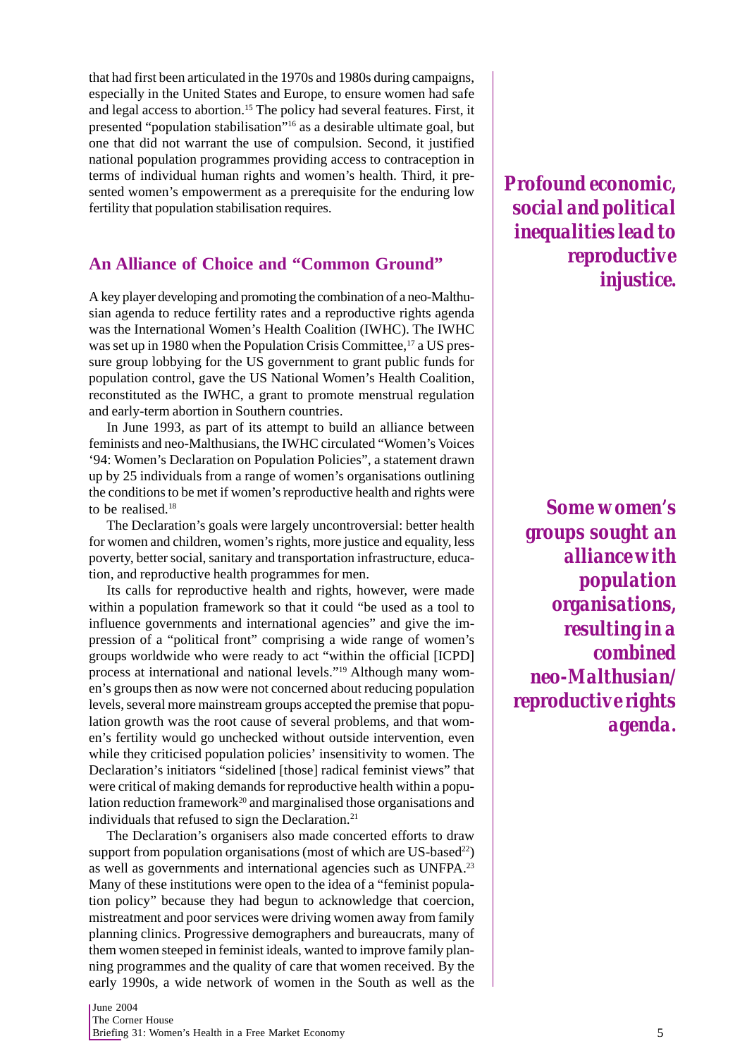that had first been articulated in the 1970s and 1980s during campaigns, especially in the United States and Europe, to ensure women had safe and legal access to abortion.[15] The policy had several features. First, it presented "population stabilisation"[16] as a desirable ultimate goal, but one that did not warrant the use of compulsion. Second, it justified national population programmes providing access to contraception in terms of individual human rights and women's health. Third, it presented women's empowerment as a prerequisite for the enduring low fertility that population stabilisation requires.

***Profound economic, social and political inequalities lead to reproductive injustice.***

## An Alliance of Choice and "Common Ground"

A key player developing and promoting the combination of a neo-Malthusian agenda to reduce fertility rates and a reproductive rights agenda was the International Women's Health Coalition (IWHC). The IWHC was set up in 1980 when the Population Crisis Committee,[17] a US pressure group lobbying for the US government to grant public funds for population control, gave the US National Women's Health Coalition, reconstituted as the IWHC, a grant to promote menstrual regulation and early-term abortion in Southern countries.

In June 1993, as part of its attempt to build an alliance between feminists and neo-Malthusians, the IWHC circulated "Women's Voices '94: Women's Declaration on Population Policies", a statement drawn up by 25 individuals from a range of women's organisations outlining the conditions to be met if women's reproductive health and rights were to be realised.[18]

The Declaration's goals were largely uncontroversial: better health for women and children, women's rights, more justice and equality, less poverty, better social, sanitary and transportation infrastructure, education, and reproductive health programmes for men.

Its calls for reproductive health and rights, however, were made within a population framework so that it could "be used as a tool to influence governments and international agencies" and give the impression of a "political front" comprising a wide range of women's groups worldwide who were ready to act "within the official [ICPD] process at international and national levels."[19] Although many women's groups then as now were not concerned about reducing population levels, several more mainstream groups accepted the premise that population growth was the root cause of several problems, and that women's fertility would go unchecked without outside intervention, even while they criticised population policies' insensitivity to women. The Declaration's initiators "sidelined [those] radical feminist views" that were critical of making demands for reproductive health within a population reduction framework[20] and marginalised those organisations and individuals that refused to sign the Declaration.[21]

***Some women's groups sought an alliance with population organisations, resulting in a combined neo-Malthusian/ reproductive rights agenda.***

The Declaration's organisers also made concerted efforts to draw support from population organisations (most of which are US-based[22]) as well as governments and international agencies such as UNFPA.[23] Many of these institutions were open to the idea of a "feminist population policy" because they had begun to acknowledge that coercion, mistreatment and poor services were driving women away from family planning clinics. Progressive demographers and bureaucrats, many of them women steeped in feminist ideals, wanted to improve family planning programmes and the quality of care that women received. By the early 1990s, a wide network of women in the South as well as the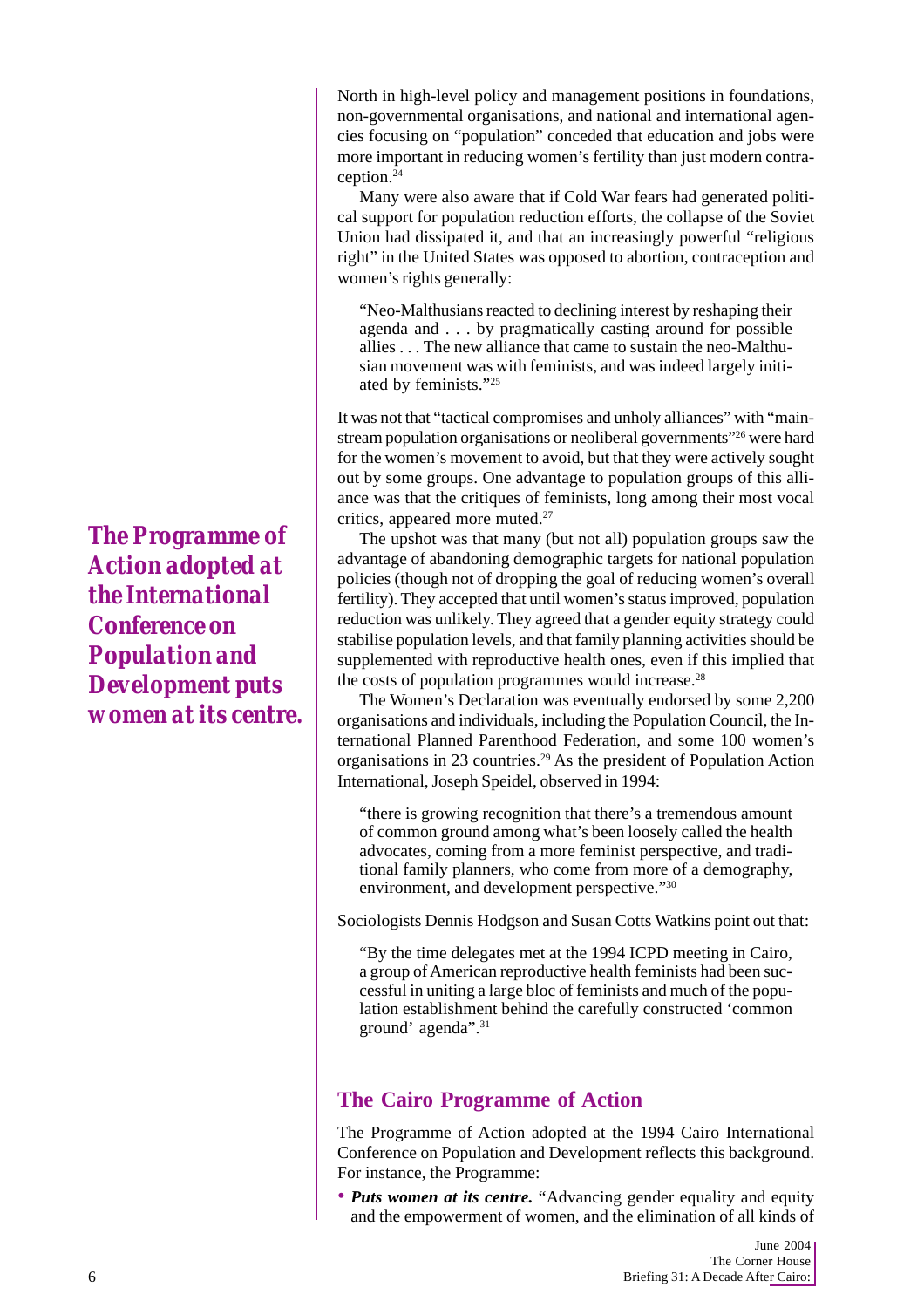North in high-level policy and management positions in foundations, non-governmental organisations, and national and international agencies focusing on "population" conceded that education and jobs were more important in reducing women's fertility than just modern contraception.[24]

Many were also aware that if Cold War fears had generated political support for population reduction efforts, the collapse of the Soviet Union had dissipated it, and that an increasingly powerful "religious right" in the United States was opposed to abortion, contraception and women's rights generally:

> "Neo-Malthusians reacted to declining interest by reshaping their agenda and . . . by pragmatically casting around for possible allies . . . The new alliance that came to sustain the neo-Malthusian movement was with feminists, and was indeed largely initiated by feminists."[25]

It was not that "tactical compromises and unholy alliances" with "mainstream population organisations or neoliberal governments"[26] were hard for the women's movement to avoid, but that they were actively sought out by some groups. One advantage to population groups of this alliance was that the critiques of feminists, long among their most vocal critics, appeared more muted.[27]

The upshot was that many (but not all) population groups saw the advantage of abandoning demographic targets for national population policies (though not of dropping the goal of reducing women's overall fertility). They accepted that until women's status improved, population reduction was unlikely. They agreed that a gender equity strategy could stabilise population levels, and that family planning activities should be supplemented with reproductive health ones, even if this implied that the costs of population programmes would increase.[28]

The Women's Declaration was eventually endorsed by some 2,200 organisations and individuals, including the Population Council, the International Planned Parenthood Federation, and some 100 women's organisations in 23 countries.[29] As the president of Population Action International, Joseph Speidel, observed in 1994:

> "there is growing recognition that there's a tremendous amount of common ground among what's been loosely called the health advocates, coming from a more feminist perspective, and traditional family planners, who come from more of a demography, environment, and development perspective."[30]

Sociologists Dennis Hodgson and Susan Cotts Watkins point out that:

> "By the time delegates met at the 1994 ICPD meeting in Cairo, a group of American reproductive health feminists had been successful in uniting a large bloc of feminists and much of the population establishment behind the carefully constructed 'common ground' agenda".[31]

***The Programme of Action adopted at the International Conference on Population and Development puts women at its centre.***

## The Cairo Programme of Action

The Programme of Action adopted at the 1994 Cairo International Conference on Population and Development reflects this background. For instance, the Programme:

- ***Puts women at its centre.*** "Advancing gender equality and equity and the empowerment of women, and the elimination of all kinds of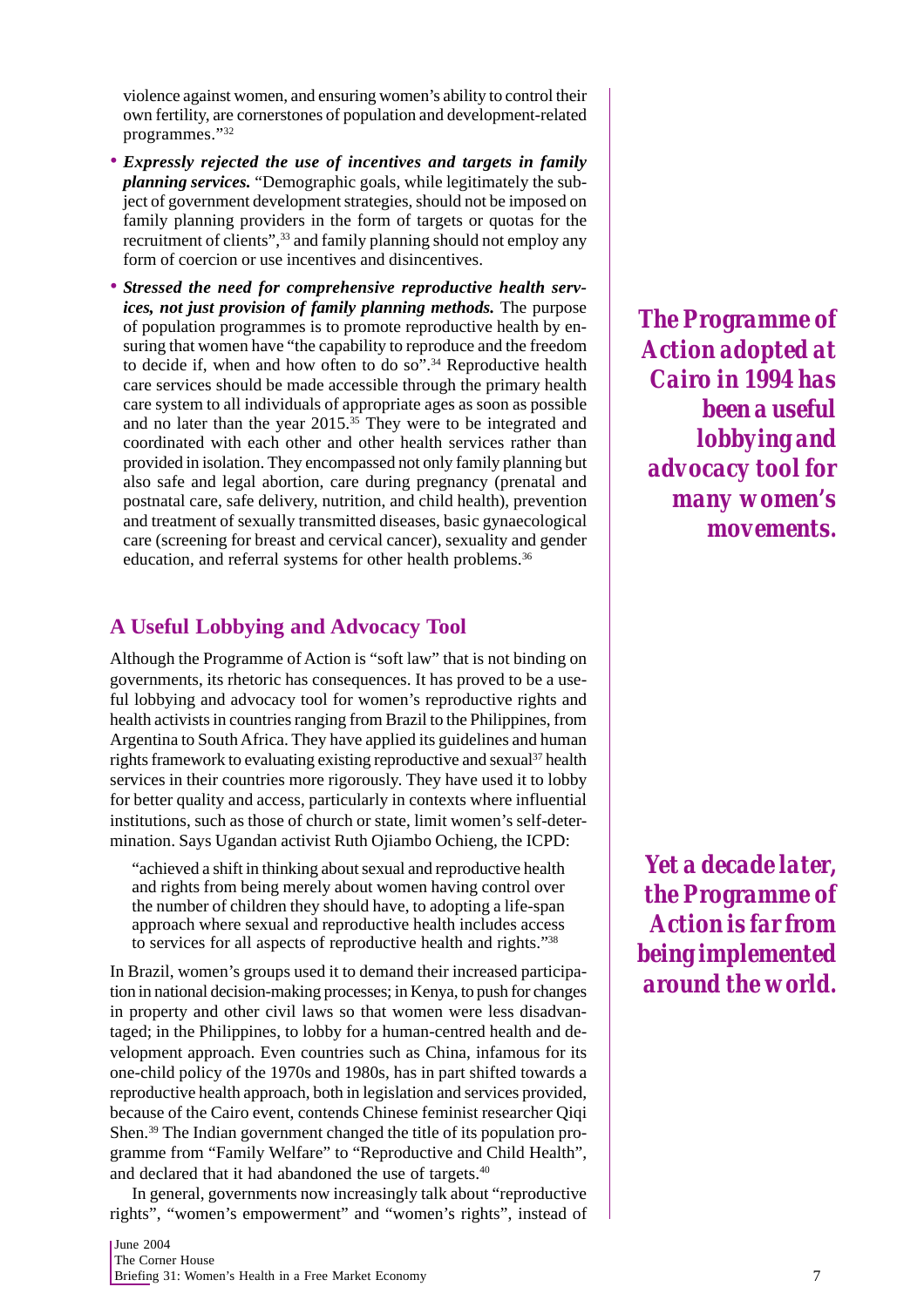violence against women, and ensuring women's ability to control their own fertility, are cornerstones of population and development-related programmes."[32]

- ***Expressly rejected the use of incentives and targets in family planning services.*** "Demographic goals, while legitimately the subject of government development strategies, should not be imposed on family planning providers in the form of targets or quotas for the recruitment of clients",[33] and family planning should not employ any form of coercion or use incentives and disincentives.
- ***Stressed the need for comprehensive reproductive health services, not just provision of family planning methods.*** The purpose of population programmes is to promote reproductive health by ensuring that women have "the capability to reproduce and the freedom to decide if, when and how often to do so".[34] Reproductive health care services should be made accessible through the primary health care system to all individuals of appropriate ages as soon as possible and no later than the year 2015.[35] They were to be integrated and coordinated with each other and other health services rather than provided in isolation. They encompassed not only family planning but also safe and legal abortion, care during pregnancy (prenatal and postnatal care, safe delivery, nutrition, and child health), prevention and treatment of sexually transmitted diseases, basic gynaecological care (screening for breast and cervical cancer), sexuality and gender education, and referral systems for other health problems.[36]

***The Programme of Action adopted at Cairo in 1994 has been a useful lobbying and advocacy tool for many women's movements.***

## A Useful Lobbying and Advocacy Tool

Although the Programme of Action is "soft law" that is not binding on governments, its rhetoric has consequences. It has proved to be a useful lobbying and advocacy tool for women's reproductive rights and health activists in countries ranging from Brazil to the Philippines, from Argentina to South Africa. They have applied its guidelines and human rights framework to evaluating existing reproductive and sexual[37] health services in their countries more rigorously. They have used it to lobby for better quality and access, particularly in contexts where influential institutions, such as those of church or state, limit women's self-determination. Says Ugandan activist Ruth Ojiambo Ochieng, the ICPD:

> "achieved a shift in thinking about sexual and reproductive health and rights from being merely about women having control over the number of children they should have, to adopting a life-span approach where sexual and reproductive health includes access to services for all aspects of reproductive health and rights."[38]

***Yet a decade later, the Programme of Action is far from being implemented around the world.***

In Brazil, women's groups used it to demand their increased participation in national decision-making processes; in Kenya, to push for changes in property and other civil laws so that women were less disadvantaged; in the Philippines, to lobby for a human-centred health and development approach. Even countries such as China, infamous for its one-child policy of the 1970s and 1980s, has in part shifted towards a reproductive health approach, both in legislation and services provided, because of the Cairo event, contends Chinese feminist researcher Qiqi Shen.[39] The Indian government changed the title of its population programme from "Family Welfare" to "Reproductive and Child Health", and declared that it had abandoned the use of targets.[40]

In general, governments now increasingly talk about "reproductive rights", "women's empowerment" and "women's rights", instead of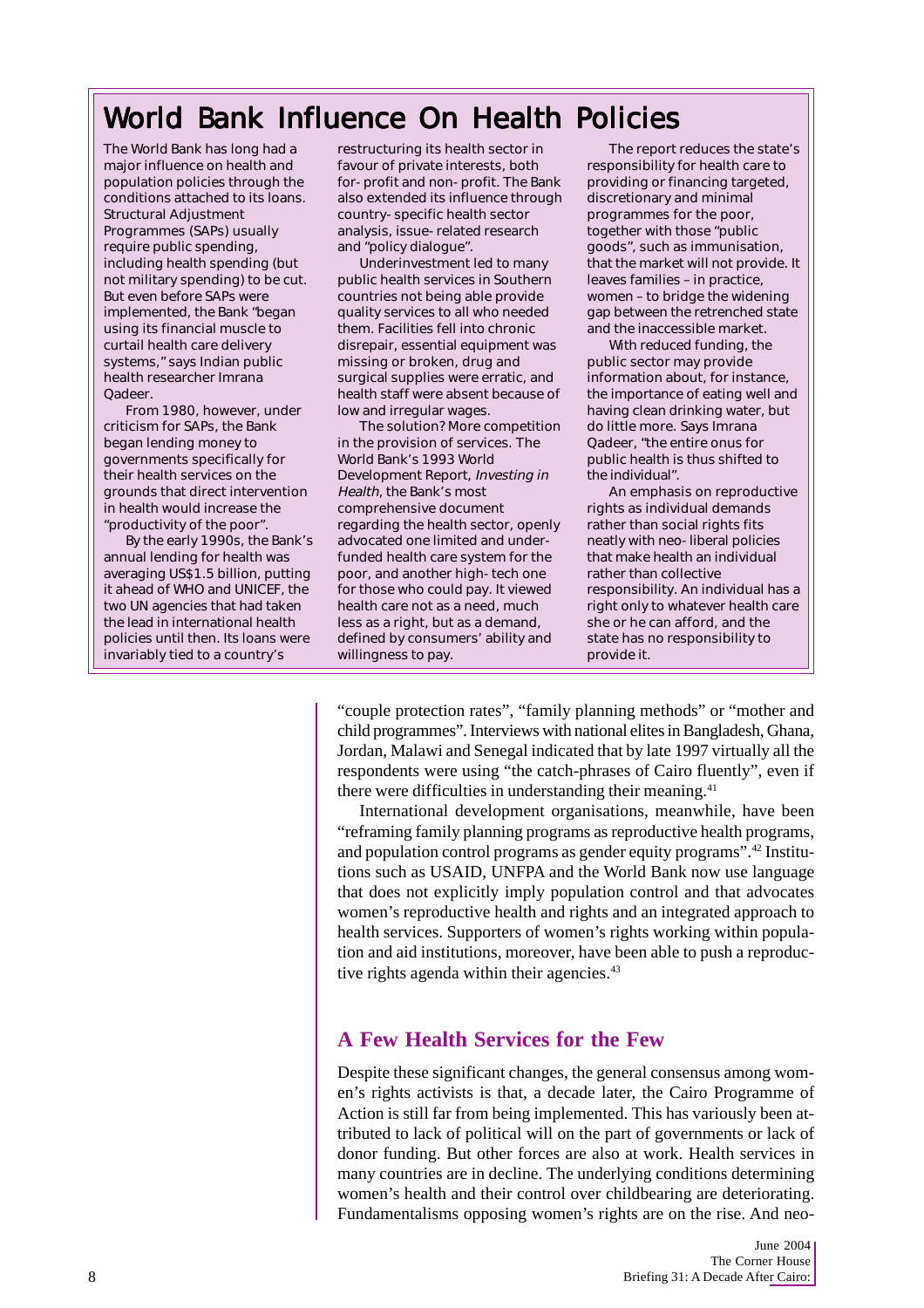## World Bank Influence On Health Policies

The World Bank has long had a major influence on health and population policies through the conditions attached to its loans. Structural Adjustment Programmes (SAPs) usually require public spending, including health spending (but not military spending) to be cut. But even before SAPs were implemented, the Bank "began using its financial muscle to curtail health care delivery systems," says Indian public health researcher Imrana Qadeer.

From 1980, however, under criticism for SAPs, the Bank began lending money to governments specifically for their health services on the grounds that direct intervention in health would increase the "productivity of the poor".

By the early 1990s, the Bank's annual lending for health was averaging US$1.5 billion, putting it ahead of WHO and UNICEF, the two UN agencies that had taken the lead in international health policies until then. Its loans were invariably tied to a country's restructuring its health sector in favour of private interests, both for- profit and non- profit. The Bank also extended its influence through country- specific health sector analysis, issue- related research and "policy dialogue".

Underinvestment led to many public health services in Southern countries not being able provide quality services to all who needed them. Facilities fell into chronic disrepair, essential equipment was missing or broken, drug and surgical supplies were erratic, and health staff were absent because of low and irregular wages.

The solution? More competition in the provision of services. The World Bank's 1993 World Development Report, *Investing in Health*, the Bank's most comprehensive document regarding the health sector, openly advocated one limited and under-funded health care system for the poor, and another high- tech one for those who could pay. It viewed health care not as a need, much less as a right, but as a demand, defined by consumers' ability and willingness to pay.

The report reduces the state's responsibility for health care to providing or financing targeted, discretionary and minimal programmes for the poor, together with those "public goods", such as immunisation, that the market will not provide. It leaves families – in practice, women – to bridge the widening gap between the retrenched state and the inaccessible market.

With reduced funding, the public sector may provide information about, for instance, the importance of eating well and having clean drinking water, but do little more. Says Imrana Qadeer, "the entire onus for public health is thus shifted to the individual".

An emphasis on reproductive rights as individual demands rather than social rights fits neatly with neo- liberal policies that make health an individual rather than collective responsibility. An individual has a right only to whatever health care she or he can afford, and the state has no responsibility to provide it.

"couple protection rates", "family planning methods" or "mother and child programmes". Interviews with national elites in Bangladesh, Ghana, Jordan, Malawi and Senegal indicated that by late 1997 virtually all the respondents were using "the catch-phrases of Cairo fluently", even if there were difficulties in understanding their meaning.[41]

International development organisations, meanwhile, have been "reframing family planning programs as reproductive health programs, and population control programs as gender equity programs".[42] Institutions such as USAID, UNFPA and the World Bank now use language that does not explicitly imply population control and that advocates women's reproductive health and rights and an integrated approach to health services. Supporters of women's rights working within population and aid institutions, moreover, have been able to push a reproductive rights agenda within their agencies.[43]

## A Few Health Services for the Few

Despite these significant changes, the general consensus among women's rights activists is that, a decade later, the Cairo Programme of Action is still far from being implemented. This has variously been attributed to lack of political will on the part of governments or lack of donor funding. But other forces are also at work. Health services in many countries are in decline. The underlying conditions determining women's health and their control over childbearing are deteriorating. Fundamentalisms opposing women's rights are on the rise. And neo-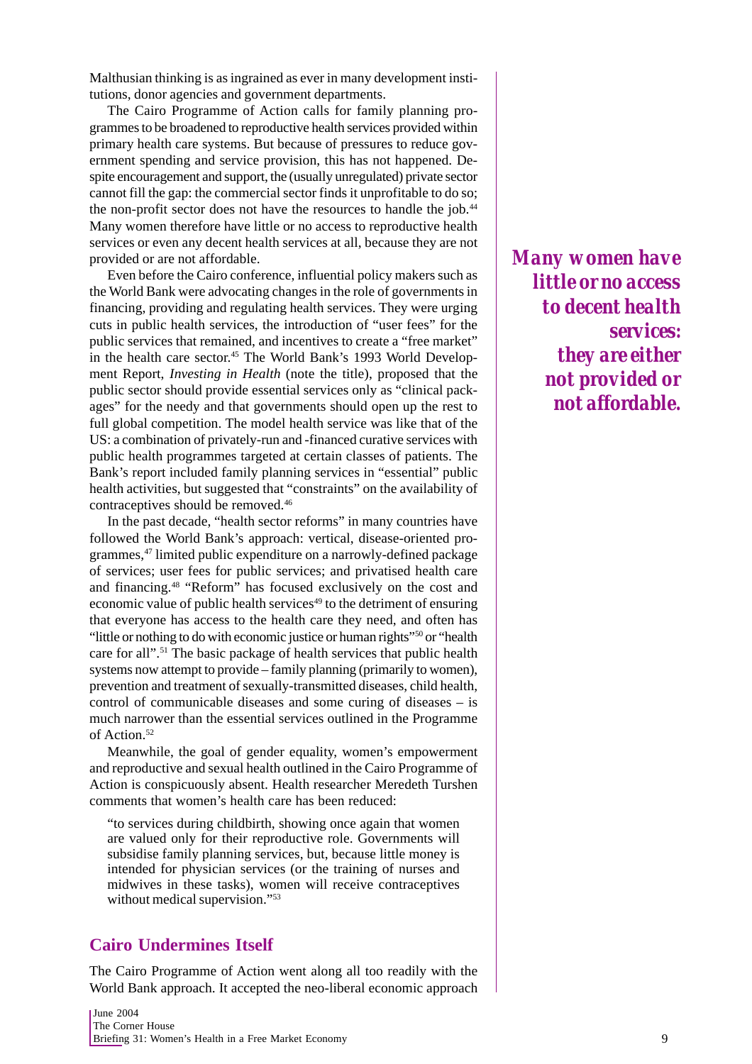Malthusian thinking is as ingrained as ever in many development institutions, donor agencies and government departments.

The Cairo Programme of Action calls for family planning programmes to be broadened to reproductive health services provided within primary health care systems. But because of pressures to reduce government spending and service provision, this has not happened. Despite encouragement and support, the (usually unregulated) private sector cannot fill the gap: the commercial sector finds it unprofitable to do so; the non-profit sector does not have the resources to handle the job.[44] Many women therefore have little or no access to reproductive health services or even any decent health services at all, because they are not provided or are not affordable.

***Many women have little or no access to decent health services: they are either not provided or not affordable.***

Even before the Cairo conference, influential policy makers such as the World Bank were advocating changes in the role of governments in financing, providing and regulating health services. They were urging cuts in public health services, the introduction of "user fees" for the public services that remained, and incentives to create a "free market" in the health care sector.[45] The World Bank's 1993 World Development Report, *Investing in Health* (note the title), proposed that the public sector should provide essential services only as "clinical packages" for the needy and that governments should open up the rest to full global competition. The model health service was like that of the US: a combination of privately-run and -financed curative services with public health programmes targeted at certain classes of patients. The Bank's report included family planning services in "essential" public health activities, but suggested that "constraints" on the availability of contraceptives should be removed.[46]

In the past decade, "health sector reforms" in many countries have followed the World Bank's approach: vertical, disease-oriented programmes,[47] limited public expenditure on a narrowly-defined package of services; user fees for public services; and privatised health care and financing.[48] "Reform" has focused exclusively on the cost and economic value of public health services[49] to the detriment of ensuring that everyone has access to the health care they need, and often has "little or nothing to do with economic justice or human rights"[50] or "health care for all".[51] The basic package of health services that public health systems now attempt to provide – family planning (primarily to women), prevention and treatment of sexually-transmitted diseases, child health, control of communicable diseases and some curing of diseases – is much narrower than the essential services outlined in the Programme of Action.[52]

Meanwhile, the goal of gender equality, women's empowerment and reproductive and sexual health outlined in the Cairo Programme of Action is conspicuously absent. Health researcher Meredeth Turshen comments that women's health care has been reduced:

> "to services during childbirth, showing once again that women are valued only for their reproductive role. Governments will subsidise family planning services, but, because little money is intended for physician services (or the training of nurses and midwives in these tasks), women will receive contraceptives without medical supervision."[53]

## Cairo Undermines Itself

The Cairo Programme of Action went along all too readily with the World Bank approach. It accepted the neo-liberal economic approach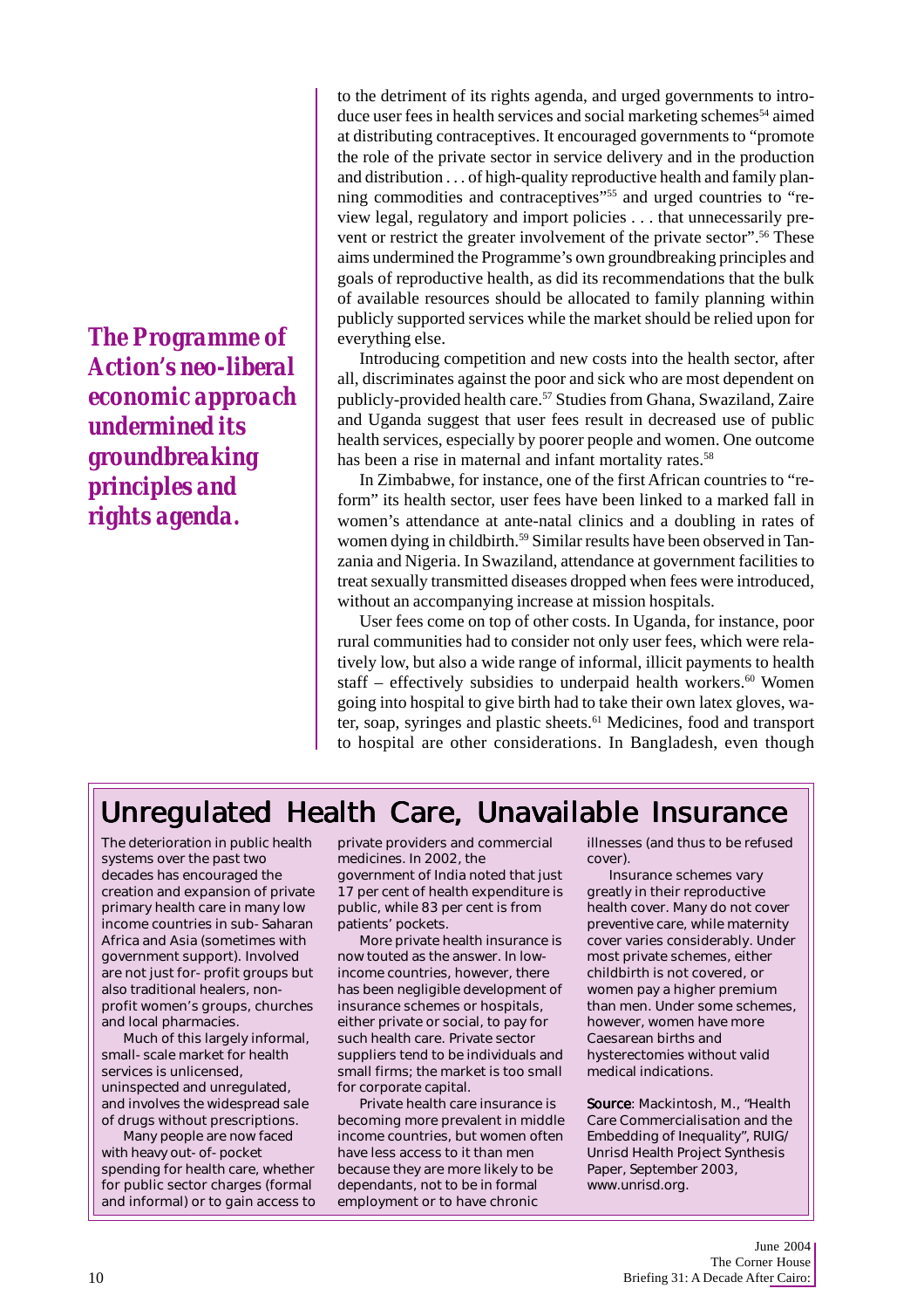to the detriment of its rights agenda, and urged governments to introduce user fees in health services and social marketing schemes[54] aimed at distributing contraceptives. It encouraged governments to "promote the role of the private sector in service delivery and in the production and distribution . . . of high-quality reproductive health and family planning commodities and contraceptives"[55] and urged countries to "review legal, regulatory and import policies . . . that unnecessarily prevent or restrict the greater involvement of the private sector".[56] These aims undermined the Programme's own groundbreaking principles and goals of reproductive health, as did its recommendations that the bulk of available resources should be allocated to family planning within publicly supported services while the market should be relied upon for everything else.

***The Programme of Action's neo-liberal economic approach undermined its groundbreaking principles and rights agenda.***

Introducing competition and new costs into the health sector, after all, discriminates against the poor and sick who are most dependent on publicly-provided health care.[57] Studies from Ghana, Swaziland, Zaire and Uganda suggest that user fees result in decreased use of public health services, especially by poorer people and women. One outcome has been a rise in maternal and infant mortality rates.[58]

In Zimbabwe, for instance, one of the first African countries to "reform" its health sector, user fees have been linked to a marked fall in women's attendance at ante-natal clinics and a doubling in rates of women dying in childbirth.[59] Similar results have been observed in Tanzania and Nigeria. In Swaziland, attendance at government facilities to treat sexually transmitted diseases dropped when fees were introduced, without an accompanying increase at mission hospitals.

User fees come on top of other costs. In Uganda, for instance, poor rural communities had to consider not only user fees, which were relatively low, but also a wide range of informal, illicit payments to health staff – effectively subsidies to underpaid health workers.[60] Women going into hospital to give birth had to take their own latex gloves, water, soap, syringes and plastic sheets.[61] Medicines, food and transport to hospital are other considerations. In Bangladesh, even though

## Unregulated Health Care, Unavailable Insurance

The deterioration in public health systems over the past two decades has encouraged the creation and expansion of private primary health care in many low income countries in sub-Saharan Africa and Asia (sometimes with government support). Involved are not just for-profit groups but also traditional healers, non-profit women's groups, churches and local pharmacies.

Much of this largely informal, small-scale market for health services is unlicensed, uninspected and unregulated, and involves the widespread sale of drugs without prescriptions.

Many people are now faced with heavy out-of-pocket spending for health care, whether for public sector charges (formal and informal) or to gain access to private providers and commercial medicines. In 2002, the government of India noted that just 17 per cent of health expenditure is public, while 83 per cent is from patients' pockets.

More private health insurance is now touted as the answer. In low-income countries, however, there has been negligible development of insurance schemes or hospitals, either private or social, to pay for such health care. Private sector suppliers tend to be individuals and small firms; the market is too small for corporate capital.

Private health care insurance is becoming more prevalent in middle income countries, but women often have less access to it than men because they are more likely to be dependants, not to be in formal employment or to have chronic illnesses (and thus to be refused cover).

Insurance schemes vary greatly in their reproductive health cover. Many do not cover preventive care, while maternity cover varies considerably. Under most private schemes, either childbirth is not covered, or women pay a higher premium than men. Under some schemes, however, women have more Caesarean births and hysterectomies without valid medical indications.

**Source**: Mackintosh, M., "Health Care Commercialisation and the Embedding of Inequality", RUIG/Unrisd Health Project Synthesis Paper, September 2003, www.unrisd.org.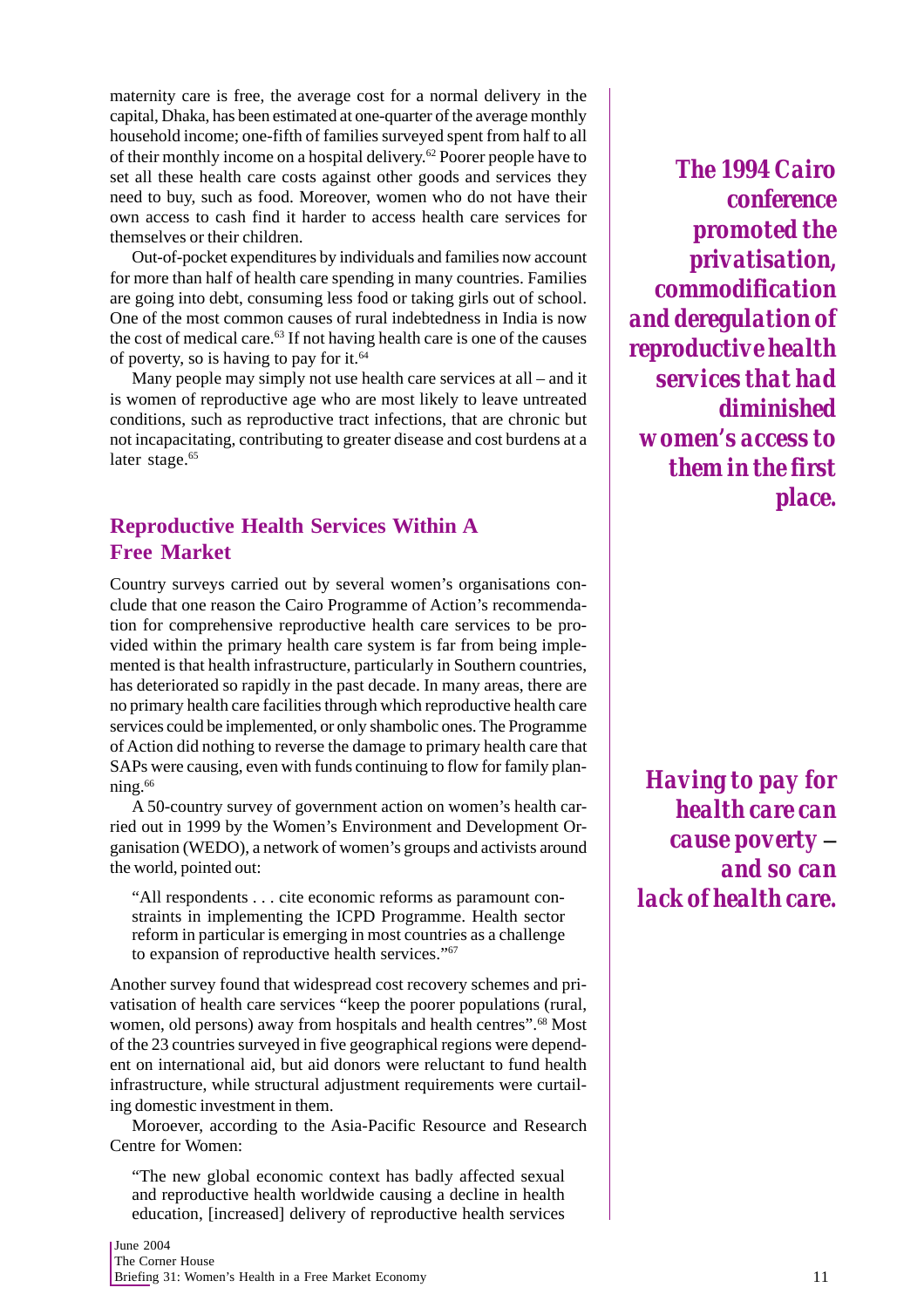maternity care is free, the average cost for a normal delivery in the capital, Dhaka, has been estimated at one-quarter of the average monthly household income; one-fifth of families surveyed spent from half to all of their monthly income on a hospital delivery.[62] Poorer people have to set all these health care costs against other goods and services they need to buy, such as food. Moreover, women who do not have their own access to cash find it harder to access health care services for themselves or their children.

Out-of-pocket expenditures by individuals and families now account for more than half of health care spending in many countries. Families are going into debt, consuming less food or taking girls out of school. One of the most common causes of rural indebtedness in India is now the cost of medical care.[63] If not having health care is one of the causes of poverty, so is having to pay for it.[64]

Many people may simply not use health care services at all – and it is women of reproductive age who are most likely to leave untreated conditions, such as reproductive tract infections, that are chronic but not incapacitating, contributing to greater disease and cost burdens at a later stage.[65]

> ***The 1994 Cairo conference promoted the privatisation, commodification and deregulation of reproductive health services that had diminished women's access to them in the first place.***

## Reproductive Health Services Within A Free Market

Country surveys carried out by several women's organisations conclude that one reason the Cairo Programme of Action's recommendation for comprehensive reproductive health care services to be provided within the primary health care system is far from being implemented is that health infrastructure, particularly in Southern countries, has deteriorated so rapidly in the past decade. In many areas, there are no primary health care facilities through which reproductive health care services could be implemented, or only shambolic ones. The Programme of Action did nothing to reverse the damage to primary health care that SAPs were causing, even with funds continuing to flow for family planning.[66]

A 50-country survey of government action on women's health carried out in 1999 by the Women's Environment and Development Organisation (WEDO), a network of women's groups and activists around the world, pointed out:

> "All respondents . . . cite economic reforms as paramount constraints in implementing the ICPD Programme. Health sector reform in particular is emerging in most countries as a challenge to expansion of reproductive health services."[67]

> ***Having to pay for health care can cause poverty – and so can lack of health care.***

Another survey found that widespread cost recovery schemes and privatisation of health care services "keep the poorer populations (rural, women, old persons) away from hospitals and health centres".[68] Most of the 23 countries surveyed in five geographical regions were dependent on international aid, but aid donors were reluctant to fund health infrastructure, while structural adjustment requirements were curtailing domestic investment in them.

Moroever, according to the Asia-Pacific Resource and Research Centre for Women:

> "The new global economic context has badly affected sexual and reproductive health worldwide causing a decline in health education, [increased] delivery of reproductive health services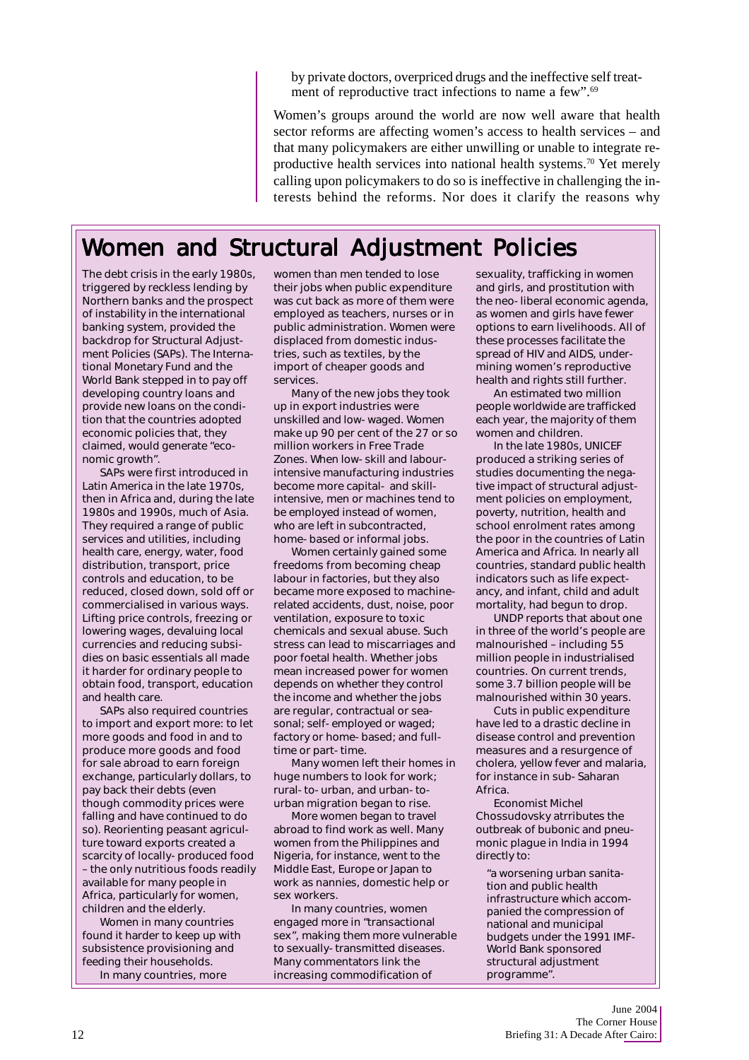by private doctors, overpriced drugs and the ineffective self treatment of reproductive tract infections to name a few".[69]

Women's groups around the world are now well aware that health sector reforms are affecting women's access to health services – and that many policymakers are either unwilling or unable to integrate reproductive health services into national health systems.[70] Yet merely calling upon policymakers to do so is ineffective in challenging the interests behind the reforms. Nor does it clarify the reasons why

## Women and Structural Adjustment Policies

The debt crisis in the early 1980s, triggered by reckless lending by Northern banks and the prospect of instability in the international banking system, provided the backdrop for Structural Adjustment Policies (SAPs). The International Monetary Fund and the World Bank stepped in to pay off developing country loans and provide new loans on the condition that the countries adopted economic policies that, they claimed, would generate "economic growth".

SAPs were first introduced in Latin America in the late 1970s, then in Africa and, during the late 1980s and 1990s, much of Asia. They required a range of public services and utilities, including health care, energy, water, food distribution, transport, price controls and education, to be reduced, closed down, sold off or commercialised in various ways. Lifting price controls, freezing or lowering wages, devaluing local currencies and reducing subsidies on basic essentials all made it harder for ordinary people to obtain food, transport, education and health care.

SAPs also required countries to import and export more: to let more goods and food in and to produce more goods and food for sale abroad to earn foreign exchange, particularly dollars, to pay back their debts (even though commodity prices were falling and have continued to do so). Reorienting peasant agriculture toward exports created a scarcity of locally-produced food – the only nutritious foods readily available for many people in Africa, particularly for women, children and the elderly.

Women in many countries found it harder to keep up with subsistence provisioning and feeding their households.

In many countries, more women than men tended to lose their jobs when public expenditure was cut back as more of them were employed as teachers, nurses or in public administration. Women were displaced from domestic industries, such as textiles, by the import of cheaper goods and services.

Many of the new jobs they took up in export industries were unskilled and low-waged. Women make up 90 per cent of the 27 or so million workers in Free Trade Zones. When low-skill and labour-intensive manufacturing industries become more capital- and skill-intensive, men or machines tend to be employed instead of women, who are left in subcontracted, home-based or informal jobs.

Women certainly gained some freedoms from becoming cheap labour in factories, but they also became more exposed to machine-related accidents, dust, noise, poor ventilation, exposure to toxic chemicals and sexual abuse. Such stress can lead to miscarriages and poor foetal health. Whether jobs mean increased power for women depends on whether they control the income and whether the jobs are regular, contractual or seasonal; self-employed or waged; factory or home-based; and full-time or part-time.

Many women left their homes in huge numbers to look for work; rural-to-urban, and urban-to-urban migration began to rise.

More women began to travel abroad to find work as well. Many women from the Philippines and Nigeria, for instance, went to the Middle East, Europe or Japan to work as nannies, domestic help or sex workers.

In many countries, women engaged more in "transactional sex", making them more vulnerable to sexually-transmitted diseases. Many commentators link the increasing commodification of sexuality, trafficking in women and girls, and prostitution with the neo-liberal economic agenda, as women and girls have fewer options to earn livelihoods. All of these processes facilitate the spread of HIV and AIDS, undermining women's reproductive health and rights still further.

An estimated two million people worldwide are trafficked each year, the majority of them women and children.

In the late 1980s, UNICEF produced a striking series of studies documenting the negative impact of structural adjustment policies on employment, poverty, nutrition, health and school enrolment rates among the poor in the countries of Latin America and Africa. In nearly all countries, standard public health indicators such as life expectancy, and infant, child and adult mortality, had begun to drop.

UNDP reports that about one in three of the world's people are malnourished – including 55 million people in industrialised countries. On current trends, some 3.7 billion people will be malnourished within 30 years.

Cuts in public expenditure have led to a drastic decline in disease control and prevention measures and a resurgence of cholera, yellow fever and malaria, for instance in sub-Saharan Africa.

Economist Michel Chossudovsky atrributes the outbreak of bubonic and pneumonic plague in India in 1994 directly to:

> "a worsening urban sanitation and public health infrastructure which accompanied the compression of national and municipal budgets under the 1991 IMF-World Bank sponsored structural adjustment programme".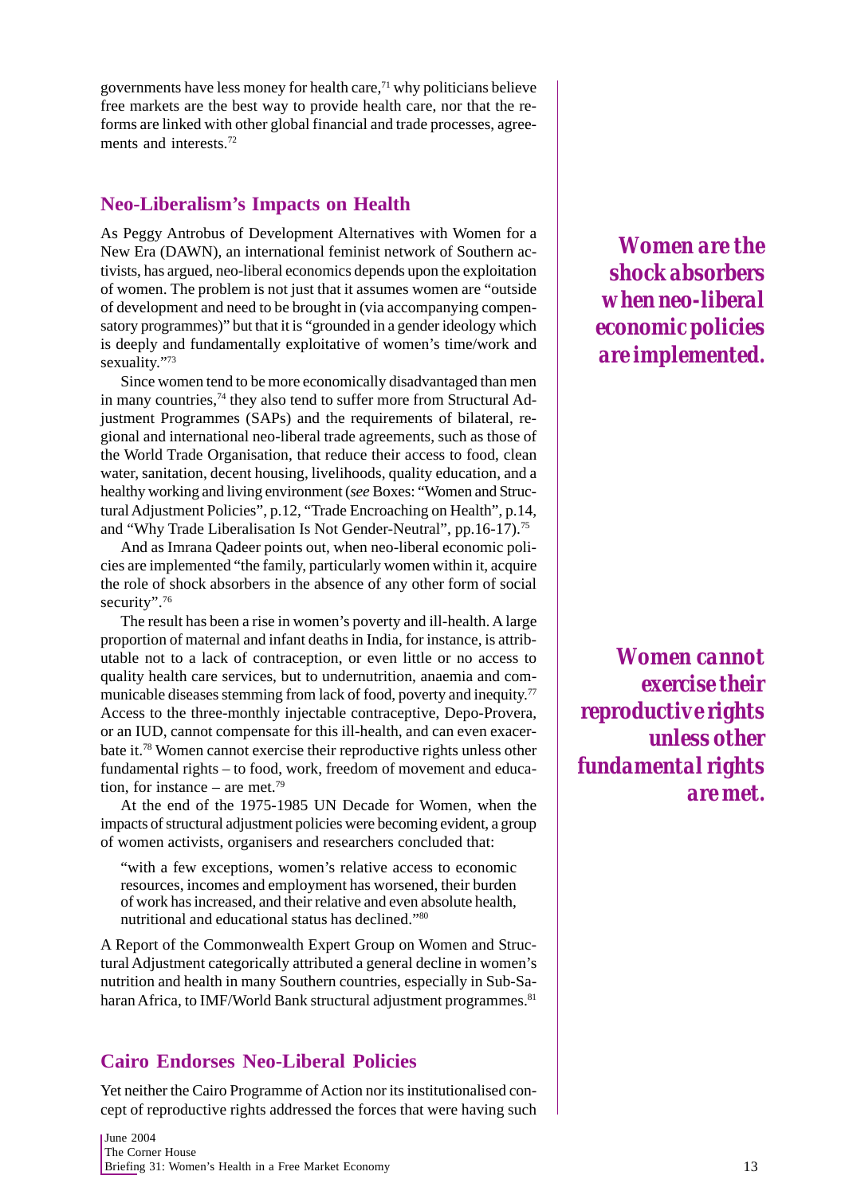governments have less money for health care,[71] why politicians believe free markets are the best way to provide health care, nor that the reforms are linked with other global financial and trade processes, agreements and interests.[72]

## Neo-Liberalism's Impacts on Health

As Peggy Antrobus of Development Alternatives with Women for a New Era (DAWN), an international feminist network of Southern activists, has argued, neo-liberal economics depends upon the exploitation of women. The problem is not just that it assumes women are "outside of development and need to be brought in (via accompanying compensatory programmes)" but that it is "grounded in a gender ideology which is deeply and fundamentally exploitative of women's time/work and sexuality."[73]

Since women tend to be more economically disadvantaged than men in many countries,[74] they also tend to suffer more from Structural Adjustment Programmes (SAPs) and the requirements of bilateral, regional and international neo-liberal trade agreements, such as those of the World Trade Organisation, that reduce their access to food, clean water, sanitation, decent housing, livelihoods, quality education, and a healthy working and living environment (*see* Boxes: "Women and Structural Adjustment Policies", p.12, "Trade Encroaching on Health", p.14, and "Why Trade Liberalisation Is Not Gender-Neutral", pp.16-17).[75]

And as Imrana Qadeer points out, when neo-liberal economic policies are implemented "the family, particularly women within it, acquire the role of shock absorbers in the absence of any other form of social security".[76]

***Women are the shock absorbers when neo-liberal economic policies are implemented.***

The result has been a rise in women's poverty and ill-health. A large proportion of maternal and infant deaths in India, for instance, is attributable not to a lack of contraception, or even little or no access to quality health care services, but to undernutrition, anaemia and communicable diseases stemming from lack of food, poverty and inequity.[77] Access to the three-monthly injectable contraceptive, Depo-Provera, or an IUD, cannot compensate for this ill-health, and can even exacerbate it.[78] Women cannot exercise their reproductive rights unless other fundamental rights – to food, work, freedom of movement and education, for instance – are met.[79]

***Women cannot exercise their reproductive rights unless other fundamental rights are met.***

At the end of the 1975-1985 UN Decade for Women, when the impacts of structural adjustment policies were becoming evident, a group of women activists, organisers and researchers concluded that:

> "with a few exceptions, women's relative access to economic resources, incomes and employment has worsened, their burden of work has increased, and their relative and even absolute health, nutritional and educational status has declined."[80]

A Report of the Commonwealth Expert Group on Women and Structural Adjustment categorically attributed a general decline in women's nutrition and health in many Southern countries, especially in Sub-Saharan Africa, to IMF/World Bank structural adjustment programmes.[81]

## Cairo Endorses Neo-Liberal Policies

Yet neither the Cairo Programme of Action nor its institutionalised concept of reproductive rights addressed the forces that were having such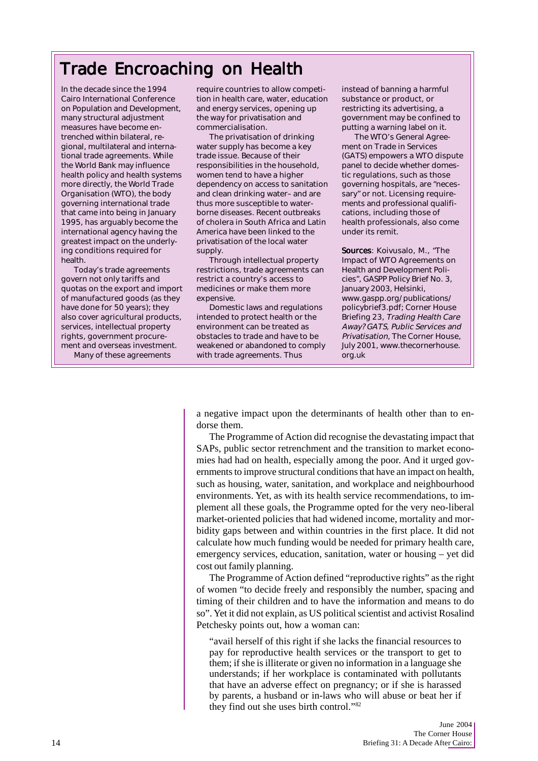## Trade Encroaching on Health

In the decade since the 1994 Cairo International Conference on Population and Development, many structural adjustment measures have become entrenched within bilateral, regional, multilateral and international trade agreements. While the World Bank may influence health policy and health systems more directly, the World Trade Organisation (WTO), the body governing international trade that came into being in January 1995, has arguably become the international agency having the greatest impact on the underlying conditions required for health.

Today's trade agreements govern not only tariffs and quotas on the export and import of manufactured goods (as they have done for 50 years); they also cover agricultural products, services, intellectual property rights, government procurement and overseas investment.

Many of these agreements require countries to allow competition in health care, water, education and energy services, opening up the way for privatisation and commercialisation.

The privatisation of drinking water supply has become a key trade issue. Because of their responsibilities in the household, women tend to have a higher dependency on access to sanitation and clean drinking water– and are thus more susceptible to water-borne diseases. Recent outbreaks of cholera in South Africa and Latin America have been linked to the privatisation of the local water supply.

Through intellectual property restrictions, trade agreements can restrict a country's access to medicines or make them more expensive.

Domestic laws and regulations intended to protect health or the environment can be treated as obstacles to trade and have to be weakened or abandoned to comply with trade agreements. Thus instead of banning a harmful substance or product, or restricting its advertising, a government may be confined to putting a warning label on it.

The WTO's General Agreement on Trade in Services (GATS) empowers a WTO dispute panel to decide whether domestic regulations, such as those governing hospitals, are "necessary" or not. Licensing requirements and professional qualifications, including those of health professionals, also come under its remit.

**Sources**: Koivusalo, M., "The Impact of WTO Agreements on Health and Development Policies", GASPP Policy Brief No. 3, January 2003, Helsinki, www.gaspp.org/publications/policybrief3.pdf; Corner House Briefing 23, *Trading Health Care Away? GATS, Public Services and Privatisation*, The Corner House, July 2001, www.thecornerhouse.org.uk

a negative impact upon the determinants of health other than to endorse them.

The Programme of Action did recognise the devastating impact that SAPs, public sector retrenchment and the transition to market economies had had on health, especially among the poor. And it urged governments to improve structural conditions that have an impact on health, such as housing, water, sanitation, and workplace and neighbourhood environments. Yet, as with its health service recommendations, to implement all these goals, the Programme opted for the very neo-liberal market-oriented policies that had widened income, mortality and morbidity gaps between and within countries in the first place. It did not calculate how much funding would be needed for primary health care, emergency services, education, sanitation, water or housing – yet did cost out family planning.

The Programme of Action defined "reproductive rights" as the right of women "to decide freely and responsibly the number, spacing and timing of their children and to have the information and means to do so". Yet it did not explain, as US political scientist and activist Rosalind Petchesky points out, how a woman can:

> "avail herself of this right if she lacks the financial resources to pay for reproductive health services or the transport to get to them; if she is illiterate or given no information in a language she understands; if her workplace is contaminated with pollutants that have an adverse effect on pregnancy; or if she is harassed by parents, a husband or in-laws who will abuse or beat her if they find out she uses birth control."[82]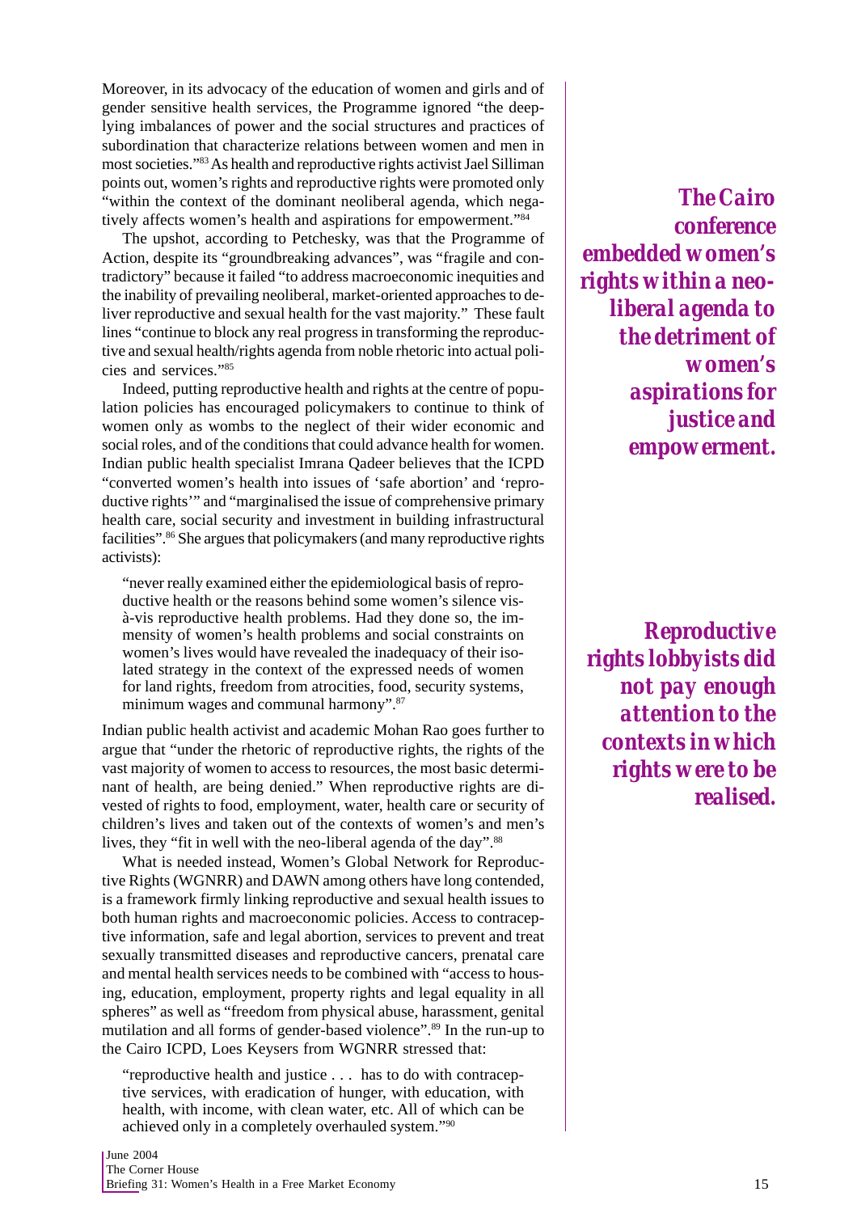Moreover, in its advocacy of the education of women and girls and of gender sensitive health services, the Programme ignored "the deep-lying imbalances of power and the social structures and practices of subordination that characterize relations between women and men in most societies."[83] As health and reproductive rights activist Jael Silliman points out, women's rights and reproductive rights were promoted only "within the context of the dominant neoliberal agenda, which negatively affects women's health and aspirations for empowerment."[84]

The upshot, according to Petchesky, was that the Programme of Action, despite its "groundbreaking advances", was "fragile and contradictory" because it failed "to address macroeconomic inequities and the inability of prevailing neoliberal, market-oriented approaches to deliver reproductive and sexual health for the vast majority." These fault lines "continue to block any real progress in transforming the reproductive and sexual health/rights agenda from noble rhetoric into actual policies and services."[85]

*The Cairo conference embedded women's rights within a neoliberal agenda to the detriment of women's aspirations for justice and empowerment.*

Indeed, putting reproductive health and rights at the centre of population policies has encouraged policymakers to continue to think of women only as wombs to the neglect of their wider economic and social roles, and of the conditions that could advance health for women. Indian public health specialist Imrana Qadeer believes that the ICPD "converted women's health into issues of 'safe abortion' and 'reproductive rights'" and "marginalised the issue of comprehensive primary health care, social security and investment in building infrastructural facilities".[86] She argues that policymakers (and many reproductive rights activists):

> "never really examined either the epidemiological basis of reproductive health or the reasons behind some women's silence vis-à-vis reproductive health problems. Had they done so, the immensity of women's health problems and social constraints on women's lives would have revealed the inadequacy of their isolated strategy in the context of the expressed needs of women for land rights, freedom from atrocities, food, security systems, minimum wages and communal harmony".[87]

*Reproductive rights lobbyists did not pay enough attention to the contexts in which rights were to be realised.*

Indian public health activist and academic Mohan Rao goes further to argue that "under the rhetoric of reproductive rights, the rights of the vast majority of women to access to resources, the most basic determinant of health, are being denied." When reproductive rights are divested of rights to food, employment, water, health care or security of children's lives and taken out of the contexts of women's and men's lives, they "fit in well with the neo-liberal agenda of the day".[88]

What is needed instead, Women's Global Network for Reproductive Rights (WGNRR) and DAWN among others have long contended, is a framework firmly linking reproductive and sexual health issues to both human rights and macroeconomic policies. Access to contraceptive information, safe and legal abortion, services to prevent and treat sexually transmitted diseases and reproductive cancers, prenatal care and mental health services needs to be combined with "access to housing, education, employment, property rights and legal equality in all spheres" as well as "freedom from physical abuse, harassment, genital mutilation and all forms of gender-based violence".[89] In the run-up to the Cairo ICPD, Loes Keysers from WGNRR stressed that:

> "reproductive health and justice . . . has to do with contraceptive services, with eradication of hunger, with education, with health, with income, with clean water, etc. All of which can be achieved only in a completely overhauled system."[90]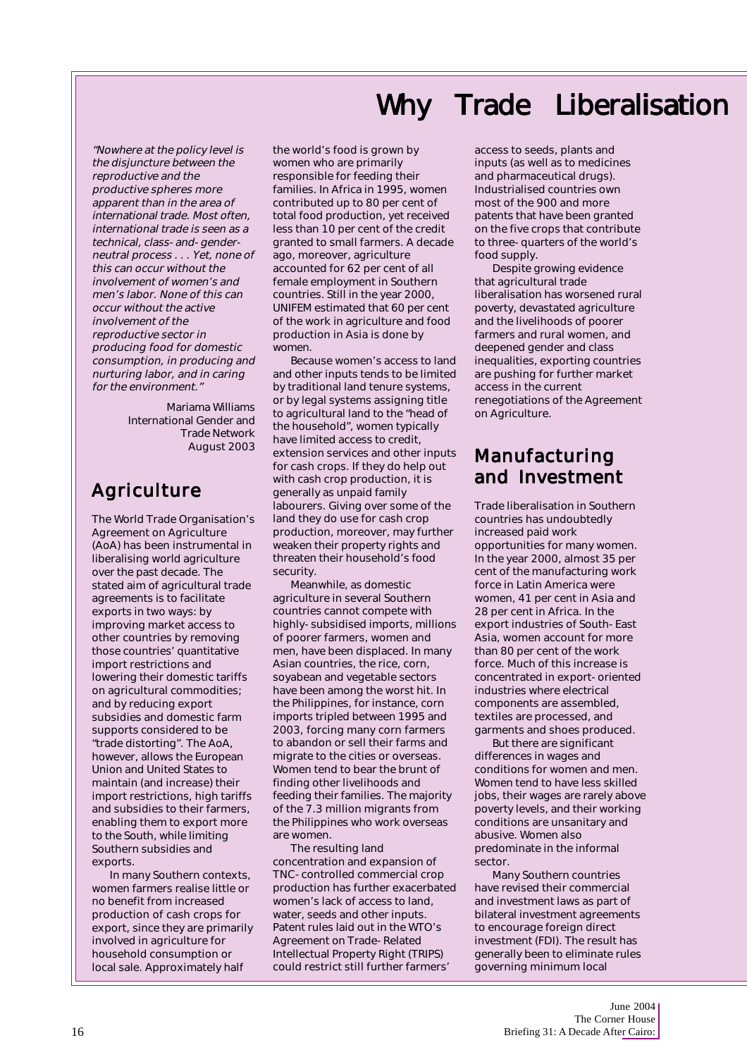# Why Trade Liberalisation

*"Nowhere at the policy level is the disjuncture between the reproductive and the productive spheres more apparent than in the area of international trade. Most often, international trade is seen as a technical, class- and gender-neutral process . . . Yet, none of this can occur without the involvement of women's and men's labor. None of this can occur without the active involvement of the reproductive sector in producing food for domestic consumption, in producing and nurturing labor, and in caring for the environment."*

Mariama Williams
International Gender and Trade Network
August 2003

## Agriculture

The World Trade Organisation's Agreement on Agriculture (AoA) has been instrumental in liberalising world agriculture over the past decade. The stated aim of agricultural trade agreements is to facilitate exports in two ways: by improving market access to other countries by removing those countries' quantitative import restrictions and lowering their domestic tariffs on agricultural commodities; and by reducing export subsidies and domestic farm supports considered to be "trade distorting". The AoA, however, allows the European Union and United States to maintain (and increase) their import restrictions, high tariffs and subsidies to their farmers, enabling them to export more to the South, while limiting Southern subsidies and exports.

In many Southern contexts, women farmers realise little or no benefit from increased production of cash crops for export, since they are primarily involved in agriculture for household consumption or local sale. Approximately half the world's food is grown by women who are primarily responsible for feeding their families. In Africa in 1995, women contributed up to 80 per cent of total food production, yet received less than 10 per cent of the credit granted to small farmers. A decade ago, moreover, agriculture accounted for 62 per cent of all female employment in Southern countries. Still in the year 2000, UNIFEM estimated that 60 per cent of the work in agriculture and food production in Asia is done by women.

Because women's access to land and other inputs tends to be limited by traditional land tenure systems, or by legal systems assigning title to agricultural land to the "head of the household", women typically have limited access to credit, extension services and other inputs for cash crops. If they do help out with cash crop production, it is generally as unpaid family labourers. Giving over some of the land they do use for cash crop production, moreover, may further weaken their property rights and threaten their household's food security.

Meanwhile, as domestic agriculture in several Southern countries cannot compete with highly-subsidised imports, millions of poorer farmers, women and men, have been displaced. In many Asian countries, the rice, corn, soyabean and vegetable sectors have been among the worst hit. In the Philippines, for instance, corn imports tripled between 1995 and 2003, forcing many corn farmers to abandon or sell their farms and migrate to the cities or overseas. Women tend to bear the brunt of finding other livelihoods and feeding their families. The majority of the 7.3 million migrants from the Philippines who work overseas are women.

The resulting land concentration and expansion of TNC-controlled commercial crop production has further exacerbated women's lack of access to land, water, seeds and other inputs. Patent rules laid out in the WTO's Agreement on Trade-Related Intellectual Property Right (TRIPS) could restrict still further farmers' access to seeds, plants and inputs (as well as to medicines and pharmaceutical drugs). Industrialised countries own most of the 900 and more patents that have been granted on the five crops that contribute to three-quarters of the world's food supply.

Despite growing evidence that agricultural trade liberalisation has worsened rural poverty, devastated agriculture and the livelihoods of poorer farmers and rural women, and deepened gender and class inequalities, exporting countries are pushing for further market access in the current renegotiations of the Agreement on Agriculture.

## Manufacturing and Investment

Trade liberalisation in Southern countries has undoubtedly increased paid work opportunities for many women. In the year 2000, almost 35 per cent of the manufacturing work force in Latin America were women, 41 per cent in Asia and 28 per cent in Africa. In the export industries of South-East Asia, women account for more than 80 per cent of the work force. Much of this increase is concentrated in export-oriented industries where electrical components are assembled, textiles are processed, and garments and shoes produced.

But there are significant differences in wages and conditions for women and men. Women tend to have less skilled jobs, their wages are rarely above poverty levels, and their working conditions are unsanitary and abusive. Women also predominate in the informal sector.

Many Southern countries have revised their commercial and investment laws as part of bilateral investment agreements to encourage foreign direct investment (FDI). The result has generally been to eliminate rules governing minimum local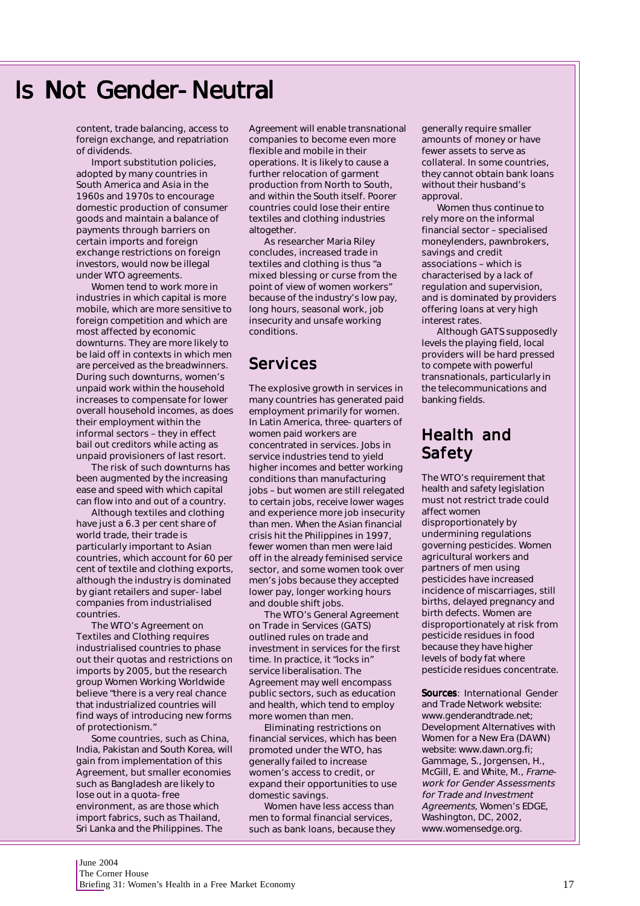# Is Not Gender-Neutral

content, trade balancing, access to foreign exchange, and repatriation of dividends.

Import substitution policies, adopted by many countries in South America and Asia in the 1960s and 1970s to encourage domestic production of consumer goods and maintain a balance of payments through barriers on certain imports and foreign exchange restrictions on foreign investors, would now be illegal under WTO agreements.

Women tend to work more in industries in which capital is more mobile, which are more sensitive to foreign competition and which are most affected by economic downturns. They are more likely to be laid off in contexts in which men are perceived as the breadwinners. During such downturns, women's unpaid work within the household increases to compensate for lower overall household incomes, as does their employment within the informal sectors – they in effect bail out creditors while acting as unpaid provisioners of last resort.

The risk of such downturns has been augmented by the increasing ease and speed with which capital can flow into and out of a country.

Although textiles and clothing have just a 6.3 per cent share of world trade, their trade is particularly important to Asian countries, which account for 60 per cent of textile and clothing exports, although the industry is dominated by giant retailers and super-label companies from industrialised countries.

The WTO's Agreement on Textiles and Clothing requires industrialised countries to phase out their quotas and restrictions on imports by 2005, but the research group Women Working Worldwide believe "there is a very real chance that industrialized countries will find ways of introducing new forms of protectionism."

Some countries, such as China, India, Pakistan and South Korea, will gain from implementation of this Agreement, but smaller economies such as Bangladesh are likely to lose out in a quota-free environment, as are those which import fabrics, such as Thailand, Sri Lanka and the Philippines. The Agreement will enable transnational companies to become even more flexible and mobile in their operations. It is likely to cause a further relocation of garment production from North to South, and within the South itself. Poorer countries could lose their entire textiles and clothing industries altogether.

As researcher Maria Riley concludes, increased trade in textiles and clothing is thus "a mixed blessing or curse from the point of view of women workers" because of the industry's low pay, long hours, seasonal work, job insecurity and unsafe working conditions.

## Services

The explosive growth in services in many countries has generated paid employment primarily for women. In Latin America, three-quarters of women paid workers are concentrated in services. Jobs in service industries tend to yield higher incomes and better working conditions than manufacturing jobs – but women are still relegated to certain jobs, receive lower wages and experience more job insecurity than men. When the Asian financial crisis hit the Philippines in 1997, fewer women than men were laid off in the already feminised service sector, and some women took over men's jobs because they accepted lower pay, longer working hours and double shift jobs.

The WTO's General Agreement on Trade in Services (GATS) outlined rules on trade and investment in services for the first time. In practice, it "locks in" service liberalisation. The Agreement may well encompass public sectors, such as education and health, which tend to employ more women than men.

Eliminating restrictions on financial services, which has been promoted under the WTO, has generally failed to increase women's access to credit, or expand their opportunities to use domestic savings.

Women have less access than men to formal financial services, such as bank loans, because they generally require smaller amounts of money or have fewer assets to serve as collateral. In some countries, they cannot obtain bank loans without their husband's approval.

Women thus continue to rely more on the informal financial sector – specialised moneylenders, pawnbrokers, savings and credit associations – which is characterised by a lack of regulation and supervision, and is dominated by providers offering loans at very high interest rates.

Although GATS supposedly levels the playing field, local providers will be hard pressed to compete with powerful transnationals, particularly in the telecommunications and banking fields.

## Health and Safety

The WTO's requirement that health and safety legislation must not restrict trade could affect women disproportionately by undermining regulations governing pesticides. Women agricultural workers and partners of men using pesticides have increased incidence of miscarriages, still births, delayed pregnancy and birth defects. Women are disproportionately at risk from pesticide residues in food because they have higher levels of body fat where pesticide residues concentrate.

**Sources**: International Gender and Trade Network website: www.genderandtrade.net; Development Alternatives with Women for a New Era (DAWN) website: www.dawn.org.fi; Gammage, S., Jorgensen, H., McGill, E. and White, M., *Framework for Gender Assessments for Trade and Investment Agreements*, Women's EDGE, Washington, DC, 2002, www.womensedge.org.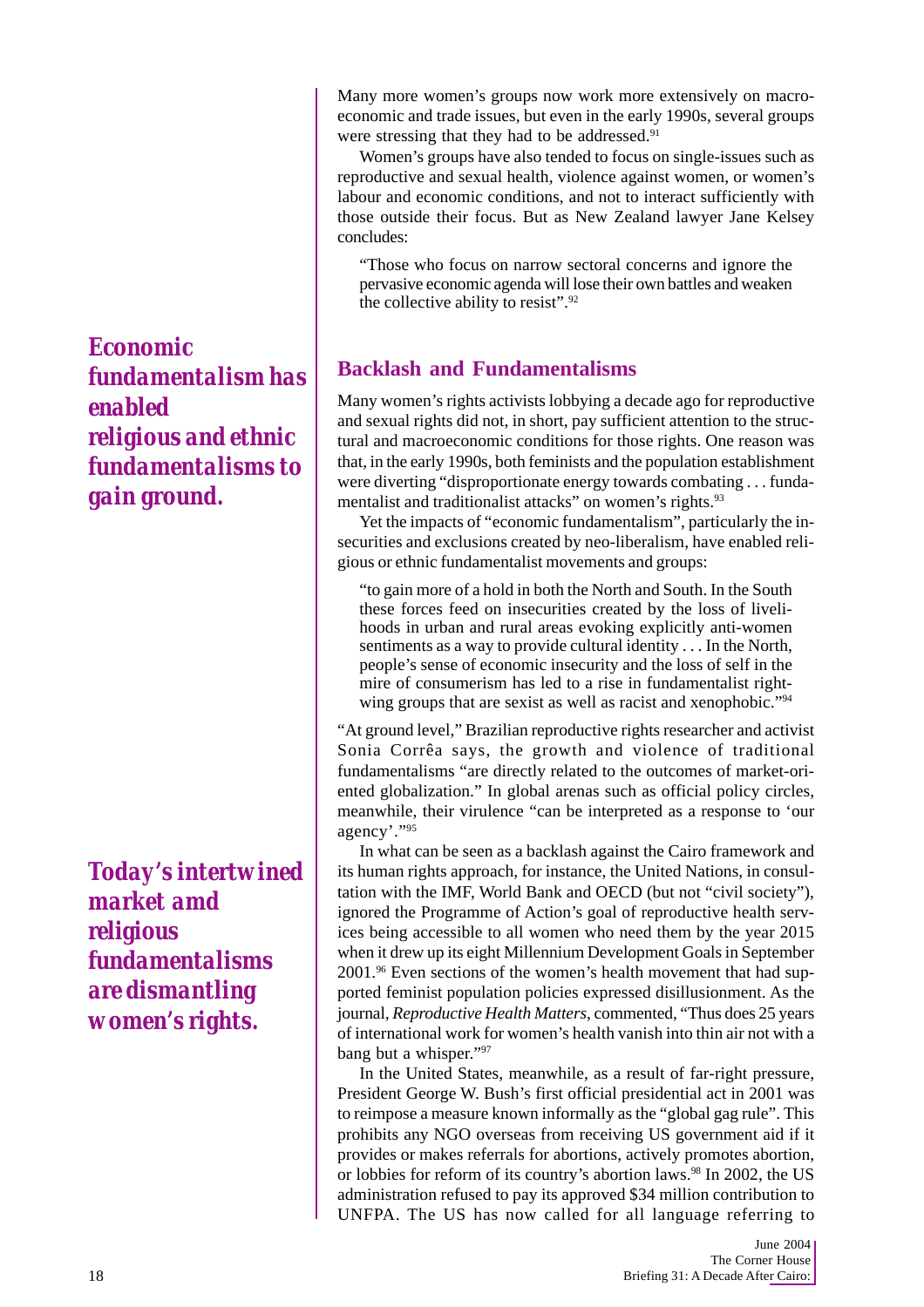Many more women's groups now work more extensively on macro-economic and trade issues, but even in the early 1990s, several groups were stressing that they had to be addressed.[91]

Women's groups have also tended to focus on single-issues such as reproductive and sexual health, violence against women, or women's labour and economic conditions, and not to interact sufficiently with those outside their focus. But as New Zealand lawyer Jane Kelsey concludes:

> "Those who focus on narrow sectoral concerns and ignore the pervasive economic agenda will lose their own battles and weaken the collective ability to resist".[92]

***Economic fundamentalism has enabled religious and ethnic fundamentalisms to gain ground.***

## Backlash and Fundamentalisms

Many women's rights activists lobbying a decade ago for reproductive and sexual rights did not, in short, pay sufficient attention to the structural and macroeconomic conditions for those rights. One reason was that, in the early 1990s, both feminists and the population establishment were diverting "disproportionate energy towards combating . . . fundamentalist and traditionalist attacks" on women's rights.[93]

Yet the impacts of "economic fundamentalism", particularly the insecurities and exclusions created by neo-liberalism, have enabled religious or ethnic fundamentalist movements and groups:

> "to gain more of a hold in both the North and South. In the South these forces feed on insecurities created by the loss of livelihoods in urban and rural areas evoking explicitly anti-women sentiments as a way to provide cultural identity . . . In the North, people's sense of economic insecurity and the loss of self in the mire of consumerism has led to a rise in fundamentalist right-wing groups that are sexist as well as racist and xenophobic."[94]

"At ground level," Brazilian reproductive rights researcher and activist Sonia Corrêa says, the growth and violence of traditional fundamentalisms "are directly related to the outcomes of market-oriented globalization." In global arenas such as official policy circles, meanwhile, their virulence "can be interpreted as a response to 'our agency'."[95]

***Today's intertwined market amd religious fundamentalisms are dismantling women's rights.***

In what can be seen as a backlash against the Cairo framework and its human rights approach, for instance, the United Nations, in consultation with the IMF, World Bank and OECD (but not "civil society"), ignored the Programme of Action's goal of reproductive health services being accessible to all women who need them by the year 2015 when it drew up its eight Millennium Development Goals in September 2001.[96] Even sections of the women's health movement that had supported feminist population policies expressed disillusionment. As the journal, *Reproductive Health Matters*, commented, "Thus does 25 years of international work for women's health vanish into thin air not with a bang but a whisper."[97]

In the United States, meanwhile, as a result of far-right pressure, President George W. Bush's first official presidential act in 2001 was to reimpose a measure known informally as the "global gag rule". This prohibits any NGO overseas from receiving US government aid if it provides or makes referrals for abortions, actively promotes abortion, or lobbies for reform of its country's abortion laws.[98] In 2002, the US administration refused to pay its approved $34 million contribution to UNFPA. The US has now called for all language referring to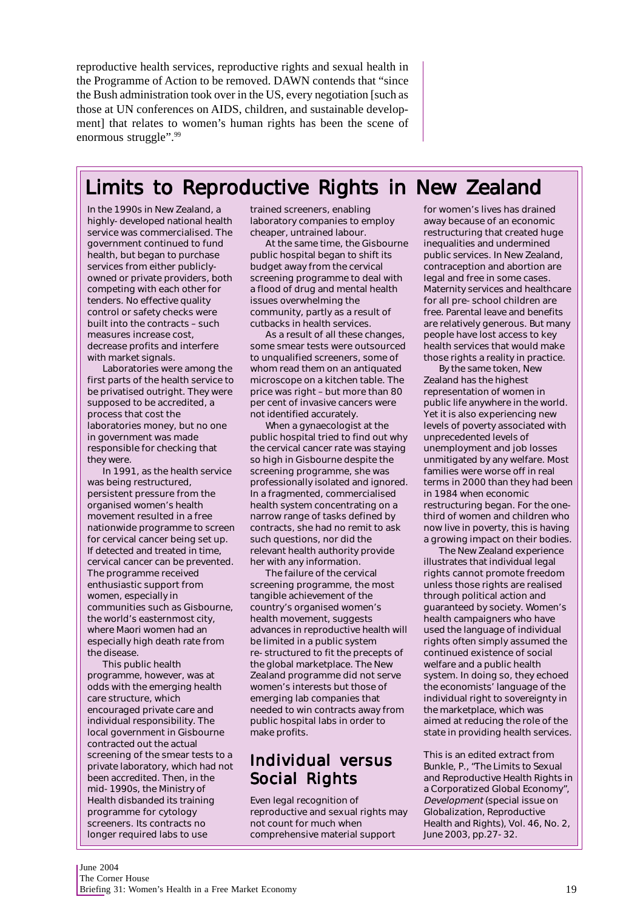reproductive health services, reproductive rights and sexual health in the Programme of Action to be removed. DAWN contends that "since the Bush administration took over in the US, every negotiation [such as those at UN conferences on AIDS, children, and sustainable development] that relates to women's human rights has been the scene of enormous struggle".[99]

## Limits to Reproductive Rights in New Zealand

In the 1990s in New Zealand, a highly-developed national health service was commercialised. The government continued to fund health, but began to purchase services from either publicly-owned or private providers, both competing with each other for tenders. No effective quality control or safety checks were built into the contracts – such measures increase cost, decrease profits and interfere with market signals.

Laboratories were among the first parts of the health service to be privatised outright. They were supposed to be accredited, a process that cost the laboratories money, but no one in government was made responsible for checking that they were.

In 1991, as the health service was being restructured, persistent pressure from the organised women's health movement resulted in a free nationwide programme to screen for cervical cancer being set up. If detected and treated in time, cervical cancer can be prevented. The programme received enthusiastic support from women, especially in communities such as Gisbourne, the world's easternmost city, where Maori women had an especially high death rate from the disease.

This public health programme, however, was at odds with the emerging health care structure, which encouraged private care and individual responsibility. The local government in Gisbourne contracted out the actual screening of the smear tests to a private laboratory, which had not been accredited. Then, in the mid-1990s, the Ministry of Health disbanded its training programme for cytology screeners. Its contracts no longer required labs to use trained screeners, enabling laboratory companies to employ cheaper, untrained labour.

At the same time, the Gisbourne public hospital began to shift its budget away from the cervical screening programme to deal with a flood of drug and mental health issues overwhelming the community, partly as a result of cutbacks in health services.

As a result of all these changes, some smear tests were outsourced to unqualified screeners, some of whom read them on an antiquated microscope on a kitchen table. The price was right – but more than 80 per cent of invasive cancers were not identified accurately.

When a gynaecologist at the public hospital tried to find out why the cervical cancer rate was staying so high in Gisbourne despite the screening programme, she was professionally isolated and ignored. In a fragmented, commercialised health system concentrating on a narrow range of tasks defined by contracts, she had no remit to ask such questions, nor did the relevant health authority provide her with any information.

The failure of the cervical screening programme, the most tangible achievement of the country's organised women's health movement, suggests advances in reproductive health will be limited in a public system re-structured to fit the precepts of the global marketplace. The New Zealand programme did not serve women's interests but those of emerging lab companies that needed to win contracts away from public hospital labs in order to make profits.

### Individual versus Social Rights

Even legal recognition of reproductive and sexual rights may not count for much when comprehensive material support for women's lives has drained away because of an economic restructuring that created huge inequalities and undermined public services. In New Zealand, contraception and abortion are legal and free in some cases. Maternity services and healthcare for all pre-school children are free. Parental leave and benefits are relatively generous. But many people have lost access to key health services that would make those rights a reality in practice.

By the same token, New Zealand has the highest representation of women in public life anywhere in the world. Yet it is also experiencing new levels of poverty associated with unprecedented levels of unemployment and job losses unmitigated by any welfare. Most families were worse off in real terms in 2000 than they had been in 1984 when economic restructuring began. For the one-third of women and children who now live in poverty, this is having a growing impact on their bodies.

The New Zealand experience illustrates that individual legal rights cannot promote freedom unless those rights are realised through political action and guaranteed by society. Women's health campaigners who have used the language of individual rights often simply assumed the continued existence of social welfare and a public health system. In doing so, they echoed the economists' language of the individual right to sovereignty in the marketplace, which was aimed at reducing the role of the state in providing health services.

This is an edited extract from Bunkle, P., "The Limits to Sexual and Reproductive Health Rights in a Corporatized Global Economy", *Development* (special issue on Globalization, Reproductive Health and Rights), Vol. 46, No. 2, June 2003, pp.27-32.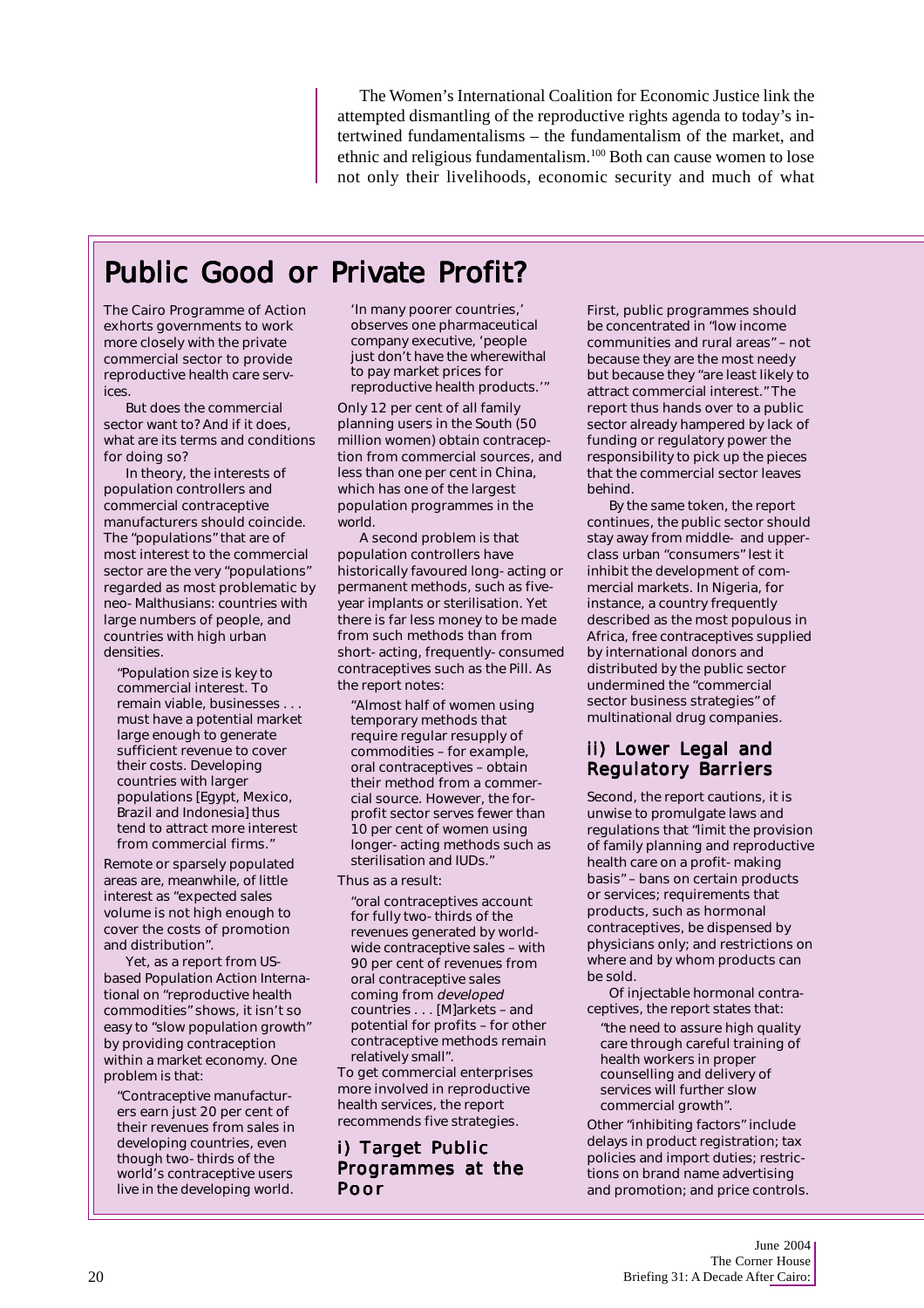The Women's International Coalition for Economic Justice link the attempted dismantling of the reproductive rights agenda to today's intertwined fundamentalisms – the fundamentalism of the market, and ethnic and religious fundamentalism.[100] Both can cause women to lose not only their livelihoods, economic security and much of what

## Public Good or Private Profit?

The Cairo Programme of Action exhorts governments to work more closely with the private commercial sector to provide reproductive health care services.

But does the commercial sector want to? And if it does, what are its terms and conditions for doing so?

In theory, the interests of population controllers and commercial contraceptive manufacturers should coincide. The "populations" that are of most interest to the commercial sector are the very "populations" regarded as most problematic by neo-Malthusians: countries with large numbers of people, and countries with high urban densities.

> "Population size is key to commercial interest. To remain viable, businesses . . . must have a potential market large enough to generate sufficient revenue to cover their costs. Developing countries with larger populations [Egypt, Mexico, Brazil and Indonesia] thus tend to attract more interest from commercial firms."

Remote or sparsely populated areas are, meanwhile, of little interest as "expected sales volume is not high enough to cover the costs of promotion and distribution".

Yet, as a report from US-based Population Action International on "reproductive health commodities" shows, it isn't so easy to "slow population growth" by providing contraception within a market economy. One problem is that:

> "Contraceptive manufacturers earn just 20 per cent of their revenues from sales in developing countries, even though two-thirds of the world's contraceptive users live in the developing world. 'In many poorer countries,' observes one pharmaceutical company executive, 'people just don't have the wherewithal to pay market prices for reproductive health products.'"

Only 12 per cent of all family planning users in the South (50 million women) obtain contraception from commercial sources, and less than one per cent in China, which has one of the largest population programmes in the world.

A second problem is that population controllers have historically favoured long-acting or permanent methods, such as five-year implants or sterilisation. Yet there is far less money to be made from such methods than from short-acting, frequently-consumed contraceptives such as the Pill. As the report notes:

> "Almost half of women using temporary methods that require regular resupply of commodities – for example, oral contraceptives – obtain their method from a commercial source. However, the for-profit sector serves fewer than 10 per cent of women using longer-acting methods such as sterilisation and IUDs."

Thus as a result:

> "oral contraceptives account for fully two-thirds of the revenues generated by worldwide contraceptive sales – with 90 per cent of revenues from oral contraceptive sales coming from *developed* countries . . . [M]arkets – and potential for profits – for other contraceptive methods remain relatively small".

To get commercial enterprises more involved in reproductive health services, the report recommends five strategies.

### i) Target Public Programmes at the Poor

First, public programmes should be concentrated in "low income communities and rural areas" – not because they are the most needy but because they "are least likely to attract commercial interest." The report thus hands over to a public sector already hampered by lack of funding or regulatory power the responsibility to pick up the pieces that the commercial sector leaves behind.

By the same token, the report continues, the public sector should stay away from middle- and upper-class urban "consumers" lest it inhibit the development of commercial markets. In Nigeria, for instance, a country frequently described as the most populous in Africa, free contraceptives supplied by international donors and distributed by the public sector undermined the "commercial sector business strategies" of multinational drug companies.

### ii) Lower Legal and Regulatory Barriers

Second, the report cautions, it is unwise to promulgate laws and regulations that "limit the provision of family planning and reproductive health care on a profit-making basis" – bans on certain products or services; requirements that products, such as hormonal contraceptives, be dispensed by physicians only; and restrictions on where and by whom products can be sold.

Of injectable hormonal contraceptives, the report states that:

> "the need to assure high quality care through careful training of health workers in proper counselling and delivery of services will further slow commercial growth".

Other "inhibiting factors" include delays in product registration; tax policies and import duties; restrictions on brand name advertising and promotion; and price controls.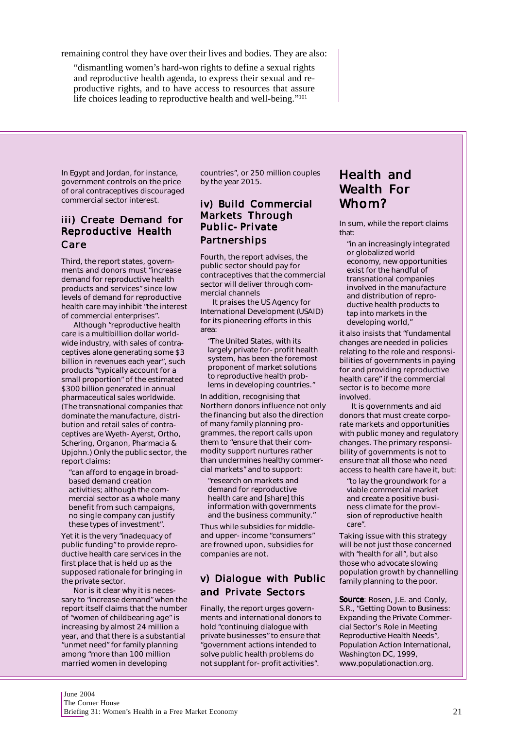remaining control they have over their lives and bodies. They are also:

> "dismantling women's hard-won rights to define a sexual rights and reproductive health agenda, to express their sexual and reproductive rights, and to have access to resources that assure life choices leading to reproductive health and well-being."[101]

In Egypt and Jordan, for instance, government controls on the price of oral contraceptives discouraged commercial sector interest.

### iii) Create Demand for Reproductive Health Care

Third, the report states, governments and donors must "increase demand for reproductive health products and services" since low levels of demand for reproductive health care may inhibit "the interest of commercial enterprises".

Although "reproductive health care is a multibillion dollar worldwide industry, with sales of contraceptives alone generating some $3 billion in revenues each year", such products "typically account for a small proportion" of the estimated $300 billion generated in annual pharmaceutical sales worldwide. (The transnational companies that dominate the manufacture, distribution and retail sales of contraceptives are Wyeth-Ayerst, Ortho, Schering, Organon, Pharmacia & Upjohn.) Only the public sector, the report claims:

> "can afford to engage in broad-based demand creation activities; although the commercial sector as a whole many benefit from such campaigns, no single company can justify these types of investment".

Yet it is the very "inadequacy of public funding" to provide reproductive health care services in the first place that is held up as the supposed rationale for bringing in the private sector.

Nor is it clear why it is necessary to "increase demand" when the report itself claims that the number of "women of childbearing age" is increasing by almost 24 million a year, and that there is a substantial "unmet need" for family planning among "more than 100 million married women in developing countries", or 250 million couples by the year 2015.

### iv) Build Commercial Markets Through Public-Private Partnerships

Fourth, the report advises, the public sector should pay for contraceptives that the commercial sector will deliver through commercial channels

It praises the US Agency for International Development (USAID) for its pioneering efforts in this area:

> "The United States, with its largely private for-profit health system, has been the foremost proponent of market solutions to reproductive health problems in developing countries."

In addition, recognising that Northern donors influence not only the financing but also the direction of many family planning programmes, the report calls upon them to "ensure that their commodity support nurtures rather than undermines healthy commercial markets" and to support:

> "research on markets and demand for reproductive health care and [share] this information with governments and the business community."

Thus while subsidies for middle- and upper-income "consumers" are frowned upon, subsidies for companies are not.

### v) Dialogue with Public and Private Sectors

Finally, the report urges governments and international donors to hold "continuing dialogue with private businesses" to ensure that "government actions intended to solve public health problems do not supplant for-profit activities".

## Health and Wealth For Whom?

In sum, while the report claims that:

> "in an increasingly integrated or globalized world economy, new opportunities exist for the handful of transnational companies involved in the manufacture and distribution of reproductive health products to tap into markets in the developing world,"

it also insists that "fundamental changes are needed in policies relating to the role and responsibilities of governments in paying for and providing reproductive health care" if the commercial sector is to become more involved.

It is governments and aid donors that must create corporate markets and opportunities with public money and regulatory changes. The primary responsibility of governments is not to ensure that all those who need access to health care have it, but:

> "to lay the groundwork for a viable commercial market and create a positive business climate for the provision of reproductive health care".

Taking issue with this strategy will be not just those concerned with "health for all", but also those who advocate slowing population growth by channelling family planning to the poor.

**Source**: Rosen, J.E. and Conly, S.R., "Getting Down to Business: Expanding the Private Commercial Sector's Role in Meeting Reproductive Health Needs", Population Action International, Washington DC, 1999, www.populationaction.org.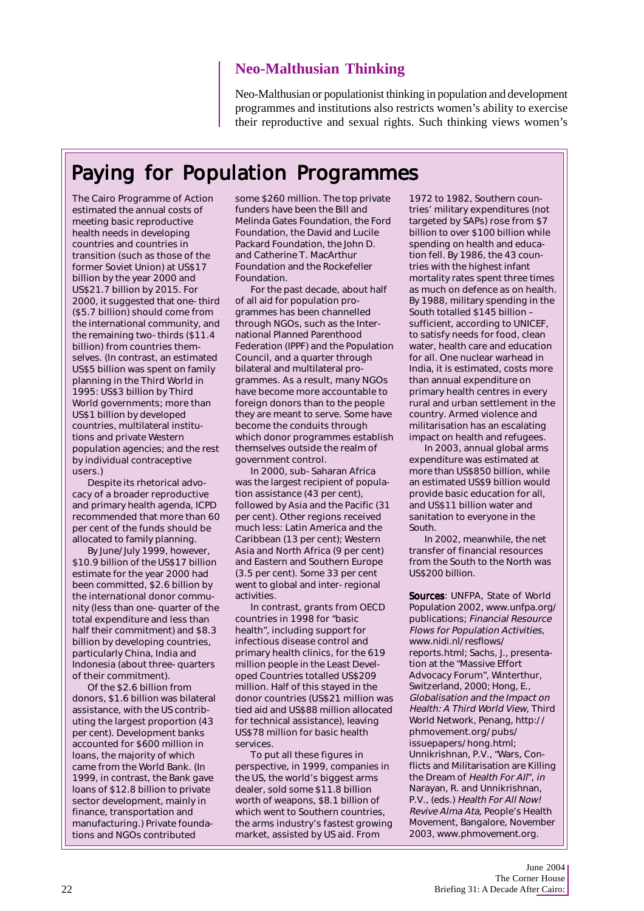## Neo-Malthusian Thinking

Neo-Malthusian or populationist thinking in population and development programmes and institutions also restricts women's ability to exercise their reproductive and sexual rights. Such thinking views women's

## Paying for Population Programmes

The Cairo Programme of Action estimated the annual costs of meeting basic reproductive health needs in developing countries and countries in transition (such as those of the former Soviet Union) at US$17 billion by the year 2000 and US$21.7 billion by 2015. For 2000, it suggested that one-third ($5.7 billion) should come from the international community, and the remaining two-thirds ($11.4 billion) from countries themselves. (In contrast, an estimated US$5 billion was spent on family planning in the Third World in 1995: US$3 billion by Third World governments; more than US$1 billion by developed countries, multilateral institutions and private Western population agencies; and the rest by individual contraceptive users.)

Despite its rhetorical advocacy of a broader reproductive and primary health agenda, ICPD recommended that more than 60 per cent of the funds should be allocated to family planning.

By June/July 1999, however, $10.9 billion of the US$17 billion estimate for the year 2000 had been committed, $2.6 billion by the international donor community (less than one-quarter of the total expenditure and less than half their commitment) and $8.3 billion by developing countries, particularly China, India and Indonesia (about three-quarters of their commitment).

Of the $2.6 billion from donors, $1.6 billion was bilateral assistance, with the US contributing the largest proportion (43 per cent). Development banks accounted for $600 million in loans, the majority of which came from the World Bank. (In 1999, in contrast, the Bank gave loans of $12.8 billion to private sector development, mainly in finance, transportation and manufacturing.) Private foundations and NGOs contributed some $260 million. The top private funders have been the Bill and Melinda Gates Foundation, the Ford Foundation, the David and Lucile Packard Foundation, the John D. and Catherine T. MacArthur Foundation and the Rockefeller Foundation.

For the past decade, about half of all aid for population programmes has been channelled through NGOs, such as the International Planned Parenthood Federation (IPPF) and the Population Council, and a quarter through bilateral and multilateral programmes. As a result, many NGOs have become more accountable to foreign donors than to the people they are meant to serve. Some have become the conduits through which donor programmes establish themselves outside the realm of government control.

In 2000, sub-Saharan Africa was the largest recipient of population assistance (43 per cent), followed by Asia and the Pacific (31 per cent). Other regions received much less: Latin America and the Caribbean (13 per cent); Western Asia and North Africa (9 per cent) and Eastern and Southern Europe (3.5 per cent). Some 33 per cent went to global and inter-regional activities.

In contrast, grants from OECD countries in 1998 for "basic health", including support for infectious disease control and primary health clinics, for the 619 million people in the Least Developed Countries totalled US$209 million. Half of this stayed in the donor countries (US$21 million was tied aid and US$88 million allocated for technical assistance), leaving US$78 million for basic health services.

To put all these figures in perspective, in 1999, companies in the US, the world's biggest arms dealer, sold some $11.8 billion worth of weapons, $8.1 billion of which went to Southern countries, the arms industry's fastest growing market, assisted by US aid. From 1972 to 1982, Southern countries' military expenditures (not targeted by SAPs) rose from $7 billion to over $100 billion while spending on health and education fell. By 1986, the 43 countries with the highest infant mortality rates spent three times as much on defence as on health. By 1988, military spending in the South totalled $145 billion – sufficient, according to UNICEF, to satisfy needs for food, clean water, health care and education for all. One nuclear warhead in India, it is estimated, costs more than annual expenditure on primary health centres in every rural and urban settlement in the country. Armed violence and militarisation has an escalating impact on health and refugees.

In 2003, annual global arms expenditure was estimated at more than US$850 billion, while an estimated US$9 billion would provide basic education for all, and US$11 billion water and sanitation to everyone in the South.

In 2002, meanwhile, the net transfer of financial resources from the South to the North was US$200 billion.

**Sources**: UNFPA, State of World Population 2002, www.unfpa.org/publications; *Financial Resource Flows for Population Activities*, www.nidi.nl/resflows/reports.html; Sachs, J., presentation at the "Massive Effort Advocacy Forum", Winterthur, Switzerland, 2000; Hong, E., *Globalisation and the Impact on Health: A Third World View*, Third World Network, Penang, http://phmovement.org/pubs/issuepapers/hong.html; Unnikrishnan, P.V., "Wars, Conflicts and Militarisation are Killing the Dream of *Health For All*", *in* Narayan, R. and Unnikrishnan, P.V., (eds.) *Health For All Now! Revive Alma Ata,* People's Health Movement, Bangalore, November 2003, www.phmovement.org.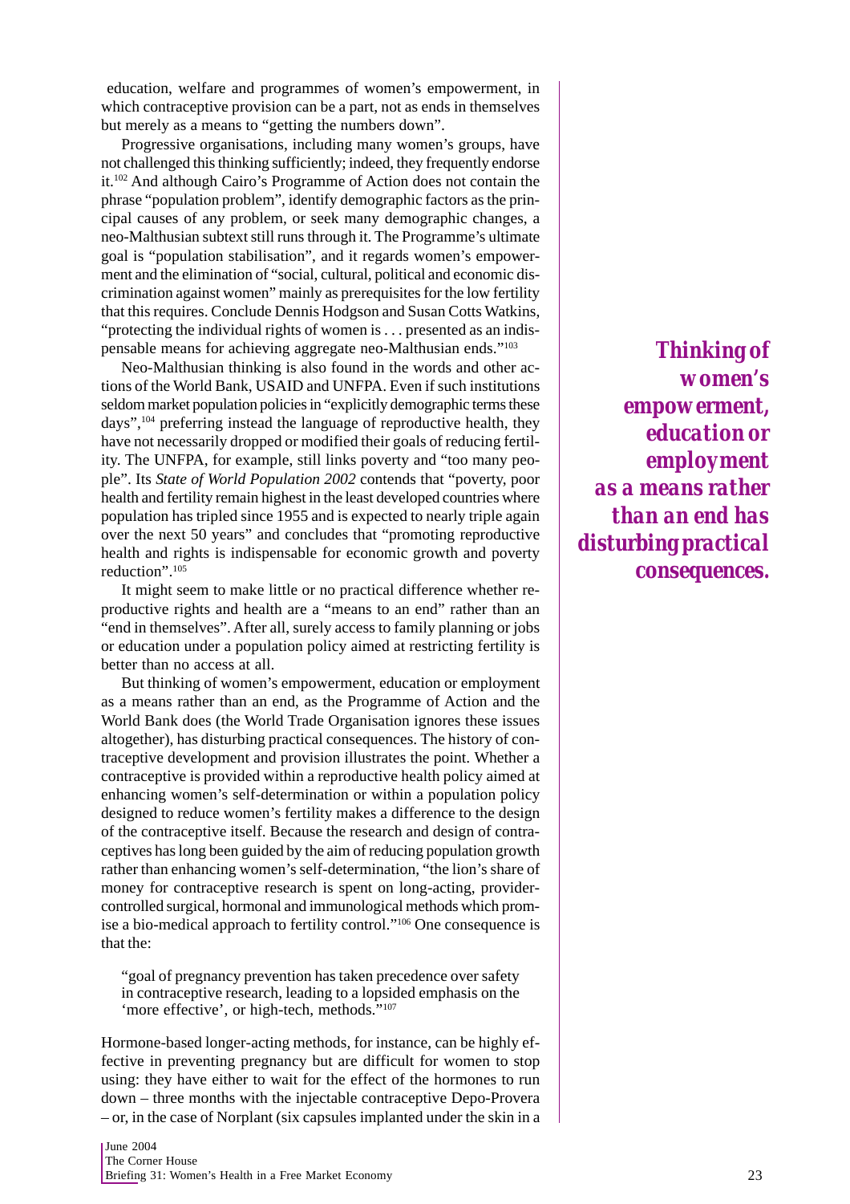education, welfare and programmes of women's empowerment, in which contraceptive provision can be a part, not as ends in themselves but merely as a means to "getting the numbers down".

Progressive organisations, including many women's groups, have not challenged this thinking sufficiently; indeed, they frequently endorse it.[102] And although Cairo's Programme of Action does not contain the phrase "population problem", identify demographic factors as the principal causes of any problem, or seek many demographic changes, a neo-Malthusian subtext still runs through it. The Programme's ultimate goal is "population stabilisation", and it regards women's empowerment and the elimination of "social, cultural, political and economic discrimination against women" mainly as prerequisites for the low fertility that this requires. Conclude Dennis Hodgson and Susan Cotts Watkins, "protecting the individual rights of women is . . . presented as an indispensable means for achieving aggregate neo-Malthusian ends."[103]

Neo-Malthusian thinking is also found in the words and other actions of the World Bank, USAID and UNFPA. Even if such institutions seldom market population policies in "explicitly demographic terms these days",[104] preferring instead the language of reproductive health, they have not necessarily dropped or modified their goals of reducing fertility. The UNFPA, for example, still links poverty and "too many people". Its *State of World Population 2002* contends that "poverty, poor health and fertility remain highest in the least developed countries where population has tripled since 1955 and is expected to nearly triple again over the next 50 years" and concludes that "promoting reproductive health and rights is indispensable for economic growth and poverty reduction".[105]

It might seem to make little or no practical difference whether reproductive rights and health are a "means to an end" rather than an "end in themselves". After all, surely access to family planning or jobs or education under a population policy aimed at restricting fertility is better than no access at all.

But thinking of women's empowerment, education or employment as a means rather than an end, as the Programme of Action and the World Bank does (the World Trade Organisation ignores these issues altogether), has disturbing practical consequences. The history of contraceptive development and provision illustrates the point. Whether a contraceptive is provided within a reproductive health policy aimed at enhancing women's self-determination or within a population policy designed to reduce women's fertility makes a difference to the design of the contraceptive itself. Because the research and design of contraceptives has long been guided by the aim of reducing population growth rather than enhancing women's self-determination, "the lion's share of money for contraceptive research is spent on long-acting, provider-controlled surgical, hormonal and immunological methods which promise a bio-medical approach to fertility control."[106] One consequence is that the:

> "goal of pregnancy prevention has taken precedence over safety in contraceptive research, leading to a lopsided emphasis on the 'more effective', or high-tech, methods."[107]

Hormone-based longer-acting methods, for instance, can be highly effective in preventing pregnancy but are difficult for women to stop using: they have either to wait for the effect of the hormones to run down – three months with the injectable contraceptive Depo-Provera – or, in the case of Norplant (six capsules implanted under the skin in a

***Thinking of women's empowerment, education or employment as a means rather than an end has disturbing practical consequences.***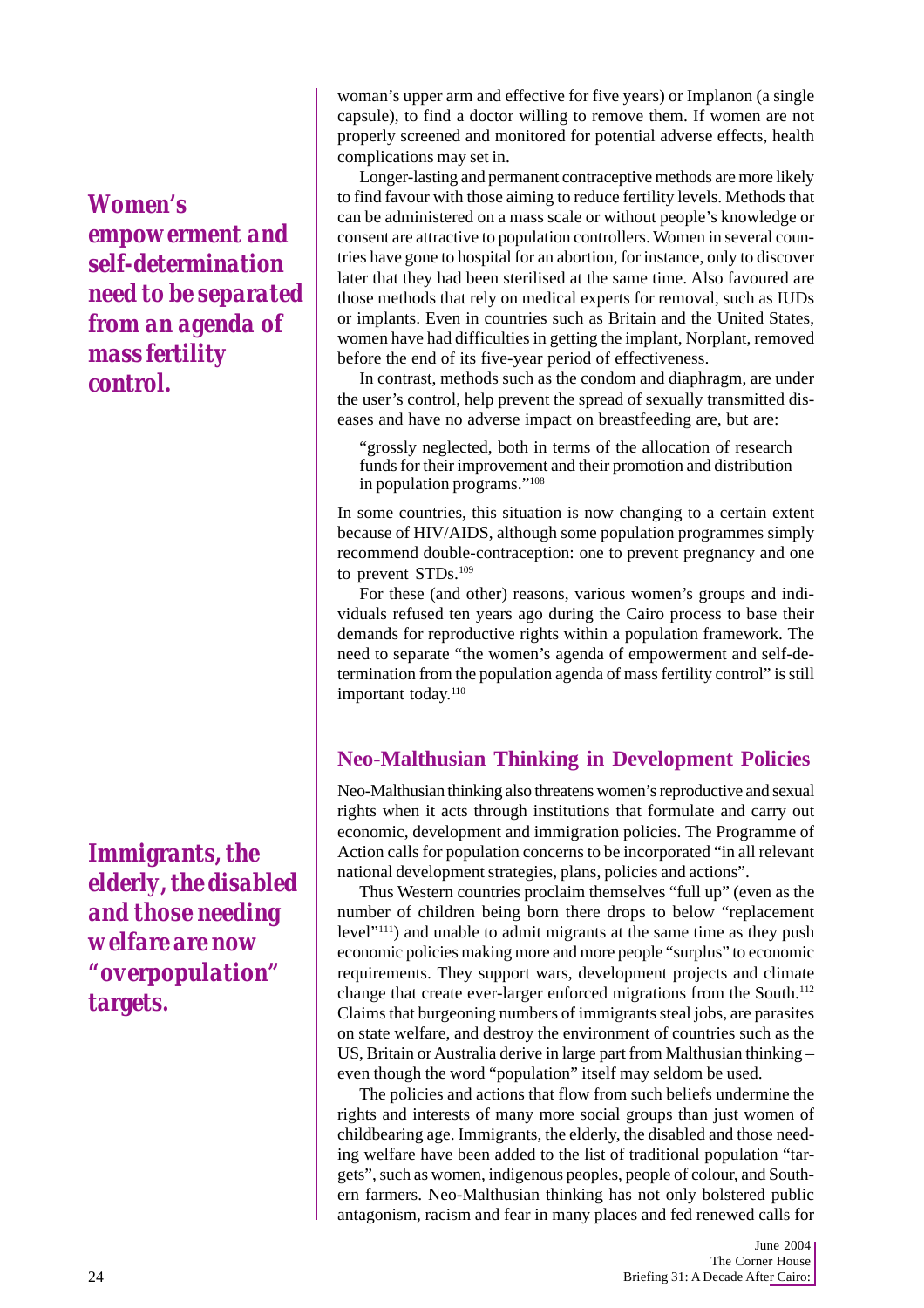*Women's empowerment and self-determination need to be separated from an agenda of mass fertility control.*

woman's upper arm and effective for five years) or Implanon (a single capsule), to find a doctor willing to remove them. If women are not properly screened and monitored for potential adverse effects, health complications may set in.

Longer-lasting and permanent contraceptive methods are more likely to find favour with those aiming to reduce fertility levels. Methods that can be administered on a mass scale or without people's knowledge or consent are attractive to population controllers. Women in several countries have gone to hospital for an abortion, for instance, only to discover later that they had been sterilised at the same time. Also favoured are those methods that rely on medical experts for removal, such as IUDs or implants. Even in countries such as Britain and the United States, women have had difficulties in getting the implant, Norplant, removed before the end of its five-year period of effectiveness.

In contrast, methods such as the condom and diaphragm, are under the user's control, help prevent the spread of sexually transmitted diseases and have no adverse impact on breastfeeding are, but are:

> "grossly neglected, both in terms of the allocation of research funds for their improvement and their promotion and distribution in population programs."[108]

In some countries, this situation is now changing to a certain extent because of HIV/AIDS, although some population programmes simply recommend double-contraception: one to prevent pregnancy and one to prevent STDs.[109]

For these (and other) reasons, various women's groups and individuals refused ten years ago during the Cairo process to base their demands for reproductive rights within a population framework. The need to separate "the women's agenda of empowerment and self-determination from the population agenda of mass fertility control" is still important today.[110]

## Neo-Malthusian Thinking in Development Policies

*Immigrants, the elderly, the disabled and those needing welfare are now "overpopulation" targets.*

Neo-Malthusian thinking also threatens women's reproductive and sexual rights when it acts through institutions that formulate and carry out economic, development and immigration policies. The Programme of Action calls for population concerns to be incorporated "in all relevant national development strategies, plans, policies and actions".

Thus Western countries proclaim themselves "full up" (even as the number of children being born there drops to below "replacement level"[111]) and unable to admit migrants at the same time as they push economic policies making more and more people "surplus" to economic requirements. They support wars, development projects and climate change that create ever-larger enforced migrations from the South.[112] Claims that burgeoning numbers of immigrants steal jobs, are parasites on state welfare, and destroy the environment of countries such as the US, Britain or Australia derive in large part from Malthusian thinking – even though the word "population" itself may seldom be used.

The policies and actions that flow from such beliefs undermine the rights and interests of many more social groups than just women of childbearing age. Immigrants, the elderly, the disabled and those needing welfare have been added to the list of traditional population "targets", such as women, indigenous peoples, people of colour, and Southern farmers. Neo-Malthusian thinking has not only bolstered public antagonism, racism and fear in many places and fed renewed calls for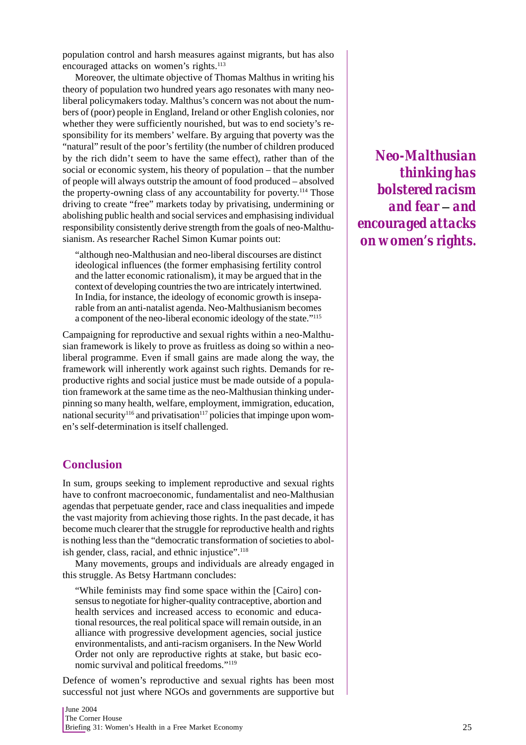population control and harsh measures against migrants, but has also encouraged attacks on women's rights.[113]

Moreover, the ultimate objective of Thomas Malthus in writing his theory of population two hundred years ago resonates with many neo-liberal policymakers today. Malthus's concern was not about the numbers of (poor) people in England, Ireland or other English colonies, nor whether they were sufficiently nourished, but was to end society's responsibility for its members' welfare. By arguing that poverty was the "natural" result of the poor's fertility (the number of children produced by the rich didn't seem to have the same effect), rather than of the social or economic system, his theory of population – that the number of people will always outstrip the amount of food produced – absolved the property-owning class of any accountability for poverty.[114] Those driving to create "free" markets today by privatising, undermining or abolishing public health and social services and emphasising individual responsibility consistently derive strength from the goals of neo-Malthusianism. As researcher Rachel Simon Kumar points out:

> "although neo-Malthusian and neo-liberal discourses are distinct ideological influences (the former emphasising fertility control and the latter economic rationalism), it may be argued that in the context of developing countries the two are intricately intertwined. In India, for instance, the ideology of economic growth is inseparable from an anti-natalist agenda. Neo-Malthusianism becomes a component of the neo-liberal economic ideology of the state."[115]

Campaigning for reproductive and sexual rights within a neo-Malthusian framework is likely to prove as fruitless as doing so within a neo-liberal programme. Even if small gains are made along the way, the framework will inherently work against such rights. Demands for reproductive rights and social justice must be made outside of a population framework at the same time as the neo-Malthusian thinking underpinning so many health, welfare, employment, immigration, education, national security[116] and privatisation[117] policies that impinge upon women's self-determination is itself challenged.

***Neo-Malthusian thinking has bolstered racism and fear – and encouraged attacks on women's rights.***

## Conclusion

In sum, groups seeking to implement reproductive and sexual rights have to confront macroeconomic, fundamentalist and neo-Malthusian agendas that perpetuate gender, race and class inequalities and impede the vast majority from achieving those rights. In the past decade, it has become much clearer that the struggle for reproductive health and rights is nothing less than the "democratic transformation of societies to abolish gender, class, racial, and ethnic injustice".[118]

Many movements, groups and individuals are already engaged in this struggle. As Betsy Hartmann concludes:

> "While feminists may find some space within the [Cairo] consensus to negotiate for higher-quality contraceptive, abortion and health services and increased access to economic and educational resources, the real political space will remain outside, in an alliance with progressive development agencies, social justice environmentalists, and anti-racism organisers. In the New World Order not only are reproductive rights at stake, but basic economic survival and political freedoms."[119]

Defence of women's reproductive and sexual rights has been most successful not just where NGOs and governments are supportive but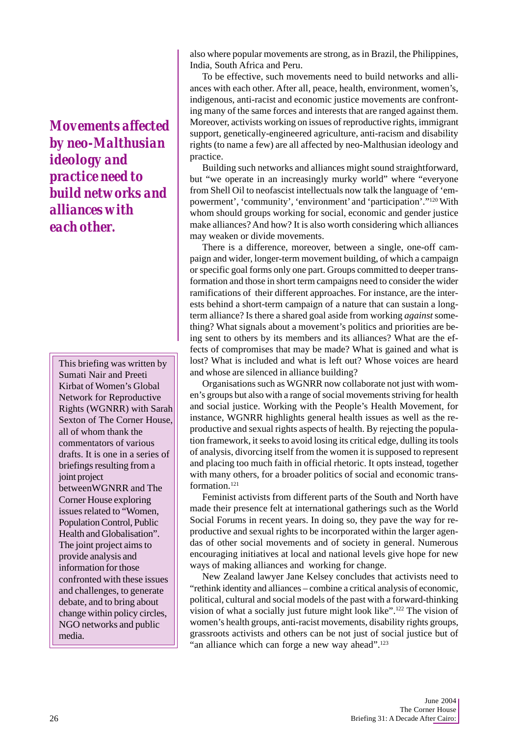also where popular movements are strong, as in Brazil, the Philippines, India, South Africa and Peru.

*Movements affected by neo-Malthusian ideology and practice need to build networks and alliances with each other.*

To be effective, such movements need to build networks and alliances with each other. After all, peace, health, environment, women's, indigenous, anti-racist and economic justice movements are confronting many of the same forces and interests that are ranged against them. Moreover, activists working on issues of reproductive rights, immigrant support, genetically-engineered agriculture, anti-racism and disability rights (to name a few) are all affected by neo-Malthusian ideology and practice.

Building such networks and alliances might sound straightforward, but "we operate in an increasingly murky world" where "everyone from Shell Oil to neofascist intellectuals now talk the language of 'empowerment', 'community', 'environment' and 'participation'."[120] With whom should groups working for social, economic and gender justice make alliances? And how? It is also worth considering which alliances may weaken or divide movements.

There is a difference, moreover, between a single, one-off campaign and wider, longer-term movement building, of which a campaign or specific goal forms only one part. Groups committed to deeper transformation and those in short term campaigns need to consider the wider ramifications of their different approaches. For instance, are the interests behind a short-term campaign of a nature that can sustain a long-term alliance? Is there a shared goal aside from working *against* something? What signals about a movement's politics and priorities are being sent to others by its members and its alliances? What are the effects of compromises that may be made? What is gained and what is lost? What is included and what is left out? Whose voices are heard and whose are silenced in alliance building?

Organisations such as WGNRR now collaborate not just with women's groups but also with a range of social movements striving for health and social justice. Working with the People's Health Movement, for instance, WGNRR highlights general health issues as well as the reproductive and sexual rights aspects of health. By rejecting the population framework, it seeks to avoid losing its critical edge, dulling its tools of analysis, divorcing itself from the women it is supposed to represent and placing too much faith in official rhetoric. It opts instead, together with many others, for a broader politics of social and economic transformation.[121]

Feminist activists from different parts of the South and North have made their presence felt at international gatherings such as the World Social Forums in recent years. In doing so, they pave the way for reproductive and sexual rights to be incorporated within the larger agendas of other social movements and of society in general. Numerous encouraging initiatives at local and national levels give hope for new ways of making alliances and working for change.

New Zealand lawyer Jane Kelsey concludes that activists need to "rethink identity and alliances – combine a critical analysis of economic, political, cultural and social models of the past with a forward-thinking vision of what a socially just future might look like".[122] The vision of women's health groups, anti-racist movements, disability rights groups, grassroots activists and others can be not just of social justice but of "an alliance which can forge a new way ahead".[123]

This briefing was written by Sumati Nair and Preeti Kirbat of Women's Global Network for Reproductive Rights (WGNRR) with Sarah Sexton of The Corner House, all of whom thank the commentators of various drafts. It is one in a series of briefings resulting from a joint project betweenWGNRR and The Corner House exploring issues related to "Women, Population Control, Public Health and Globalisation". The joint project aims to provide analysis and information for those confronted with these issues and challenges, to generate debate, and to bring about change within policy circles, NGO networks and public media.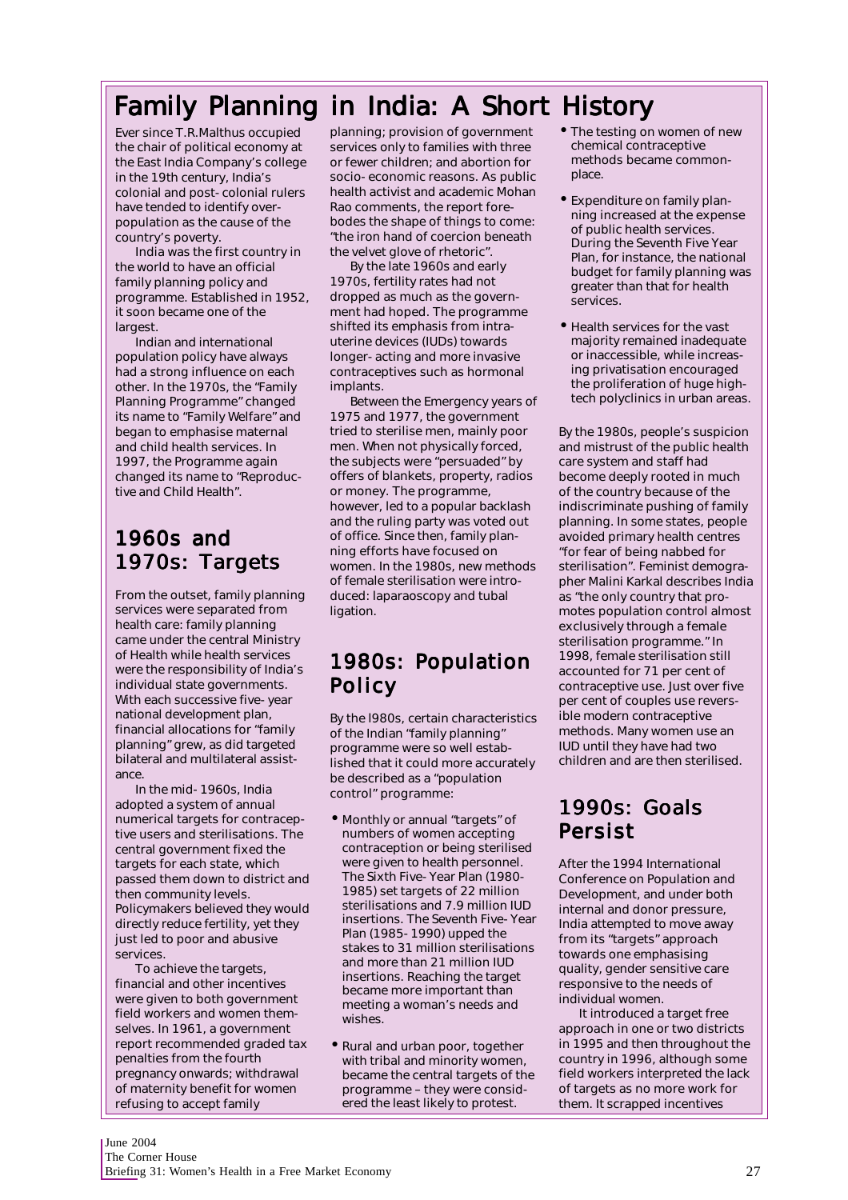# Family Planning in India: A Short History

Ever since T.R.Malthus occupied the chair of political economy at the East India Company's college in the 19th century, India's colonial and post- colonial rulers have tended to identify over- population as the cause of the country's poverty.

India was the first country in the world to have an official family planning policy and programme. Established in 1952, it soon became one of the largest.

Indian and international population policy have always had a strong influence on each other. In the 1970s, the "Family Planning Programme" changed its name to "Family Welfare" and began to emphasise maternal and child health services. In 1997, the Programme again changed its name to "Reproductive and Child Health".

## 1960s and 1970s: Targets

From the outset, family planning services were separated from health care: family planning came under the central Ministry of Health while health services were the responsibility of India's individual state governments. With each successive five- year national development plan, financial allocations for "family planning" grew, as did targeted bilateral and multilateral assistance.

In the mid- 1960s, India adopted a system of annual numerical targets for contraceptive users and sterilisations. The central government fixed the targets for each state, which passed them down to district and then community levels. Policymakers believed they would directly reduce fertility, yet they just led to poor and abusive services.

To achieve the targets, financial and other incentives were given to both government field workers and women themselves. In 1961, a government report recommended graded tax penalties from the fourth pregnancy onwards; withdrawal of maternity benefit for women refusing to accept family planning; provision of government services only to families with three or fewer children; and abortion for socio- economic reasons. As public health activist and academic Mohan Rao comments, the report forebodes the shape of things to come: "the iron hand of coercion beneath the velvet glove of rhetoric".

By the late 1960s and early 1970s, fertility rates had not dropped as much as the government had hoped. The programme shifted its emphasis from intra-uterine devices (IUDs) towards longer- acting and more invasive contraceptives such as hormonal implants.

Between the Emergency years of 1975 and 1977, the government tried to sterilise men, mainly poor men. When not physically forced, the subjects were "persuaded" by offers of blankets, property, radios or money. The programme, however, led to a popular backlash and the ruling party was voted out of office. Since then, family planning efforts have focused on women. In the 1980s, new methods of female sterilisation were introduced: laparaoscopy and tubal ligation.

## 1980s: Population Policy

By the I980s, certain characteristics of the Indian "family planning" programme were so well established that it could more accurately be described as a "population control" programme:

- Monthly or annual "targets" of numbers of women accepting contraception or being sterilised were given to health personnel. The Sixth Five- Year Plan (1980- 1985) set targets of 22 million sterilisations and 7.9 million IUD insertions. The Seventh Five- Year Plan (1985- 1990) upped the stakes to 31 million sterilisations and more than 21 million IUD insertions. Reaching the target became more important than meeting a woman's needs and wishes.
- Rural and urban poor, together with tribal and minority women, became the central targets of the programme – they were considered the least likely to protest.
- The testing on women of new chemical contraceptive methods became commonplace.
- Expenditure on family planning increased at the expense of public health services. During the Seventh Five Year Plan, for instance, the national budget for family planning was greater than that for health services.
- Health services for the vast majority remained inadequate or inaccessible, while increasing privatisation encouraged the proliferation of huge high-tech polyclinics in urban areas.

By the 1980s, people's suspicion and mistrust of the public health care system and staff had become deeply rooted in much of the country because of the indiscriminate pushing of family planning. In some states, people avoided primary health centres "for fear of being nabbed for sterilisation". Feminist demographer Malini Karkal describes India as "the only country that promotes population control almost exclusively through a female sterilisation programme." In 1998, female sterilisation still accounted for 71 per cent of contraceptive use. Just over five per cent of couples use reversible modern contraceptive methods. Many women use an IUD until they have had two children and are then sterilised.

## 1990s: Goals Persist

After the 1994 International Conference on Population and Development, and under both internal and donor pressure, India attempted to move away from its "targets" approach towards one emphasising quality, gender sensitive care responsive to the needs of individual women.

It introduced a target free approach in one or two districts in 1995 and then throughout the country in 1996, although some field workers interpreted the lack of targets as no more work for them. It scrapped incentives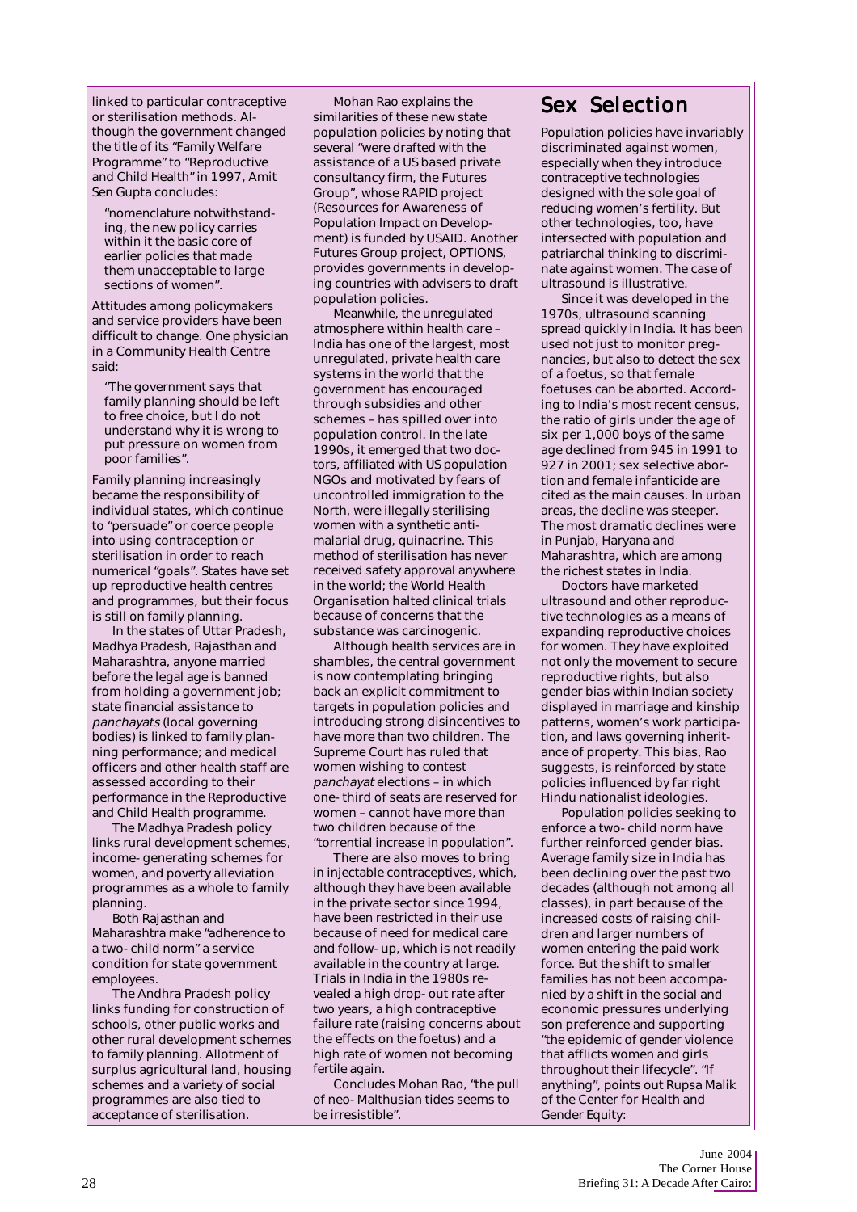linked to particular contraceptive or sterilisation methods. Although the government changed the title of its "Family Welfare Programme" to "Reproductive and Child Health" in 1997, Amit Sen Gupta concludes:

> "nomenclature notwithstanding, the new policy carries within it the basic core of earlier policies that made them unacceptable to large sections of women".

Attitudes among policymakers and service providers have been difficult to change. One physician in a Community Health Centre said:

> "The government says that family planning should be left to free choice, but I do not understand why it is wrong to put pressure on women from poor families".

Family planning increasingly became the responsibility of individual states, which continue to "persuade" or coerce people into using contraception or sterilisation in order to reach numerical "goals". States have set up reproductive health centres and programmes, but their focus is still on family planning.

In the states of Uttar Pradesh, Madhya Pradesh, Rajasthan and Maharashtra, anyone married before the legal age is banned from holding a government job; state financial assistance to *panchayats* (local governing bodies) is linked to family planning performance; and medical officers and other health staff are assessed according to their performance in the Reproductive and Child Health programme.

The Madhya Pradesh policy links rural development schemes, income-generating schemes for women, and poverty alleviation programmes as a whole to family planning.

Both Rajasthan and Maharashtra make "adherence to a two-child norm" a service condition for state government employees.

The Andhra Pradesh policy links funding for construction of schools, other public works and other rural development schemes to family planning. Allotment of surplus agricultural land, housing schemes and a variety of social programmes are also tied to acceptance of sterilisation.

Mohan Rao explains the similarities of these new state population policies by noting that several "were drafted with the assistance of a US based private consultancy firm, the Futures Group", whose RAPID project (Resources for Awareness of Population Impact on Development) is funded by USAID. Another Futures Group project, OPTIONS, provides governments in developing countries with advisers to draft population policies.

Meanwhile, the unregulated atmosphere within health care – India has one of the largest, most unregulated, private health care systems in the world that the government has encouraged through subsidies and other schemes – has spilled over into population control. In the late 1990s, it emerged that two doctors, affiliated with US population NGOs and motivated by fears of uncontrolled immigration to the North, were illegally sterilising women with a synthetic anti-malarial drug, quinacrine. This method of sterilisation has never received safety approval anywhere in the world; the World Health Organisation halted clinical trials because of concerns that the substance was carcinogenic.

Although health services are in shambles, the central government is now contemplating bringing back an explicit commitment to targets in population policies and introducing strong disincentives to have more than two children. The Supreme Court has ruled that women wishing to contest *panchayat* elections – in which one-third of seats are reserved for women – cannot have more than two children because of the "torrential increase in population".

There are also moves to bring in injectable contraceptives, which, although they have been available in the private sector since 1994, have been restricted in their use because of need for medical care and follow-up, which is not readily available in the country at large. Trials in India in the 1980s revealed a high drop-out rate after two years, a high contraceptive failure rate (raising concerns about the effects on the foetus) and a high rate of women not becoming fertile again.

Concludes Mohan Rao, "the pull of neo-Malthusian tides seems to be irresistible".

## Sex Selection

Population policies have invariably discriminated against women, especially when they introduce contraceptive technologies designed with the sole goal of reducing women's fertility. But other technologies, too, have intersected with population and patriarchal thinking to discriminate against women. The case of ultrasound is illustrative.

Since it was developed in the 1970s, ultrasound scanning spread quickly in India. It has been used not just to monitor pregnancies, but also to detect the sex of a foetus, so that female foetuses can be aborted. According to India's most recent census, the ratio of girls under the age of six per 1,000 boys of the same age declined from 945 in 1991 to 927 in 2001; sex selective abortion and female infanticide are cited as the main causes. In urban areas, the decline was steeper. The most dramatic declines were in Punjab, Haryana and Maharashtra, which are among the richest states in India.

Doctors have marketed ultrasound and other reproductive technologies as a means of expanding reproductive choices for women. They have exploited not only the movement to secure reproductive rights, but also gender bias within Indian society displayed in marriage and kinship patterns, women's work participation, and laws governing inheritance of property. This bias, Rao suggests, is reinforced by state policies influenced by far right Hindu nationalist ideologies.

Population policies seeking to enforce a two-child norm have further reinforced gender bias. Average family size in India has been declining over the past two decades (although not among all classes), in part because of the increased costs of raising children and larger numbers of women entering the paid work force. But the shift to smaller families has not been accompanied by a shift in the social and economic pressures underlying son preference and supporting "the epidemic of gender violence that afflicts women and girls throughout their lifecycle". "If anything", points out Rupsa Malik of the Center for Health and Gender Equity: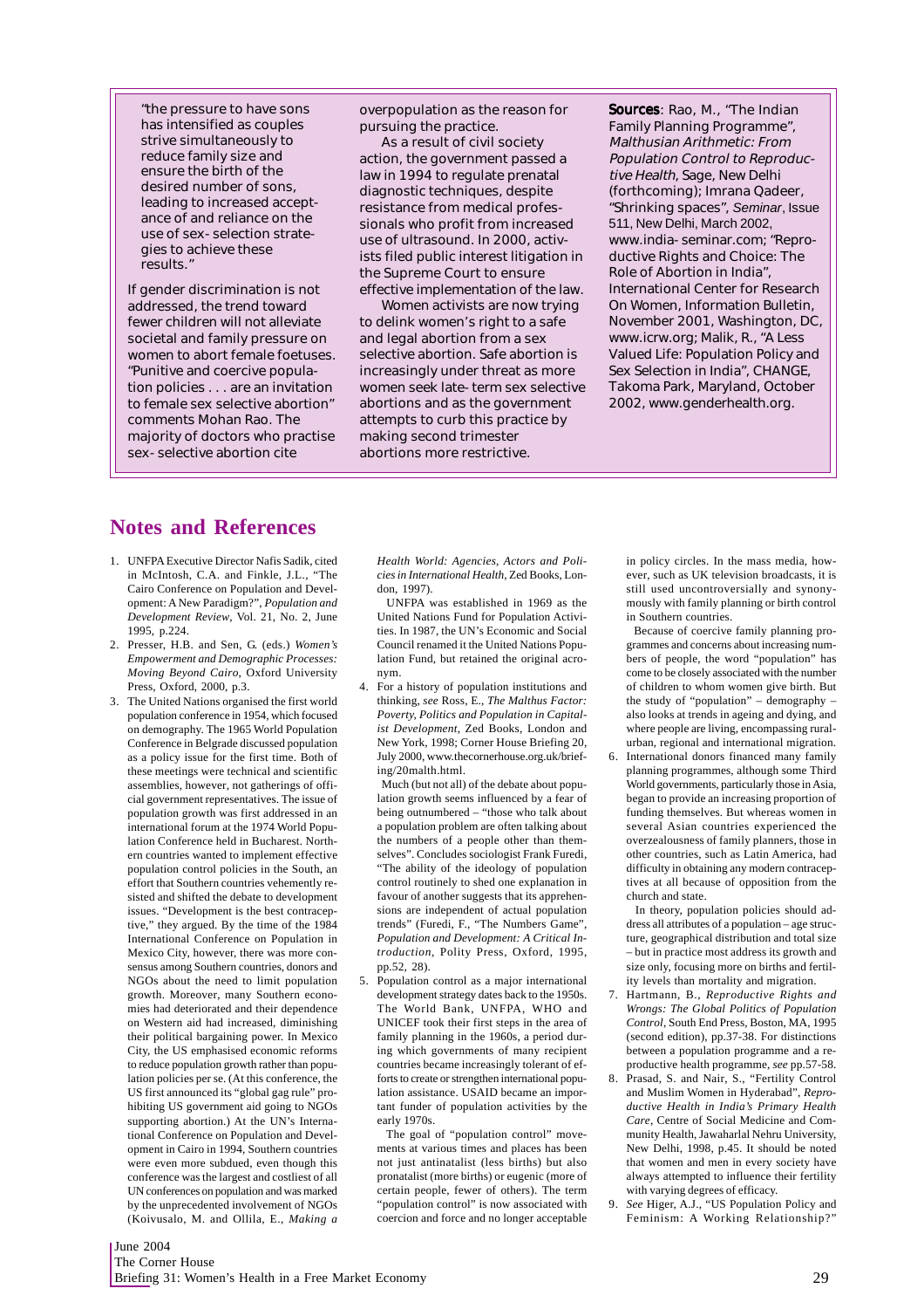"the pressure to have sons has intensified as couples strive simultaneously to reduce family size and ensure the birth of the desired number of sons, leading to increased acceptance of and reliance on the use of sex-selection strategies to achieve these results."

If gender discrimination is not addressed, the trend toward fewer children will not alleviate societal and family pressure on women to abort female foetuses. "Punitive and coercive population policies . . . are an invitation to female sex selective abortion" comments Mohan Rao. The majority of doctors who practise sex-selective abortion cite overpopulation as the reason for pursuing the practice.

As a result of civil society action, the government passed a law in 1994 to regulate prenatal diagnostic techniques, despite resistance from medical professionals who profit from increased use of ultrasound. In 2000, activists filed public interest litigation in the Supreme Court to ensure effective implementation of the law.

Women activists are now trying to delink women's right to a safe and legal abortion from a sex selective abortion. Safe abortion is increasingly under threat as more women seek late-term sex selective abortions and as the government attempts to curb this practice by making second trimester abortions more restrictive.

**Sources**: Rao, M., "The Indian Family Planning Programme", *Malthusian Arithmetic: From Population Control to Reproductive Health*, Sage, New Delhi (forthcoming); Imrana Qadeer, "Shrinking spaces", *Seminar*, Issue 511, New Delhi, March 2002, www.india-seminar.com; "Reproductive Rights and Choice: The Role of Abortion in India", International Center for Research On Women, Information Bulletin, November 2001, Washington, DC, www.icrw.org; Malik, R., "A Less Valued Life: Population Policy and Sex Selection in India", CHANGE, Takoma Park, Maryland, October 2002, www.genderhealth.org.

## Notes and References

1. UNFPA Executive Director Nafis Sadik, cited in McIntosh, C.A. and Finkle, J.L., "The Cairo Conference on Population and Development: A New Paradigm?", *Population and Development Review*, Vol. 21, No. 2, June 1995, p.224.
2. Presser, H.B. and Sen, G. (eds.) *Women's Empowerment and Demographic Processes: Moving Beyond Cairo*, Oxford University Press, Oxford, 2000, p.3.
3. The United Nations organised the first world population conference in 1954, which focused on demography. The 1965 World Population Conference in Belgrade discussed population as a policy issue for the first time. Both of these meetings were technical and scientific assemblies, however, not gatherings of official government representatives. The issue of population growth was first addressed in an international forum at the 1974 World Population Conference held in Bucharest. Northern countries wanted to implement effective population control policies in the South, an effort that Southern countries vehemently resisted and shifted the debate to development issues. "Development is the best contraceptive," they argued. By the time of the 1984 International Conference on Population in Mexico City, however, there was more consensus among Southern countries, donors and NGOs about the need to limit population growth. Moreover, many Southern economies had deteriorated and their dependence on Western aid had increased, diminishing their political bargaining power. In Mexico City, the US emphasised economic reforms to reduce population growth rather than population policies per se. (At this conference, the US first announced its "global gag rule" prohibiting US government aid going to NGOs supporting abortion.) At the UN's International Conference on Population and Development in Cairo in 1994, Southern countries were even more subdued, even though this conference was the largest and costliest of all UN conferences on population and was marked by the unprecedented involvement of NGOs (Koivusalo, M. and Ollila, E., *Making a Health World: Agencies, Actors and Policies in International Health*, Zed Books, London, 1997).

   UNFPA was established in 1969 as the United Nations Fund for Population Activities. In 1987, the UN's Economic and Social Council renamed it the United Nations Population Fund, but retained the original acronym.
4. For a history of population institutions and thinking, *see* Ross, E., *The Malthus Factor: Poverty, Politics and Population in Capitalist Development*, Zed Books, London and New York, 1998; Corner House Briefing 20, July 2000, www.thecornerhouse.org.uk/briefing/20malth.html.

   Much (but not all) of the debate about population growth seems influenced by a fear of being outnumbered – "those who talk about a population problem are often talking about the numbers of a people other than themselves". Concludes sociologist Frank Furedi, "The ability of the ideology of population control routinely to shed one explanation in favour of another suggests that its apprehensions are independent of actual population trends" (Furedi, F., "The Numbers Game", *Population and Development: A Critical Introduction*, Polity Press, Oxford, 1995, pp.52, 28).
5. Population control as a major international development strategy dates back to the 1950s. The World Bank, UNFPA, WHO and UNICEF took their first steps in the area of family planning in the 1960s, a period during which governments of many recipient countries became increasingly tolerant of efforts to create or strengthen international population assistance. USAID became an important funder of population activities by the early 1970s.

   The goal of "population control" movements at various times and places has been not just antinatalist (less births) but also pronatalist (more births) or eugenic (more of certain people, fewer of others). The term "population control" is now associated with coercion and force and no longer acceptable in policy circles. In the mass media, however, such as UK television broadcasts, it is still used uncontroversially and synonymously with family planning or birth control in Southern countries.

   Because of coercive family planning programmes and concerns about increasing numbers of people, the word "population" has come to be closely associated with the number of children to whom women give birth. But the study of "population" – demography – also looks at trends in ageing and dying, and where people are living, encompassing rural-urban, regional and international migration.
6. International donors financed many family planning programmes, although some Third World governments, particularly those in Asia, began to provide an increasing proportion of funding themselves. But whereas women in several Asian countries experienced the overzealousness of family planners, those in other countries, such as Latin America, had difficulty in obtaining any modern contraceptives at all because of opposition from the church and state.

   In theory, population policies should address all attributes of a population – age structure, geographical distribution and total size – but in practice most address its growth and size only, focusing more on births and fertility levels than mortality and migration.
7. Hartmann, B., *Reproductive Rights and Wrongs: The Global Politics of Population Control*, South End Press, Boston, MA, 1995 (second edition), pp.37-38. For distinctions between a population programme and a reproductive health programme, *see* pp.57-58.
8. Prasad, S. and Nair, S., "Fertility Control and Muslim Women in Hyderabad", *Reproductive Health in India's Primary Health Care*, Centre of Social Medicine and Community Health, Jawaharlal Nehru University, New Delhi, 1998, p.45. It should be noted that women and men in every society have always attempted to influence their fertility with varying degrees of efficacy.
9. *See* Higer, A.J., "US Population Policy and Feminism: A Working Relationship?"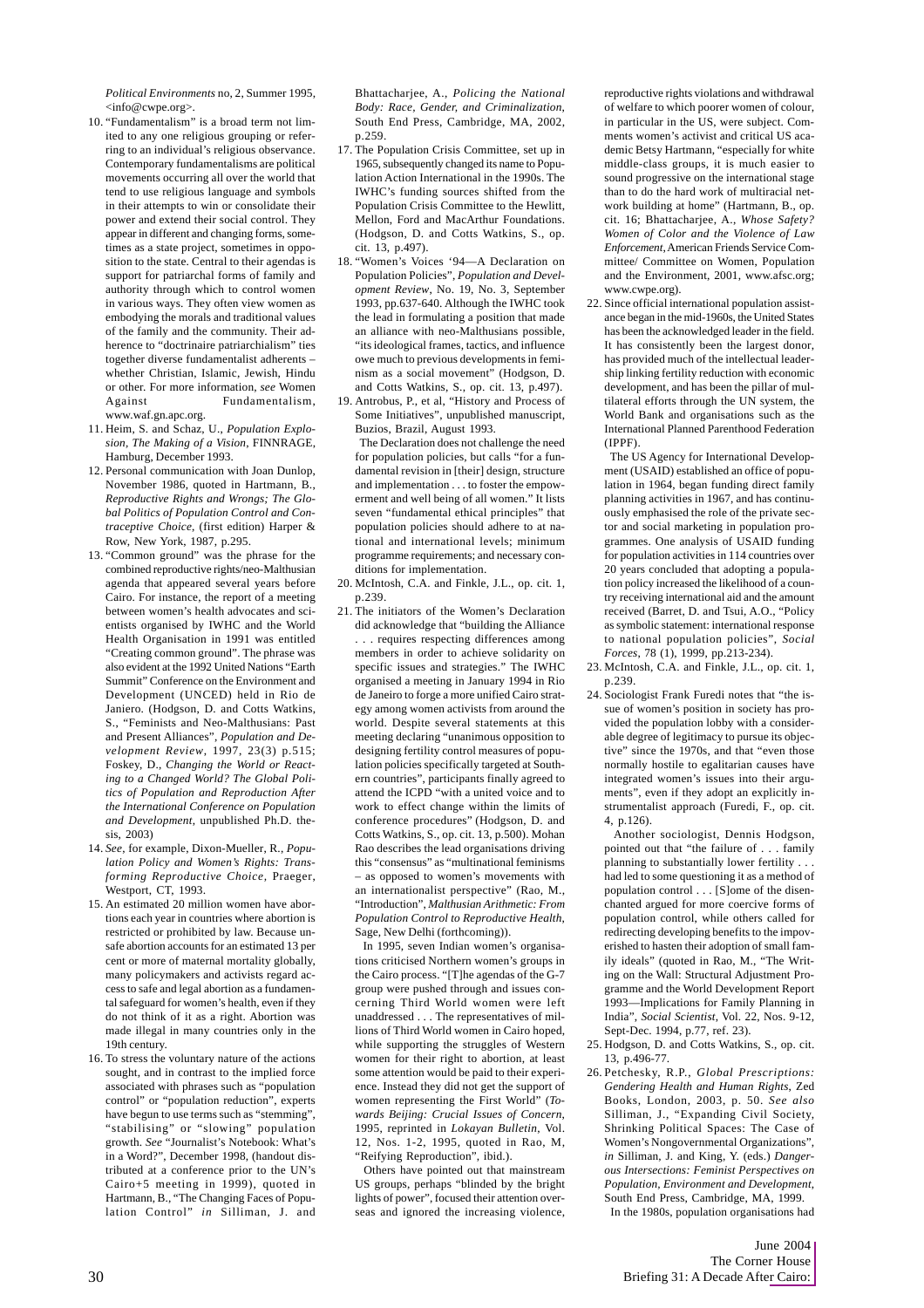*Political Environments* no, 2, Summer 1995, <info@cwpe.org>.

10. "Fundamentalism" is a broad term not limited to any one religious grouping or referring to an individual's religious observance. Contemporary fundamentalisms are political movements occurring all over the world that tend to use religious language and symbols in their attempts to win or consolidate their power and extend their social control. They appear in different and changing forms, sometimes as a state project, sometimes in opposition to the state. Central to their agendas is support for patriarchal forms of family and authority through which to control women in various ways. They often view women as embodying the morals and traditional values of the family and the community. Their adherence to "doctrinaire patriarchialism" ties together diverse fundamentalist adherents – whether Christian, Islamic, Jewish, Hindu or other. For more information, *see* Women Against Fundamentalism, www.waf.gn.apc.org.
11. Heim, S. and Schaz, U., *Population Explosion, The Making of a Vision*, FINNRAGE, Hamburg, December 1993.
12. Personal communication with Joan Dunlop, November 1986, quoted in Hartmann, B., *Reproductive Rights and Wrongs; The Global Politics of Population Control and Contraceptive Choice*, (first edition) Harper & Row, New York, 1987, p.295.
13. "Common ground" was the phrase for the combined reproductive rights/neo-Malthusian agenda that appeared several years before Cairo. For instance, the report of a meeting between women's health advocates and scientists organised by IWHC and the World Health Organisation in 1991 was entitled "Creating common ground". The phrase was also evident at the 1992 United Nations "Earth Summit" Conference on the Environment and Development (UNCED) held in Rio de Janiero. (Hodgson, D. and Cotts Watkins, S., "Feminists and Neo-Malthusians: Past and Present Alliances", *Population and Development Review*, 1997, 23(3) p.515; Foskey, D., *Changing the World or Reacting to a Changed World? The Global Politics of Population and Reproduction After the International Conference on Population and Development*, unpublished Ph.D. thesis, 2003)
14. *See*, for example, Dixon-Mueller, R., *Population Policy and Women's Rights: Transforming Reproductive Choice*, Praeger, Westport, CT, 1993.
15. An estimated 20 million women have abortions each year in countries where abortion is restricted or prohibited by law. Because unsafe abortion accounts for an estimated 13 per cent or more of maternal mortality globally, many policymakers and activists regard access to safe and legal abortion as a fundamental safeguard for women's health, even if they do not think of it as a right. Abortion was made illegal in many countries only in the 19th century.
16. To stress the voluntary nature of the actions sought, and in contrast to the implied force associated with phrases such as "population control" or "population reduction", experts have begun to use terms such as "stemming", "stabilising" or "slowing" population growth. *See* "Journalist's Notebook: What's in a Word?", December 1998, (handout distributed at a conference prior to the UN's Cairo+5 meeting in 1999), quoted in Hartmann, B., "The Changing Faces of Population Control" *in* Silliman, J. and Bhattacharjee, A., *Policing the National Body: Race, Gender, and Criminalization*, South End Press, Cambridge, MA, 2002, p.259.
17. The Population Crisis Committee, set up in 1965, subsequently changed its name to Population Action International in the 1990s. The IWHC's funding sources shifted from the Population Crisis Committee to the Hewlitt, Mellon, Ford and MacArthur Foundations. (Hodgson, D. and Cotts Watkins, S., op. cit. 13, p.497).
18. "Women's Voices '94—A Declaration on Population Policies", *Population and Development Review*, No. 19, No. 3, September 1993, pp.637-640. Although the IWHC took the lead in formulating a position that made an alliance with neo-Malthusians possible, "its ideological frames, tactics, and influence owe much to previous developments in feminism as a social movement" (Hodgson, D. and Cotts Watkins, S., op. cit. 13, p.497).
19. Antrobus, P., et al, "History and Process of Some Initiatives", unpublished manuscript, Buzios, Brazil, August 1993.

    The Declaration does not challenge the need for population policies, but calls "for a fundamental revision in [their] design, structure and implementation . . . to foster the empowerment and well being of all women." It lists seven "fundamental ethical principles" that population policies should adhere to at national and international levels; minimum programme requirements; and necessary conditions for implementation.
20. McIntosh, C.A. and Finkle, J.L., op. cit. 1, p.239.
21. The initiators of the Women's Declaration did acknowledge that "building the Alliance . . . requires respecting differences among members in order to achieve solidarity on specific issues and strategies." The IWHC organised a meeting in January 1994 in Rio de Janeiro to forge a more unified Cairo strategy among women activists from around the world. Despite several statements at this meeting declaring "unanimous opposition to designing fertility control measures of population policies specifically targeted at Southern countries", participants finally agreed to attend the ICPD "with a united voice and to work to effect change within the limits of conference procedures" (Hodgson, D. and Cotts Watkins, S., op. cit. 13, p.500). Mohan Rao describes the lead organisations driving this "consensus" as "multinational feminisms – as opposed to women's movements with an internationalist perspective" (Rao, M., "Introduction", *Malthusian Arithmetic: From Population Control to Reproductive Health*, Sage, New Delhi (forthcoming)).

    In 1995, seven Indian women's organisations criticised Northern women's groups in the Cairo process. "[T]he agendas of the G-7 group were pushed through and issues concerning Third World women were left unaddressed . . . The representatives of millions of Third World women in Cairo hoped, while supporting the struggles of Western women for their right to abortion, at least some attention would be paid to their experience. Instead they did not get the support of women representing the First World" (*Towards Beijing: Crucial Issues of Concern*, 1995, reprinted in *Lokayan Bulletin*, Vol. 12, Nos. 1-2, 1995, quoted in Rao, M, "Reifying Reproduction", ibid.).

    Others have pointed out that mainstream US groups, perhaps "blinded by the bright lights of power", focused their attention overseas and ignored the increasing violence, reproductive rights violations and withdrawal of welfare to which poorer women of colour, in particular in the US, were subject. Comments women's activist and critical US academic Betsy Hartmann, "especially for white middle-class groups, it is much easier to sound progressive on the international stage than to do the hard work of multiracial network building at home" (Hartmann, B., op. cit. 16; Bhattacharjee, A., *Whose Safety? Women of Color and the Violence of Law Enforcement*, American Friends Service Committee/ Committee on Women, Population and the Environment, 2001, www.afsc.org; www.cwpe.org).
22. Since official international population assistance began in the mid-1960s, the United States has been the acknowledged leader in the field. It has consistently been the largest donor, has provided much of the intellectual leadership linking fertility reduction with economic development, and has been the pillar of multilateral efforts through the UN system, the World Bank and organisations such as the International Planned Parenthood Federation (IPPF).

    The US Agency for International Development (USAID) established an office of population in 1964, began funding direct family planning activities in 1967, and has continuously emphasised the role of the private sector and social marketing in population programmes. One analysis of USAID funding for population activities in 114 countries over 20 years concluded that adopting a population policy increased the likelihood of a country receiving international aid and the amount received (Barret, D. and Tsui, A.O., "Policy as symbolic statement: international response to national population policies", *Social Forces*, 78 (1), 1999, pp.213-234).
23. McIntosh, C.A. and Finkle, J.L., op. cit. 1, p.239.
24. Sociologist Frank Furedi notes that "the issue of women's position in society has provided the population lobby with a considerable degree of legitimacy to pursue its objective" since the 1970s, and that "even those normally hostile to egalitarian causes have integrated women's issues into their arguments", even if they adopt an explicitly instrumentalist approach (Furedi, F., op. cit. 4, p.126).

    Another sociologist, Dennis Hodgson, pointed out that "the failure of . . . family planning to substantially lower fertility . . . had led to some questioning it as a method of population control . . . [S]ome of the disenchanted argued for more coercive forms of population control, while others called for redirecting developing benefits to the impoverished to hasten their adoption of small family ideals" (quoted in Rao, M., "The Writing on the Wall: Structural Adjustment Programme and the World Development Report 1993—Implications for Family Planning in India", *Social Scientist*, Vol. 22, Nos. 9-12, Sept-Dec. 1994, p.77, ref. 23).
25. Hodgson, D. and Cotts Watkins, S., op. cit. 13, p.496-77.
26. Petchesky, R.P., *Global Prescriptions: Gendering Health and Human Rights*, Zed Books, London, 2003, p. 50. *See also* Silliman, J., "Expanding Civil Society, Shrinking Political Spaces: The Case of Women's Nongovernmental Organizations", *in* Silliman, J. and King, Y. (eds.) *Dangerous Intersections: Feminist Perspectives on Population, Environment and Development*, South End Press, Cambridge, MA, 1999.

    In the 1980s, population organisations had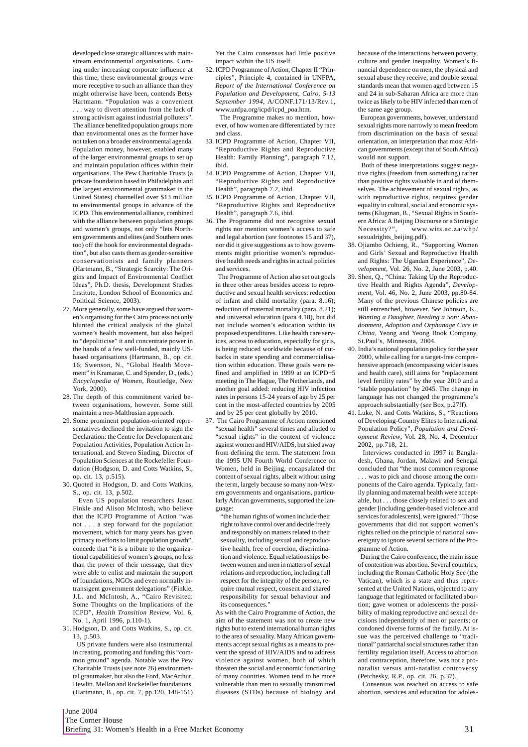developed close strategic alliances with mainstream environmental organisations. Coming under increasing corporate influence at this time, these environmental groups were more receptive to such an alliance than they might otherwise have been, contends Betsy Hartmann. "Population was a convenient . . . way to divert attention from the lack of strong activism against industrial polluters". The alliance benefited population groups more than environmental ones as the former have not taken on a broader environmental agenda. Population money, however, enabled many of the larger environmental groups to set up and maintain population offices within their organisations. The Pew Charitable Trusts (a private foundation based in Philadelphia and the largest environmental grantmaker in the United States) channelled over $13 million to environmental groups in advance of the ICPD. This environmental alliance, combined with the alliance between population groups and women's groups, not only "lets Northern governments and elites (and Southern ones too) off the hook for environmental degradation", but also casts them as gender-sensitive conservationists and family planners (Hartmann, B., "Strategic Scarcity: The Origins and Impact of Environmental Conflict Ideas", Ph.D. thesis, Development Studies Institute, London School of Economics and Political Science, 2003).

27. More generally, some have argued that women's organising for the Cairo process not only blunted the critical analysis of the global women's health movement, but also helped to "depoliticise" it and concentrate power in the hands of a few well-funded, mainly US-based organisations (Hartmann, B., op. cit. 16; Swenson, N., "Global Health Movement" *in* Kramarae, C. and Spender, D., (eds.) *Encyclopedia of Women*, Routledge, New York, 2000).

28. The depth of this commitment varied between organisations, however. Some still maintain a neo-Malthusian approach.

29. Some prominent population-oriented representatives declined the invitation to sign the Declaration: the Centre for Development and Population Activities, Population Action International, and Steven Sinding, Director of Population Sciences at the Rockefeller Foundation (Hodgson, D. and Cotts Watkins, S., op. cit. 13, p.515).

30. Quoted in Hodgson, D. and Cotts Watkins, S., op. cit. 13, p.502.

    Even US population researchers Jason Finkle and Alison McIntosh, who believe that the ICPD Programme of Action "was not . . . a step forward for the population movement, which for many years has given primacy to efforts to limit population growth", concede that "it is a tribute to the organizational capabilities of women's groups, no less than the power of their message, that they were able to enlist and maintain the support of foundations, NGOs and even normally intransigent government delegations" (Finkle, J.L. and McIntosh, A., "Cairo Revisited: Some Thoughts on the Implications of the ICPD", *Health Transition Review*, Vol. 6, No. 1, April 1996, p.110-1).

31. Hodgson, D. and Cotts Watkins, S., op. cit. 13, p.503.

    US private funders were also instrumental in creating, promoting and funding this "common ground" agenda. Notable was the Pew Charitable Trusts (*see* note 26) environmental grantmaker, but also the Ford, MacArthur, Hewlitt, Mellon and Rockefeller foundations. (Hartmann, B., op. cit. 7, pp.120, 148-151) Yet the Cairo consensus had little positive impact within the US itself.

32. ICPD Programme of Action, Chapter II "Principles", Principle 4, contained in UNFPA, *Report of the International Conference on Population and Development, Cairo, 5-13 September 1994*, A/CONF.171/13/Rev.1, www.unfpa.org/icpd/icpd_poa.htm.

    The Programme makes no mention, however, of how women are differentiated by race and class.

33. ICPD Programme of Action, Chapter VII, "Reproductive Rights and Reproductive Health: Family Planning", paragraph 7.12, ibid.

34. ICPD Programme of Action, Chapter VII, "Reproductive Rights and Reproductive Health", paragraph 7.2, ibid.

35. ICPD Programme of Action, Chapter VII, "Reproductive Rights and Reproductive Health", paragraph 7.6, ibid.

36. The Programme did not recognise sexual rights nor mention women's access to safe and legal abortion (*see* footnotes 15 and 37), nor did it give suggestions as to how governments might prioritise women's reproductive health needs and rights in actual policies and services.

    The Programme of Action also set out goals in three other areas besides access to reproductive and sexual health services: reduction of infant and child mortality (para. 8.16); reduction of maternal mortality (para. 8.21); and universal education (para 4.18), but did not include women's education within its proposed expenditures. Like health care services, access to education, especially for girls, is being reduced worldwide because of cutbacks in state spending and commercialisation within education. These goals were refined and amplified in 1999 at an ICPD+5 meeting in The Hague, The Netherlands, and another goal added: reducing HIV infection rates in persons 15-24 years of age by 25 per cent in the most-affected countries by 2005 and by 25 per cent globally by 2010.

37. The Cairo Programme of Action mentioned "sexual health" several times and alluded to "sexual rights" in the context of violence against women and HIV/AIDS, but shied away from defining the term. The statement from the 1995 UN Fourth World Conference on Women, held in Beijing, encapsulated the content of sexual rights, albeit without using the term, largely because so many non-Western governments and organisations, particularly African governments, supported the language:

    > "the human rights of women include their right to have control over and decide freely and responsibly on matters related to their sexuality, including sexual and reproductive health, free of coercion, discrimination and violence. Equal relationships between women and men in matters of sexual relations and reproduction, including full respect for the integrity of the person, require mutual respect, consent and shared responsibility for sexual behaviour and its consequences."

    As with the Cairo Programme of Action, the aim of the statement was not to create new rights but to extend international human rights to the area of sexuality. Many African governments accept sexual rights as a means to prevent the spread of HIV/AIDS and to address violence against women, both of which threaten the social and economic functioning of many countries. Women tend to be more vulnerable than men to sexually transmitted diseases (STDs) because of biology and because of the interactions between poverty, culture and gender inequality. Women's financial dependence on men, the physical and sexual abuse they receive, and double sexual standards mean that women aged between 15 and 24 in sub-Saharan Africa are more than twice as likely to be HIV infected than men of the same age group.

    European governments, however, understand sexual rights more narrowly to mean freedom from discrimination on the basis of sexual orientation, an interpretation that most African governments (except that of South Africa) would not support.

    Both of these interpretations suggest negative rights (freedom from something) rather than positive rights valuable in and of themselves. The achievement of sexual rights, as with reproductive rights, requires gender equality in cultural, social and economic systems (Klugman, B., "Sexual Rights in Southern Africa: A Beijing Discourse or a Strategic Necessity?", www.wits.ac.za/whp/sexualrights_beijing.pdf).

38. Ojiambo Ochieng, R., "Supporting Women and Girls' Sexual and Reproductive Health and Rights: The Ugandan Experience", *Development*, Vol. 26, No. 2, June 2003, p.40.

39. Shen, Q., "China: Taking Up the Reproductive Health and Rights Agenda", *Development*, Vol. 46, No. 2, June 2003, pp.80-84. Many of the previous Chinese policies are still entrenched, however. *See* Johnson, K., *Wanting a Daughter, Needing a Son: Abandonment, Adoption and Orphanage Care in China*, Yeong and Yeong Book Company, St.Paul's, Minnesota, 2004.

40. India's national population policy for the year 2000, while calling for a target-free comprehensive approach (encompassing wider issues and health care), still aims for "replacement level fertility rates" by the year 2010 and a "stable population" by 2045. The change in language has not changed the programme's approach substantially (*see* Box, p.27ff).

41. Luke, N. and Cotts Watkins, S., "Reactions of Developing-Country Elites to International Population Policy", *Population and Development Review*, Vol. 28, No. 4, December 2002, pp.718, 21.

    Interviews conducted in 1997 in Bangladesh, Ghana, Jordan, Malawi and Senegal concluded that "the most common response . . . was to pick and choose among the components of the Cairo agenda. Typically, family planning and maternal health were acceptable, but . . . those closely related to sex and gender [including gender-based violence and services for adolescents], were ignored." Those governments that did not support women's rights relied on the principle of national sovereignty to ignore several sections of the Programme of Action.

    During the Cairo conference, the main issue of contention was abortion. Several countries, including the Roman Catholic Holy See (the Vatican), which is a state and thus represented at the United Nations, objected to any language that legitimated or facilitated abortion; gave women or adolescents the possibility of making reproductive and sexual decisions independently of men or parents; or condoned diverse forms of the family. At issue was the perceived challenge to "traditional" patriarchal social structures rather than fertility regulation itself. Access to abortion and contraception, therefore, was not a pronatalist versus anti-natalist controversy (Petchesky, R.P., op. cit. 26, p.37).

    Consensus was reached on access to safe abortion, services and education for adoles-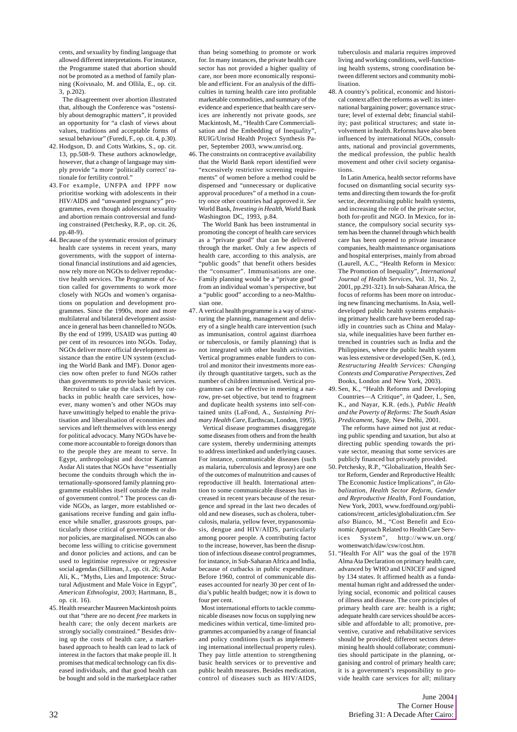cents, and sexuality by finding language that allowed different interpretations. For instance, the Programme stated that abortion should not be promoted as a method of family planning (Koivusalo, M. and Ollila, E., op. cit. 3, p.202).

The disagreement over abortion illustrated that, although the Conference was "ostensibly about demographic matters", it provided an opportunity for "a clash of views about values, traditions and acceptable forms of sexual behaviour" (Furedi, F., op. cit. 4, p.30).

42. Hodgson, D. and Cotts Watkins, S., op. cit. 13, pp.508-9. These authors acknowledge, however, that a change of language may simply provide "a more 'politically correct' rationale for fertility control."

43. For example, UNFPA and IPPF now prioritise working with adolescents in their HIV/AIDS and "unwanted pregnancy" programmes, even though adolescent sexuality and abortion remain controversial and funding constrained (Petchesky, R.P., op. cit. 26, pp.48-9).

44. Because of the systematic erosion of primary health care systems in recent years, many governments, with the support of international financial institutions and aid agencies, now rely more on NGOs to deliver reproductive health services. The Programme of Action called for governments to work more closely with NGOs and women's organisations on population and development programmes. Since the 1990s, more and more multilateral and bilateral development assistance in general has been channelled to NGOs. By the end of 1999, USAID was putting 40 per cent of its resources into NGOs. Today, NGOs deliver more official development assistance than the entire UN system (excluding the World Bank and IMF). Donor agencies now often prefer to fund NGOs rather than governments to provide basic services.

Recruited to take up the slack left by cutbacks in public health care services, however, many women's and other NGOs may have unwittingly helped to enable the privatisation and liberalisation of economies and services and left themselves with less energy for political advocacy. Many NGOs have become more accountable to foreign donors than to the people they are meant to serve. In Egypt, anthropologist and doctor Kamran Asdar Ali states that NGOs have "essentially become the conduits through which the internationally-sponsored family planning programme establishes itself outside the realm of government control." The process can divide NGOs, as larger, more established organisations receive funding and gain influence while smaller, grassroots groups, particularly those critical of government or donor policies, are marginalised. NGOs can also become less willing to criticise government and donor policies and actions, and can be used to legitimise repressive or regressive social agendas (Silliman, J., op. cit. 26; Asdar Ali, K., "Myths, Lies and Impotence: Structural Adjustment and Male Voice in Egypt", *American Ethnologist*, 2003; Hartmann, B., op. cit. 16).

45. Health researcher Maureen Mackintosh points out that "there are no decent *free* markets in health care; the only decent markets are strongly socially constrained." Besides driving up the costs of health care, a market-based approach to health can lead to lack of interest in the factors that make people ill. It promises that medical technology can fix diseased individuals, and that good health can be bought and sold in the marketplace rather than being something to promote or work for. In many instances, the private health care sector has not provided a higher quality of care, nor been more economically responsible and efficient. For an analysis of the difficulties in turning health care into profitable marketable commodities, and summary of the evidence and experience that health care services are inherently not private goods, *see* Mackintosh, M., "Health Care Commercialisation and the Embedding of Inequality", RUIG/Unrisd Health Project Synthesis Paper, September 2003, www.unrisd.org.

46. The constraints on contraceptive availability that the World Bank report identified were "excessively restrictive screening requirements" of women before a method could be dispensed and "unnecessary or duplicative approval procedures" of a method in a country once other countries had approved it. *See* World Bank, *Investing in Health*, World Bank Washington DC, 1993, p.84.

The World Bank has been instrumental in promoting the concept of health care services as a "private good" that can be delivered through the market. Only a few aspects of health care, according to this analysis, are "public goods" that benefit others besides the "consumer". Immunisations are one. Family planning would be a "private good" from an individual woman's perspective, but a "public good" according to a neo-Malthusian one.

47. A vertical health programme is a way of structuring the planning, management and delivery of a single health care intervention (such as immunisation, control against diarrhoea or tuberculosis, or family planning) that is not integrated with other health activities. Vertical programmes enable funders to control and monitor their investments more easily through quantitative targets, such as the number of children immunised. Vertical programmes can be effective in meeting a narrow, pre-set objective, but tend to fragment and duplicate health systems into self-contained units (LaFond, A., *Sustaining Primary Health Care*, Earthscan, London, 1995).

Vertical disease programmes disaggregate some diseases from others and from the health care system, thereby undermining attempts to address interlinked and underlying causes. For instance, communicable diseases (such as malaria, tuberculosis and leprosy) are one of the outcomes of malnutrition and causes of reproductive ill health. International attention to some communicable diseases has increased in recent years because of the resurgence and spread in the last two decades of old and new diseases, such as cholera, tuberculosis, malaria, yellow fever, trypanosomiasis, dengue and HIV/AIDS, particularly among poorer people. A contributing factor to the increase, however, has been the disruption of infectious disease control programmes, for instance, in Sub-Saharan Africa and India, because of cutbacks in public expenditure. Before 1960, control of communicable diseases accounted for nearly 30 per cent of India's public health budget; now it is down to four per cent.

Most international efforts to tackle communicable diseases now focus on supplying new medicines within vertical, time-limited programmes accompanied by a range of financial and policy conditions (such as implementing international intellectual property rules). They pay little attention to strengthening basic health services or to preventive and public health measures. Besides medication, control of diseases such as HIV/AIDS, tuberculosis and malaria requires improved living and working conditions, well-functioning health systems, strong coordination between different sectors and community mobilisation.

48. A country's political, economic and historical context affect the reforms as well: its international bargaining power; governance structure; level of external debt; financial stability; past political structures; and state involvement in health. Reforms have also been influenced by international NGOs, consultants, national and provincial governments, the medical profession, the public health movement and other civil society organisations.

In Latin America, health sector reforms have focused on dismantling social security systems and directing them towards the for-profit sector, decentralising public health systems, and increasing the role of the private sector, both for-profit and NGO. In Mexico, for instance, the compulsory social security system has been the channel through which health care has been opened to private insurance companies, health maintenance organisations and hospital enterprises, mainly from abroad (Laurell, A.C., "Health Reform in Mexico: The Promotion of Inequality", *International Journal of Health Services*, Vol. 31, No. 2, 2001, pp.291-321). In sub-Saharan Africa, the focus of reforms has been more on introducing new financing mechanisms. In Asia, well-developed public health systems emphasising primary health care have been eroded rapidly in countries such as China and Malaysia, while inequalities have been further entrenched in countries such as India and the Philippines, where the public health system was less extensive or developed (Sen, K. (ed.), *Restructuring Health Services: Changing Contexts and Comparative Perspectives*, Zed Books, London and New York, 2003).

49. Sen, K., "Health Reforms and Developing Countries—A Critique", *in* Qadeer, I., Sen, K., and Nayar, K.R. (eds.), *Public Health and the Poverty of Reforms: The South Asian Predicament*, Sage, New Delhi, 2001.

The reforms have aimed not just at reducing public spending and taxation, but also at directing public spending towards the private sector, meaning that some services are publicly financed but privately provided.

50. Petchesky, R.P., "Globalization, Health Sector Reform, Gender and Reproductive Health: The Economic Justice Implications", *in Globalization, Health Sector Reform, Gender and Reproductive Health*, Ford Foundation, New York, 2003, www.fordfound.org/publications/recent_articles/globalization.cfm. *See also* Bianco, M., "Cost Benefit and Economic Approach Related to Health Care Services System", http://www.un.org/womenwatch/daw/csw/cost.htm.

51. "Health For All" was the goal of the 1978 Alma Ata Declaration on primary health care, advanced by WHO and UNICEF and signed by 134 states. It affirmed health as a fundamental human right and addressed the underlying social, economic and political causes of illness and disease. The core principles of primary health care are: health is a right; adequate health care services should be accessible and affordable to all; promotive, preventive, curative and rehabilitative services should be provided; different sectors determining health should collaborate; communities should participate in the planning, organising and control of primary health care; it is a government's responsibility to provide health care services for all; military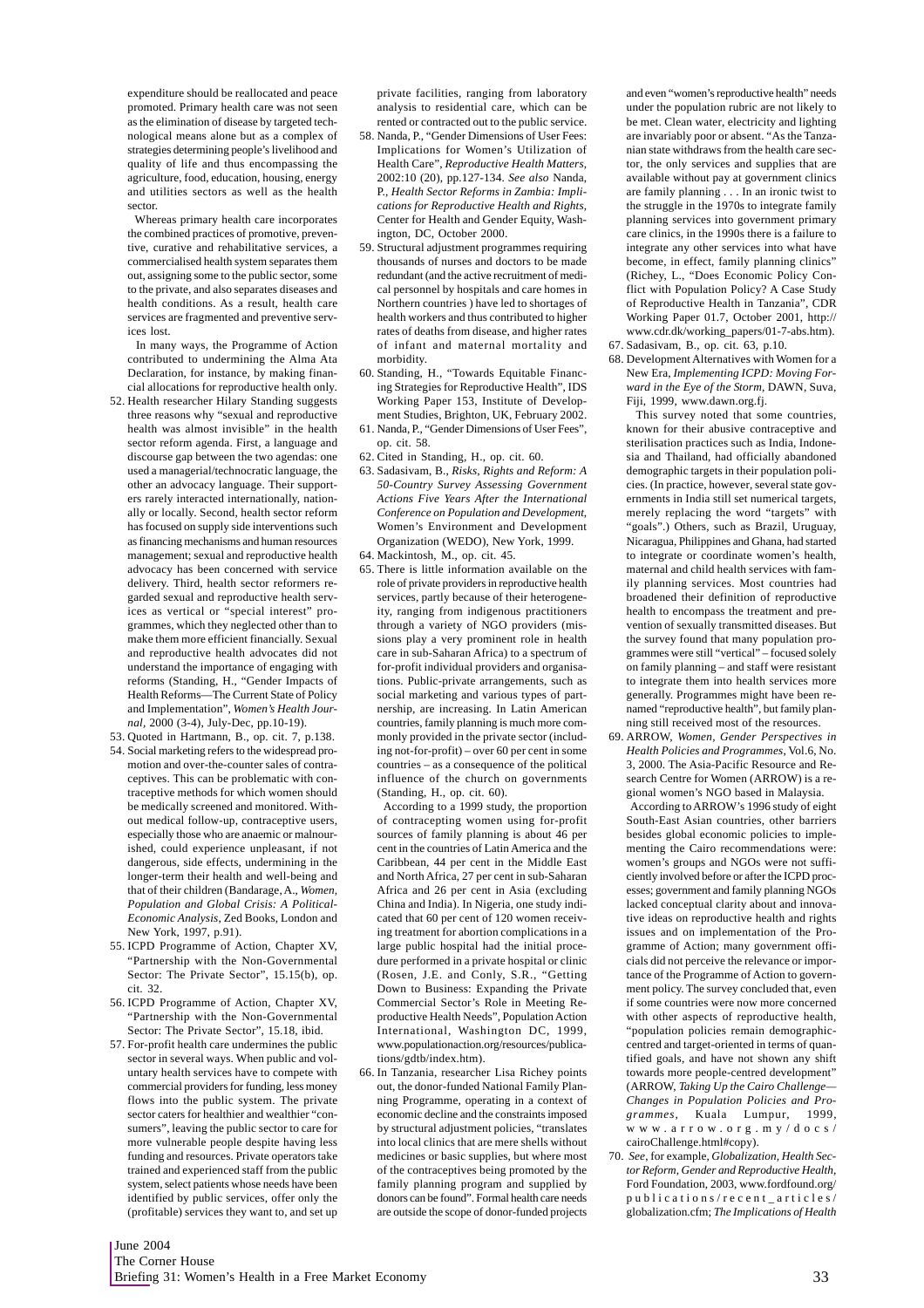expenditure should be reallocated and peace promoted. Primary health care was not seen as the elimination of disease by targeted technological means alone but as a complex of strategies determining people's livelihood and quality of life and thus encompassing the agriculture, food, education, housing, energy and utilities sectors as well as the health sector.

Whereas primary health care incorporates the combined practices of promotive, preventive, curative and rehabilitative services, a commercialised health system separates them out, assigning some to the public sector, some to the private, and also separates diseases and health conditions. As a result, health care services are fragmented and preventive services lost.

In many ways, the Programme of Action contributed to undermining the Alma Ata Declaration, for instance, by making financial allocations for reproductive health only.

52. Health researcher Hilary Standing suggests three reasons why "sexual and reproductive health was almost invisible" in the health sector reform agenda. First, a language and discourse gap between the two agendas: one used a managerial/technocratic language, the other an advocacy language. Their supporters rarely interacted internationally, nationally or locally. Second, health sector reform has focused on supply side interventions such as financing mechanisms and human resources management; sexual and reproductive health advocacy has been concerned with service delivery. Third, health sector reformers regarded sexual and reproductive health services as vertical or "special interest" programmes, which they neglected other than to make them more efficient financially. Sexual and reproductive health advocates did not understand the importance of engaging with reforms (Standing, H., "Gender Impacts of Health Reforms—The Current State of Policy and Implementation", *Women's Health Journal*, 2000 (3-4), July-Dec, pp.10-19).
53. Quoted in Hartmann, B., op. cit. 7, p.138.
54. Social marketing refers to the widespread promotion and over-the-counter sales of contraceptives. This can be problematic with contraceptive methods for which women should be medically screened and monitored. Without medical follow-up, contraceptive users, especially those who are anaemic or malnourished, could experience unpleasant, if not dangerous, side effects, undermining in the longer-term their health and well-being and that of their children (Bandarage, A., *Women, Population and Global Crisis: A Political-Economic Analysis*, Zed Books, London and New York, 1997, p.91).
55. ICPD Programme of Action, Chapter XV, "Partnership with the Non-Governmental Sector: The Private Sector", 15.15(b), op. cit. 32.
56. ICPD Programme of Action, Chapter XV, "Partnership with the Non-Governmental Sector: The Private Sector", 15.18, ibid.
57. For-profit health care undermines the public sector in several ways. When public and voluntary health services have to compete with commercial providers for funding, less money flows into the public system. The private sector caters for healthier and wealthier "consumers", leaving the public sector to care for more vulnerable people despite having less funding and resources. Private operators take trained and experienced staff from the public system, select patients whose needs have been identified by public services, offer only the (profitable) services they want to, and set up private facilities, ranging from laboratory analysis to residential care, which can be rented or contracted out to the public service.
58. Nanda, P., "Gender Dimensions of User Fees: Implications for Women's Utilization of Health Care", *Reproductive Health Matters*, 2002:10 (20), pp.127-134. *See also* Nanda, P., *Health Sector Reforms in Zambia: Implications for Reproductive Health and Rights*, Center for Health and Gender Equity, Washington, DC, October 2000.
59. Structural adjustment programmes requiring thousands of nurses and doctors to be made redundant (and the active recruitment of medical personnel by hospitals and care homes in Northern countries ) have led to shortages of health workers and thus contributed to higher rates of deaths from disease, and higher rates of infant and maternal mortality and morbidity.
60. Standing, H., "Towards Equitable Financing Strategies for Reproductive Health", IDS Working Paper 153, Institute of Development Studies, Brighton, UK, February 2002.
61. Nanda, P., "Gender Dimensions of User Fees", op. cit. 58.
62. Cited in Standing, H., op. cit. 60.
63. Sadasivam, B., *Risks, Rights and Reform: A 50-Country Survey Assessing Government Actions Five Years After the International Conference on Population and Development*, Women's Environment and Development Organization (WEDO), New York, 1999.
64. Mackintosh, M., op. cit. 45.
65. There is little information available on the role of private providers in reproductive health services, partly because of their heterogeneity, ranging from indigenous practitioners through a variety of NGO providers (missions play a very prominent role in health care in sub-Saharan Africa) to a spectrum of for-profit individual providers and organisations. Public-private arrangements, such as social marketing and various types of partnership, are increasing. In Latin American countries, family planning is much more commonly provided in the private sector (including not-for-profit) – over 60 per cent in some countries – as a consequence of the political influence of the church on governments (Standing, H., op. cit. 60).

    According to a 1999 study, the proportion of contracepting women using for-profit sources of family planning is about 46 per cent in the countries of Latin America and the Caribbean, 44 per cent in the Middle East and North Africa, 27 per cent in sub-Saharan Africa and 26 per cent in Asia (excluding China and India). In Nigeria, one study indicated that 60 per cent of 120 women receiving treatment for abortion complications in a large public hospital had the initial procedure performed in a private hospital or clinic (Rosen, J.E. and Conly, S.R., "Getting Down to Business: Expanding the Private Commercial Sector's Role in Meeting Reproductive Health Needs", Population Action International, Washington DC, 1999, www.populationaction.org/resources/publications/gdtb/index.htm).
66. In Tanzania, researcher Lisa Richey points out, the donor-funded National Family Planning Programme, operating in a context of economic decline and the constraints imposed by structural adjustment policies, "translates into local clinics that are mere shells without medicines or basic supplies, but where most of the contraceptives being promoted by the family planning program and supplied by donors can be found". Formal health care needs are outside the scope of donor-funded projects and even "women's reproductive health" needs under the population rubric are not likely to be met. Clean water, electricity and lighting are invariably poor or absent. "As the Tanzanian state withdraws from the health care sector, the only services and supplies that are available without pay at government clinics are family planning . . . In an ironic twist to the struggle in the 1970s to integrate family planning services into government primary care clinics, in the 1990s there is a failure to integrate any other services into what have become, in effect, family planning clinics" (Richey, L., "Does Economic Policy Conflict with Population Policy? A Case Study of Reproductive Health in Tanzania", CDR Working Paper 01.7, October 2001, http://www.cdr.dk/working_papers/01-7-abs.htm).
67. Sadasivam, B., op. cit. 63, p.10.
68. Development Alternatives with Women for a New Era, *Implementing ICPD: Moving Forward in the Eye of the Storm*, DAWN, Suva, Fiji, 1999, www.dawn.org.fj.

    This survey noted that some countries, known for their abusive contraceptive and sterilisation practices such as India, Indonesia and Thailand, had officially abandoned demographic targets in their population policies. (In practice, however, several state governments in India still set numerical targets, merely replacing the word "targets" with "goals".) Others, such as Brazil, Uruguay, Nicaragua, Philippines and Ghana, had started to integrate or coordinate women's health, maternal and child health services with family planning services. Most countries had broadened their definition of reproductive health to encompass the treatment and prevention of sexually transmitted diseases. But the survey found that many population programmes were still "vertical" – focused solely on family planning – and staff were resistant to integrate them into health services more generally. Programmes might have been renamed "reproductive health", but family planning still received most of the resources.
69. ARROW, *Women, Gender Perspectives in Health Policies and Programmes*, Vol.6, No. 3, 2000. The Asia-Pacific Resource and Research Centre for Women (ARROW) is a regional women's NGO based in Malaysia.

    According to ARROW's 1996 study of eight South-East Asian countries, other barriers besides global economic policies to implementing the Cairo recommendations were: women's groups and NGOs were not sufficiently involved before or after the ICPD processes; government and family planning NGOs lacked conceptual clarity about and innovative ideas on reproductive health and rights issues and on implementation of the Programme of Action; many government officials did not perceive the relevance or importance of the Programme of Action to government policy. The survey concluded that, even if some countries were now more concerned with other aspects of reproductive health, "population policies remain demographic-centred and target-oriented in terms of quantified goals, and have not shown any shift towards more people-centred development" (ARROW, *Taking Up the Cairo Challenge—Changes in Population Policies and Programmes*, Kuala Lumpur, 1999, www.arrow.org.my/docs/cairoChallenge.html#copy).
70. *See*, for example, *Globalization, Health Sector Reform, Gender and Reproductive Health*, Ford Foundation, 2003, www.fordfound.org/publications/recent_articles/globalization.cfm; *The Implications of Health*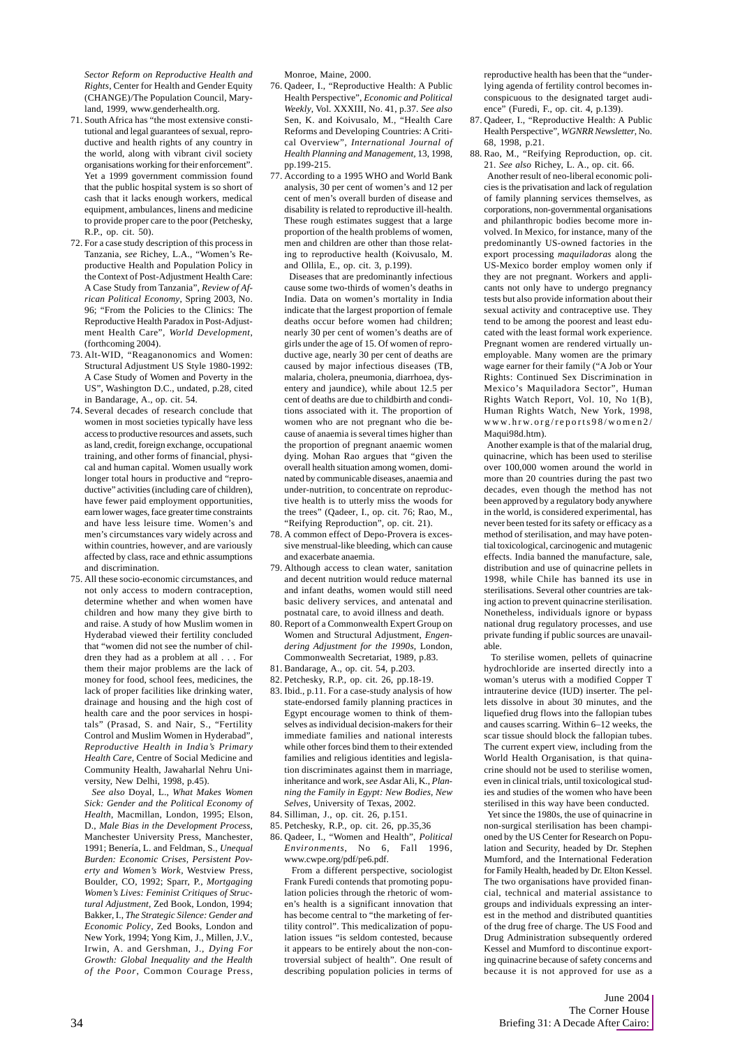*Sector Reform on Reproductive Health and Rights*, Center for Health and Gender Equity (CHANGE)/The Population Council, Maryland, 1999, www.genderhealth.org.

71. South Africa has "the most extensive constitutional and legal guarantees of sexual, reproductive and health rights of any country in the world, along with vibrant civil society organisations working for their enforcement". Yet a 1999 government commission found that the public hospital system is so short of cash that it lacks enough workers, medical equipment, ambulances, linens and medicine to provide proper care to the poor (Petchesky, R.P., op. cit. 50).

72. For a case study description of this process in Tanzania, *see* Richey, L.A., "Women's Reproductive Health and Population Policy in the Context of Post-Adjustment Health Care: A Case Study from Tanzania", *Review of African Political Economy*, Spring 2003, No. 96; "From the Policies to the Clinics: The Reproductive Health Paradox in Post-Adjustment Health Care", *World Development*, (forthcoming 2004).

73. Alt-WID, "Reaganonomics and Women: Structural Adjustment US Style 1980-1992: A Case Study of Women and Poverty in the US", Washington D.C., undated, p.28, cited in Bandarage, A., op. cit. 54.

74. Several decades of research conclude that women in most societies typically have less access to productive resources and assets, such as land, credit, foreign exchange, occupational training, and other forms of financial, physical and human capital. Women usually work longer total hours in productive and "reproductive" activities (including care of children), have fewer paid employment opportunities, earn lower wages, face greater time constraints and have less leisure time. Women's and men's circumstances vary widely across and within countries, however, and are variously affected by class, race and ethnic assumptions and discrimination.

75. All these socio-economic circumstances, and not only access to modern contraception, determine whether and when women have children and how many they give birth to and raise. A study of how Muslim women in Hyderabad viewed their fertility concluded that "women did not see the number of children they had as a problem at all . . . For them their major problems are the lack of money for food, school fees, medicines, the lack of proper facilities like drinking water, drainage and housing and the high cost of health care and the poor services in hospitals" (Prasad, S. and Nair, S., "Fertility Control and Muslim Women in Hyderabad", *Reproductive Health in India's Primary Health Care*, Centre of Social Medicine and Community Health, Jawaharlal Nehru University, New Delhi, 1998, p.45).

   *See also* Doyal, L., *What Makes Women Sick: Gender and the Political Economy of Health*, Macmillan, London, 1995; Elson, D., *Male Bias in the Development Process*, Manchester University Press, Manchester, 1991; Benería, L. and Feldman, S., *Unequal Burden: Economic Crises, Persistent Poverty and Women's Work*, Westview Press, Boulder, CO, 1992; Sparr, P., *Mortgaging Women's Lives: Feminist Critiques of Structural Adjustment*, Zed Book, London, 1994; Bakker, I., *The Strategic Silence: Gender and Economic Policy*, Zed Books, London and New York, 1994; Yong Kim, J., Millen, J.V., Irwin, A. and Gershman, J., *Dying For Growth: Global Inequality and the Health of the Poor*, Common Courage Press, Monroe, Maine, 2000.

76. Qadeer, I., "Reproductive Health: A Public Health Perspective", *Economic and Political Weekly*, Vol. XXXIII, No. 41, p.37. *See also* Sen, K. and Koivusalo, M., "Health Care Reforms and Developing Countries: A Critical Overview", *International Journal of Health Planning and Management*, 13, 1998, pp.199-215.

77. According to a 1995 WHO and World Bank analysis, 30 per cent of women's and 12 per cent of men's overall burden of disease and disability is related to reproductive ill-health. These rough estimates suggest that a large proportion of the health problems of women, men and children are other than those relating to reproductive health (Koivusalo, M. and Ollila, E., op. cit. 3, p.199).

   Diseases that are predominantly infectious cause some two-thirds of women's deaths in India. Data on women's mortality in India indicate that the largest proportion of female deaths occur before women had children; nearly 30 per cent of women's deaths are of girls under the age of 15. Of women of reproductive age, nearly 30 per cent of deaths are caused by major infectious diseases (TB, malaria, cholera, pneumonia, diarrhoea, dysentery and jaundice), while about 12.5 per cent of deaths are due to childbirth and conditions associated with it. The proportion of women who are not pregnant who die because of anaemia is several times higher than the proportion of pregnant anaemic women dying. Mohan Rao argues that "given the overall health situation among women, dominated by communicable diseases, anaemia and under-nutrition, to concentrate on reproductive health is to utterly miss the woods for the trees" (Qadeer, I., op. cit. 76; Rao, M., "Reifying Reproduction", op. cit. 21).

78. A common effect of Depo-Provera is excessive menstrual-like bleeding, which can cause and exacerbate anaemia.

79. Although access to clean water, sanitation and decent nutrition would reduce maternal and infant deaths, women would still need basic delivery services, and antenatal and postnatal care, to avoid illness and death.

80. Report of a Commonwealth Expert Group on Women and Structural Adjustment, *Engendering Adjustment for the 1990s*, London, Commonwealth Secretariat, 1989, p.83.

81. Bandarage, A., op. cit. 54, p.203.

82. Petchesky, R.P., op. cit. 26, pp.18-19.

83. Ibid., p.11. For a case-study analysis of how state-endorsed family planning practices in Egypt encourage women to think of themselves as individual decision-makers for their immediate families and national interests while other forces bind them to their extended families and religious identities and legislation discriminates against them in marriage, inheritance and work, *see* Asdar Ali, K., *Planning the Family in Egypt: New Bodies, New Selves*, University of Texas, 2002.

84. Silliman, J., op. cit. 26, p.151.

85. Petchesky, R.P., op. cit. 26, pp.35,36

86. Qadeer, I., "Women and Health", *Political Environments*, No 6, Fall 1996, www.cwpe.org/pdf/pe6.pdf.

   From a different perspective, sociologist Frank Furedi contends that promoting population policies through the rhetoric of women's health is a significant innovation that has become central to "the marketing of fertility control". This medicalization of population issues "is seldom contested, because it appears to be entirely about the non-controversial subject of health". One result of describing population policies in terms of reproductive health has been that the "underlying agenda of fertility control becomes inconspicuous to the designated target audience" (Furedi, F., op. cit. 4, p.139).

87. Qadeer, I., "Reproductive Health: A Public Health Perspective", *WGNRR Newsletter*, No. 68, 1998, p.21.

88. Rao, M., "Reifying Reproduction, op. cit. 21. *See also* Richey, L. A., op. cit. 66.

   Another result of neo-liberal economic policies is the privatisation and lack of regulation of family planning services themselves, as corporations, non-governmental organisations and philanthropic bodies become more involved. In Mexico, for instance, many of the predominantly US-owned factories in the export processing *maquiladoras* along the US-Mexico border employ women only if they are not pregnant. Workers and applicants not only have to undergo pregnancy tests but also provide information about their sexual activity and contraceptive use. They tend to be among the poorest and least educated with the least formal work experience. Pregnant women are rendered virtually unemployable. Many women are the primary wage earner for their family ("A Job or Your Rights: Continued Sex Discrimination in Mexico's Maquiladora Sector", Human Rights Watch Report, Vol. 10, No 1(B), Human Rights Watch, New York, 1998, www.hrw.org/reports98/women2/Maqui98d.htm).

   Another example is that of the malarial drug, quinacrine, which has been used to sterilise over 100,000 women around the world in more than 20 countries during the past two decades, even though the method has not been approved by a regulatory body anywhere in the world, is considered experimental, has never been tested for its safety or efficacy as a method of sterilisation, and may have potential toxicological, carcinogenic and mutagenic effects. India banned the manufacture, sale, distribution and use of quinacrine pellets in 1998, while Chile has banned its use in sterilisations. Several other countries are taking action to prevent quinacrine sterilisation. Nonetheless, individuals ignore or bypass national drug regulatory processes, and use private funding if public sources are unavailable.

   To sterilise women, pellets of quinacrine hydrochloride are inserted directly into a woman's uterus with a modified Copper T intrauterine device (IUD) inserter. The pellets dissolve in about 30 minutes, and the liquefied drug flows into the fallopian tubes and causes scarring. Within 6–12 weeks, the scar tissue should block the fallopian tubes. The current expert view, including from the World Health Organisation, is that quinacrine should not be used to sterilise women, even in clinical trials, until toxicological studies and studies of the women who have been sterilised in this way have been conducted.

   Yet since the 1980s, the use of quinacrine in non-surgical sterilisation has been championed by the US Center for Research on Population and Security, headed by Dr. Stephen Mumford, and the International Federation for Family Health, headed by Dr. Elton Kessel. The two organisations have provided financial, technical and material assistance to groups and individuals expressing an interest in the method and distributed quantities of the drug free of charge. The US Food and Drug Administration subsequently ordered Kessel and Mumford to discontinue exporting quinacrine because of safety concerns and because it is not approved for use as a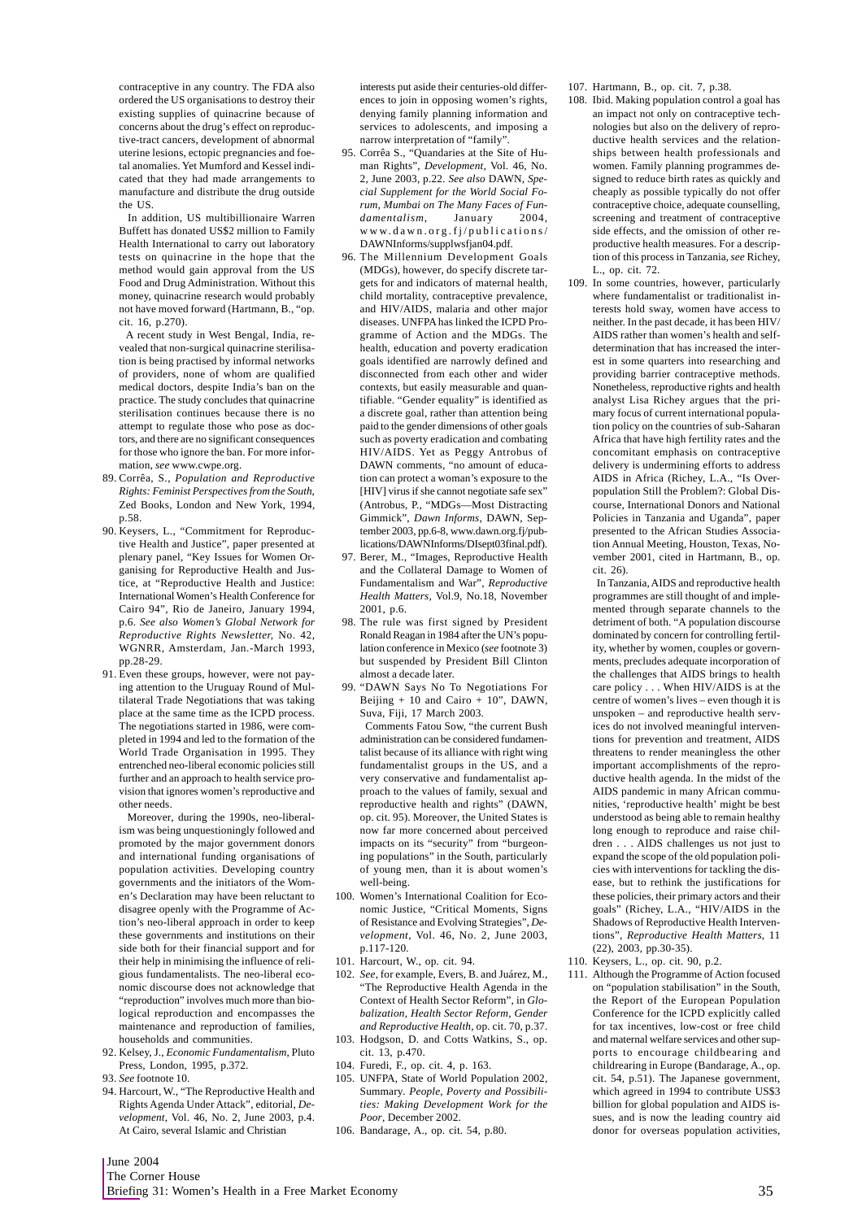contraceptive in any country. The FDA also ordered the US organisations to destroy their existing supplies of quinacrine because of concerns about the drug's effect on reproductive-tract cancers, development of abnormal uterine lesions, ectopic pregnancies and foetal anomalies. Yet Mumford and Kessel indicated that they had made arrangements to manufacture and distribute the drug outside the US.

In addition, US multibillionaire Warren Buffett has donated US$2 million to Family Health International to carry out laboratory tests on quinacrine in the hope that the method would gain approval from the US Food and Drug Administration. Without this money, quinacrine research would probably not have moved forward (Hartmann, B., "op. cit. 16, p.270).

A recent study in West Bengal, India, revealed that non-surgical quinacrine sterilisation is being practised by informal networks of providers, none of whom are qualified medical doctors, despite India's ban on the practice. The study concludes that quinacrine sterilisation continues because there is no attempt to regulate those who pose as doctors, and there are no significant consequences for those who ignore the ban. For more information, *see* www.cwpe.org.

89. Corrêa, S., *Population and Reproductive Rights: Feminist Perspectives from the South*, Zed Books, London and New York, 1994, p.58.
90. Keysers, L., "Commitment for Reproductive Health and Justice", paper presented at plenary panel, "Key Issues for Women Organising for Reproductive Health and Justice, at "Reproductive Health and Justice: International Women's Health Conference for Cairo 94", Rio de Janeiro, January 1994, p.6. *See also Women's Global Network for Reproductive Rights Newsletter*, No. 42, WGNRR, Amsterdam, Jan.-March 1993, pp.28-29.
91. Even these groups, however, were not paying attention to the Uruguay Round of Multilateral Trade Negotiations that was taking place at the same time as the ICPD process. The negotiations started in 1986, were completed in 1994 and led to the formation of the World Trade Organisation in 1995. They entrenched neo-liberal economic policies still further and an approach to health service provision that ignores women's reproductive and other needs.

    Moreover, during the 1990s, neo-liberalism was being unquestioningly followed and promoted by the major government donors and international funding organisations of population activities. Developing country governments and the initiators of the Women's Declaration may have been reluctant to disagree openly with the Programme of Action's neo-liberal approach in order to keep these governments and institutions on their side both for their financial support and for their help in minimising the influence of religious fundamentalists. The neo-liberal economic discourse does not acknowledge that "reproduction" involves much more than biological reproduction and encompasses the maintenance and reproduction of families, households and communities.
92. Kelsey, J., *Economic Fundamentalism*, Pluto Press, London, 1995, p.372.
93. *See* footnote 10.
94. Harcourt, W., "The Reproductive Health and Rights Agenda Under Attack", editorial, *Development*, Vol. 46, No. 2, June 2003, p.4. At Cairo, several Islamic and Christian interests put aside their centuries-old differences to join in opposing women's rights, denying family planning information and services to adolescents, and imposing a narrow interpretation of "family".
95. Corrêa S., "Quandaries at the Site of Human Rights", *Development*, Vol. 46, No. 2, June 2003, p.22. *See also* DAWN, *Special Supplement for the World Social Forum, Mumbai on The Many Faces of Fundamentalism*, January 2004, www.dawn.org.fj/publications/DAWNInforms/supplwsfjan04.pdf.
96. The Millennium Development Goals (MDGs), however, do specify discrete targets for and indicators of maternal health, child mortality, contraceptive prevalence, and HIV/AIDS, malaria and other major diseases. UNFPA has linked the ICPD Programme of Action and the MDGs. The health, education and poverty eradication goals identified are narrowly defined and disconnected from each other and wider contexts, but easily measurable and quantifiable. "Gender equality" is identified as a discrete goal, rather than attention being paid to the gender dimensions of other goals such as poverty eradication and combating HIV/AIDS. Yet as Peggy Antrobus of DAWN comments, "no amount of education can protect a woman's exposure to the [HIV] virus if she cannot negotiate safe sex" (Antrobus, P., "MDGs—Most Distracting Gimmick", *Dawn Informs*, DAWN, September 2003, pp.6-8, www.dawn.org.fj/publications/DAWNInforms/DIsept03final.pdf).
97. Berer, M., "Images, Reproductive Health and the Collateral Damage to Women of Fundamentalism and War", *Reproductive Health Matters*, Vol.9, No.18, November 2001, p.6.
98. The rule was first signed by President Ronald Reagan in 1984 after the UN's population conference in Mexico (*see* footnote 3) but suspended by President Bill Clinton almost a decade later.
99. "DAWN Says No To Negotiations For Beijing + 10 and Cairo + 10", DAWN, Suva, Fiji, 17 March 2003.

    Comments Fatou Sow, "the current Bush administration can be considered fundamentalist because of its alliance with right wing fundamentalist groups in the US, and a very conservative and fundamentalist approach to the values of family, sexual and reproductive health and rights" (DAWN, op. cit. 95). Moreover, the United States is now far more concerned about perceived impacts on its "security" from "burgeoning populations" in the South, particularly of young men, than it is about women's well-being.
100. Women's International Coalition for Economic Justice, "Critical Moments, Signs of Resistance and Evolving Strategies", *Development*, Vol. 46, No. 2, June 2003, p.117-120.
101. Harcourt, W., op. cit. 94.
102. *See*, for example, Evers, B. and Juárez, M., "The Reproductive Health Agenda in the Context of Health Sector Reform", in *Globalization, Health Sector Reform, Gender and Reproductive Health*, op. cit. 70, p.37.
103. Hodgson, D. and Cotts Watkins, S., op. cit. 13, p.470.
104. Furedi, F., op. cit. 4, p. 163.
105. UNFPA, State of World Population 2002, Summary. *People, Poverty and Possibilities: Making Development Work for the Poor*, December 2002.
106. Bandarage, A., op. cit. 54, p.80.
107. Hartmann, B., op. cit. 7, p.38.
108. Ibid. Making population control a goal has an impact not only on contraceptive technologies but also on the delivery of reproductive health services and the relationships between health professionals and women. Family planning programmes designed to reduce birth rates as quickly and cheaply as possible typically do not offer contraceptive choice, adequate counselling, screening and treatment of contraceptive side effects, and the omission of other reproductive health measures. For a description of this process in Tanzania, *see* Richey, L., op. cit. 72.
109. In some countries, however, particularly where fundamentalist or traditionalist interests hold sway, women have access to neither. In the past decade, it has been HIV/AIDS rather than women's health and self-determination that has increased the interest in some quarters into researching and providing barrier contraceptive methods. Nonetheless, reproductive rights and health analyst Lisa Richey argues that the primary focus of current international population policy on the countries of sub-Saharan Africa that have high fertility rates and the concomitant emphasis on contraceptive delivery is undermining efforts to address AIDS in Africa (Richey, L.A., "Is Overpopulation Still the Problem?: Global Discourse, International Donors and National Policies in Tanzania and Uganda", paper presented to the African Studies Association Annual Meeting, Houston, Texas, November 2001, cited in Hartmann, B., op. cit. 26).

     In Tanzania, AIDS and reproductive health programmes are still thought of and implemented through separate channels to the detriment of both. "A population discourse dominated by concern for controlling fertility, whether by women, couples or governments, precludes adequate incorporation of the challenges that AIDS brings to health care policy . . . When HIV/AIDS is at the centre of women's lives – even though it is unspoken – and reproductive health services do not involved meaningful interventions for prevention and treatment, AIDS threatens to render meaningless the other important accomplishments of the reproductive health agenda. In the midst of the AIDS pandemic in many African communities, 'reproductive health' might be best understood as being able to remain healthy long enough to reproduce and raise children . . . AIDS challenges us not just to expand the scope of the old population policies with interventions for tackling the disease, but to rethink the justifications for these policies, their primary actors and their goals" (Richey, L.A., "HIV/AIDS in the Shadows of Reproductive Health Interventions", *Reproductive Health Matters*, 11 (22), 2003, pp.30-35).
110. Keysers, L., op. cit. 90, p.2.
111. Although the Programme of Action focused on "population stabilisation" in the South, the Report of the European Population Conference for the ICPD explicitly called for tax incentives, low-cost or free child and maternal welfare services and other supports to encourage childbearing and childrearing in Europe (Bandarage, A., op. cit. 54, p.51). The Japanese government, which agreed in 1994 to contribute US$3 billion for global population and AIDS issues, and is now the leading country aid donor for overseas population activities,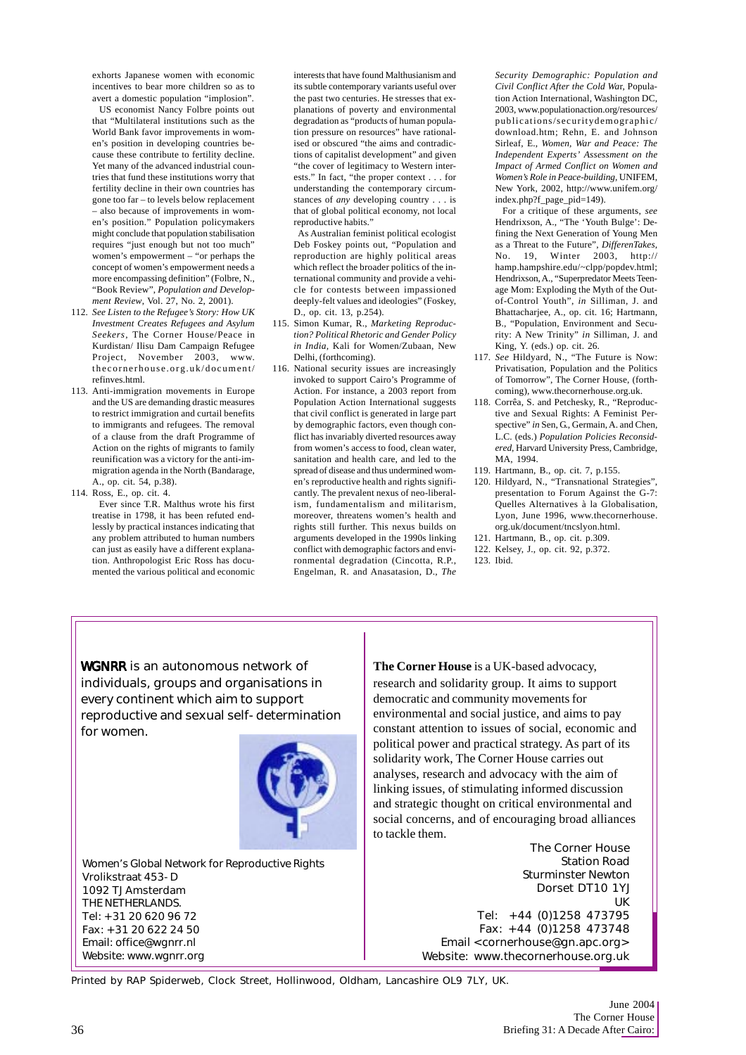exhorts Japanese women with economic incentives to bear more children so as to avert a domestic population "implosion".

US economist Nancy Folbre points out that "Multilateral institutions such as the World Bank favor improvements in women's position in developing countries because these contribute to fertility decline. Yet many of the advanced industrial countries that fund these institutions worry that fertility decline in their own countries has gone too far – to levels below replacement – also because of improvements in women's position." Population policymakers might conclude that population stabilisation requires "just enough but not too much" women's empowerment – "or perhaps the concept of women's empowerment needs a more encompassing definition" (Folbre, N., "Book Review", *Population and Development Review*, Vol. 27, No. 2, 2001).

112. *See Listen to the Refugee's Story: How UK Investment Creates Refugees and Asylum Seekers*, The Corner House/Peace in Kurdistan/ Ilisu Dam Campaign Refugee Project, November 2003, www.thecornerhouse.org.uk/document/refinves.html.
113. Anti-immigration movements in Europe and the US are demanding drastic measures to restrict immigration and curtail benefits to immigrants and refugees. The removal of a clause from the draft Programme of Action on the rights of migrants to family reunification was a victory for the anti-immigration agenda in the North (Bandarage, A., op. cit. 54, p.38).
114. Ross, E., op. cit. 4.

    Ever since T.R. Malthus wrote his first treatise in 1798, it has been refuted endlessly by practical instances indicating that any problem attributed to human numbers can just as easily have a different explanation. Anthropologist Eric Ross has documented the various political and economic interests that have found Malthusianism and its subtle contemporary variants useful over the past two centuries. He stresses that explanations of poverty and environmental degradation as "products of human population pressure on resources" have rationalised or obscured "the aims and contradictions of capitalist development" and given "the cover of legitimacy to Western interests." In fact, "the proper context . . . for understanding the contemporary circumstances of *any* developing country . . . is that of global political economy, not local reproductive habits."

    As Australian feminist political ecologist Deb Foskey points out, "Population and reproduction are highly political areas which reflect the broader politics of the international community and provide a vehicle for contests between impassioned deeply-felt values and ideologies" (Foskey, D., op. cit. 13, p.254).
115. Simon Kumar, R., *Marketing Reproduction? Political Rhetoric and Gender Policy in India*, Kali for Women/Zubaan, New Delhi, (forthcoming).
116. National security issues are increasingly invoked to support Cairo's Programme of Action. For instance, a 2003 report from Population Action International suggests that civil conflict is generated in large part by demographic factors, even though conflict has invariably diverted resources away from women's access to food, clean water, sanitation and health care, and led to the spread of disease and thus undermined women's reproductive health and rights significantly. The prevalent nexus of neo-liberalism, fundamentalism and militarism, moreover, threatens women's health and rights still further. This nexus builds on arguments developed in the 1990s linking conflict with demographic factors and environmental degradation (Cincotta, R.P., Engelman, R. and Anasatasion, D., *The Security Demographic: Population and Civil Conflict After the Cold War*, Population Action International, Washington DC, 2003, www.populationaction.org/resources/publications/securitydemographic/download.htm; Rehn, E. and Johnson Sirleaf, E., *Women, War and Peace: The Independent Experts' Assessment on the Impact of Armed Conflict on Women and Women's Role in Peace-building*, UNIFEM, New York, 2002, http://www.unifem.org/index.php?f_page_pid=149).

    For a critique of these arguments, *see* Hendrixson, A., "The 'Youth Bulge': Defining the Next Generation of Young Men as a Threat to the Future", *DifferenTakes*, No. 19, Winter 2003, http://hamp.hampshire.edu/~clpp/popdev.html; Hendrixson, A., "Superpredator Meets Teenage Mom: Exploding the Myth of the Out-of-Control Youth", *in* Silliman, J. and Bhattacharjee, A., op. cit. 16; Hartmann, B., "Population, Environment and Security: A New Trinity" *in* Silliman, J. and King, Y. (eds.) op. cit. 26.
117. *See* Hildyard, N., "The Future is Now: Privatisation, Population and the Politics of Tomorrow", The Corner House, (forthcoming), www.thecornerhouse.org.uk.
118. Corrêa, S. and Petchesky, R., "Reproductive and Sexual Rights: A Feminist Perspective" *in* Sen, G., Germain, A. and Chen, L.C. (eds.) *Population Policies Reconsidered*, Harvard University Press, Cambridge, MA, 1994.
119. Hartmann, B., op. cit. 7, p.155.
120. Hildyard, N., "Transnational Strategies", presentation to Forum Against the G-7: Quelles Alternatives à la Globalisation, Lyon, June 1996, www.thecornerhouse.org.uk/document/tncslyon.html.
121. Hartmann, B., op. cit. p.309.
122. Kelsey, J., op. cit. 92, p.372.
123. Ibid.

**WGNRR** is an autonomous network of individuals, groups and organisations in every continent which aim to support reproductive and sexual self-determination for women.

Women's Global Network for Reproductive Rights
Vrolikstraat 453-D
1092 TJ Amsterdam
THE NETHERLANDS.
Tel: +31 20 620 96 72
Fax: +31 20 622 24 50
Email: office@wgnrr.nl
Website: www.wgnrr.org

**The Corner House** is a UK-based advocacy, research and solidarity group. It aims to support democratic and community movements for environmental and social justice, and aims to pay constant attention to issues of social, economic and political power and practical strategy. As part of its solidarity work, The Corner House carries out analyses, research and advocacy with the aim of linking issues, of stimulating informed discussion and strategic thought on critical environmental and social concerns, and of encouraging broad alliances to tackle them.

The Corner House
Station Road
Sturminster Newton
Dorset DT10 1YJ
UK
Tel: +44 (0)1258 473795
Fax: +44 (0)1258 473748
Email <cornerhouse@gn.apc.org>
Website: www.thecornerhouse.org.uk

Printed by RAP Spiderweb, Clock Street, Hollinwood, Oldham, Lancashire OL9 7LY, UK.